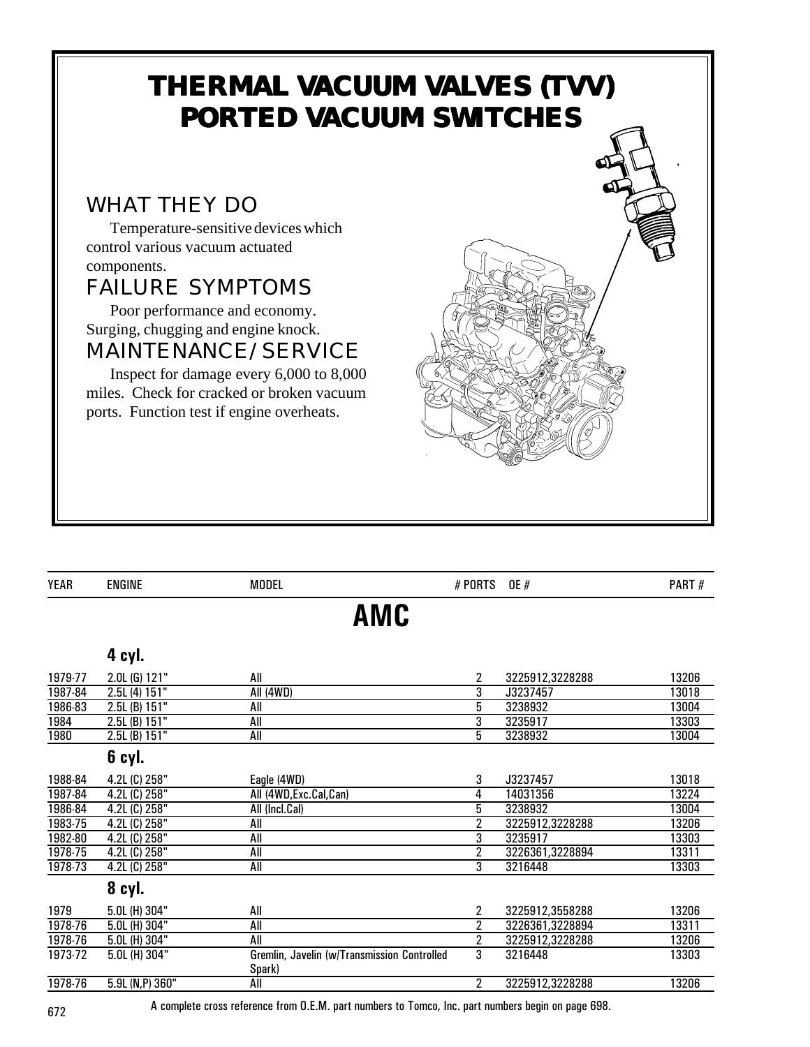# THERMAL VACUUM VALVES (TVV) PORTED VACUUM SWITCHES

## WHAT THEY DO

Temperature-sensitive devices which control various vacuum actuated components.

## FAILURE SYMPTOMS

Poor performance and economy. Surging, chugging and engine knock.

## MAINTENANCE/SERVICE

Inspect for damage every 6,000 to 8,000 miles. Check for cracked or broken vacuum ports. Function test if engine overheats.

| YEAR | ENGINE | MODEL | # PORTS | OE # | PART # |
|---|---|---|---|---|---|
| | | **AMC** | | | |
| | **4 cyl.** | | | | |
| 1979-77 | 2.0L (G) 121" | All | 2 | 3225912,3228288 | 13206 |
| 1987-84 | 2.5L (4) 151" | All (4WD) | 3 | J3237457 | 13018 |
| 1986-83 | 2.5L (B) 151" | All | 5 | 3238932 | 13004 |
| 1984 | 2.5L (B) 151" | All | 3 | 3235917 | 13303 |
| 1980 | 2.5L (B) 151" | All | 5 | 3238932 | 13004 |
| | **6 cyl.** | | | | |
| 1988-84 | 4.2L (C) 258" | Eagle (4WD) | 3 | J3237457 | 13018 |
| 1987-84 | 4.2L (C) 258" | All (4WD,Exc.Cal,Can) | 4 | 14031356 | 13224 |
| 1986-84 | 4.2L (C) 258" | All (Incl.Cal) | 5 | 3238932 | 13004 |
| 1983-75 | 4.2L (C) 258" | All | 2 | 3225912,3228288 | 13206 |
| 1982-80 | 4.2L (C) 258" | All | 3 | 3235917 | 13303 |
| 1978-75 | 4.2L (C) 258" | All | 2 | 3226361,3228894 | 13311 |
| 1978-73 | 4.2L (C) 258" | All | 3 | 3216448 | 13303 |
| | **8 cyl.** | | | | |
| 1979 | 5.0L (H) 304" | All | 2 | 3225912,3558288 | 13206 |
| 1978-76 | 5.0L (H) 304" | All | 2 | 3226361,3228894 | 13311 |
| 1978-76 | 5.0L (H) 304" | All | 2 | 3225912,3228288 | 13206 |
| 1973-72 | 5.0L (H) 304" | Gremlin, Javelin (w/Transmission Controlled Spark) | 3 | 3216448 | 13303 |
| 1978-76 | 5.9L (N,P) 360" | All | 2 | 3225912,3228288 | 13206 |

A complete cross reference from O.E.M. part numbers to Tomco, Inc. part numbers begin on page 698.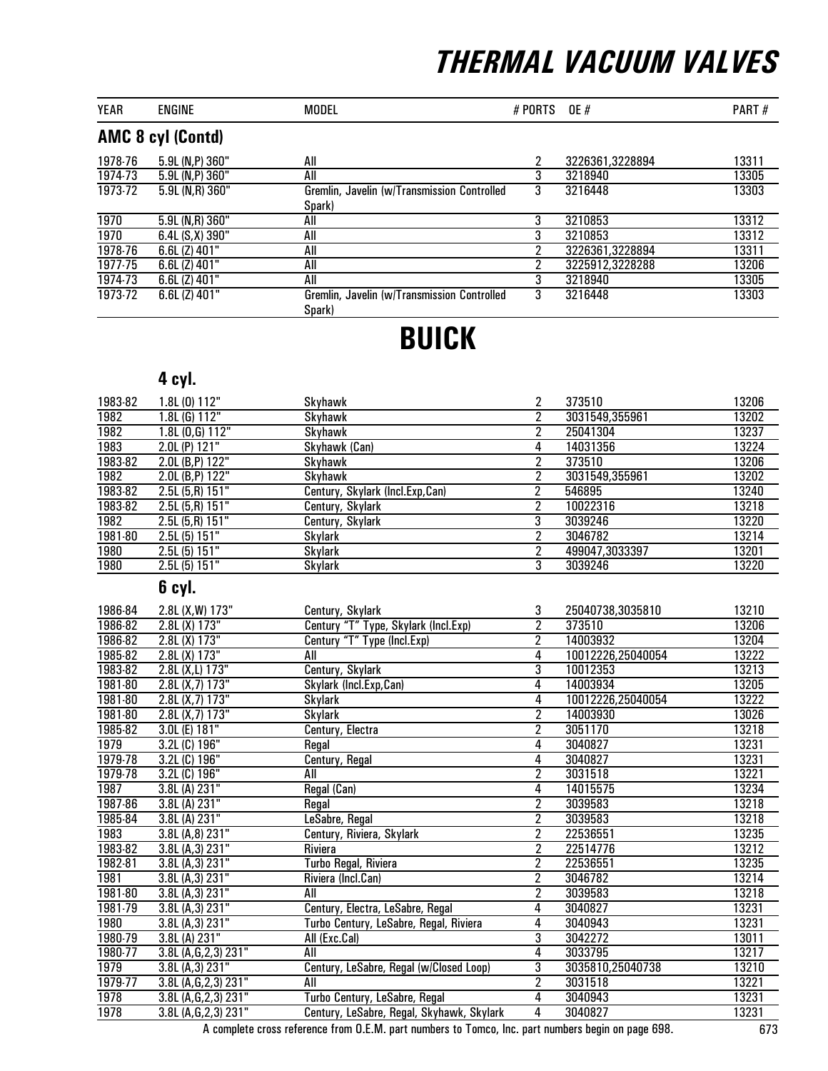# THERMAL VACUUM VALVES

| YEAR | ENGINE | MODEL | # PORTS | OE # | PART # |
|---|---|---|---|---|---|

## AMC 8 cyl (Contd)

| YEAR | ENGINE | MODEL | # PORTS | OE # | PART # |
|---|---|---|---|---|---|
| 1978-76 | 5.9L (N,P) 360" | All | 2 | 3226361,3228894 | 13311 |
| 1974-73 | 5.9L (N,P) 360" | All | 3 | 3218940 | 13305 |
| 1973-72 | 5.9L (N,R) 360" | Gremlin, Javelin (w/Transmission Controlled Spark) | 3 | 3216448 | 13303 |
| 1970 | 5.9L (N,R) 360" | All | 3 | 3210853 | 13312 |
| 1970 | 6.4L (S,X) 390" | All | 3 | 3210853 | 13312 |
| 1978-76 | 6.6L (Z) 401" | All | 2 | 3226361,3228894 | 13311 |
| 1977-75 | 6.6L (Z) 401" | All | 2 | 3225912,3228288 | 13206 |
| 1974-73 | 6.6L (Z) 401" | All | 3 | 3218940 | 13305 |
| 1973-72 | 6.6L (Z) 401" | Gremlin, Javelin (w/Transmission Controlled Spark) | 3 | 3216448 | 13303 |

# BUICK

### 4 cyl.

| YEAR | ENGINE | MODEL | # PORTS | OE # | PART # |
|---|---|---|---|---|---|
| 1983-82 | 1.8L (0) 112" | Skyhawk | 2 | 373510 | 13206 |
| 1982 | 1.8L (G) 112" | Skyhawk | 2 | 3031549,355961 | 13202 |
| 1982 | 1.8L (0,G) 112" | Skyhawk | 2 | 25041304 | 13237 |
| 1983 | 2.0L (P) 121" | Skyhawk (Can) | 4 | 14031356 | 13224 |
| 1983-82 | 2.0L (B,P) 122" | Skyhawk | 2 | 373510 | 13206 |
| 1982 | 2.0L (B,P) 122" | Skyhawk | 2 | 3031549,355961 | 13202 |
| 1983-82 | 2.5L (5,R) 151" | Century, Skylark (Incl.Exp,Can) | 2 | 546895 | 13240 |
| 1983-82 | 2.5L (5,R) 151" | Century, Skylark | 2 | 10022316 | 13218 |
| 1982 | 2.5L (5,R) 151" | Century, Skylark | 3 | 3039246 | 13220 |
| 1981-80 | 2.5L (5) 151" | Skylark | 2 | 3046782 | 13214 |
| 1980 | 2.5L (5) 151" | Skylark | 2 | 499047,3033397 | 13201 |
| 1980 | 2.5L (5) 151" | Skylark | 3 | 3039246 | 13220 |

### 6 cyl.

| YEAR | ENGINE | MODEL | # PORTS | OE # | PART # |
|---|---|---|---|---|---|
| 1986-84 | 2.8L (X,W) 173" | Century, Skylark | 3 | 25040738,3035810 | 13210 |
| 1986-82 | 2.8L (X) 173" | Century "T" Type, Skylark (Incl.Exp) | 2 | 373510 | 13206 |
| 1986-82 | 2.8L (X) 173" | Century "T" Type (Incl.Exp) | 2 | 14003932 | 13204 |
| 1985-82 | 2.8L (X) 173" | All | 4 | 10012226,25040054 | 13222 |
| 1983-82 | 2.8L (X,L) 173" | Century, Skylark | 3 | 10012353 | 13213 |
| 1981-80 | 2.8L (X,7) 173" | Skylark (Incl.Exp,Can) | 4 | 14003934 | 13205 |
| 1981-80 | 2.8L (X,7) 173" | Skylark | 4 | 10012226,25040054 | 13222 |
| 1981-80 | 2.8L (X,7) 173" | Skylark | 2 | 14003930 | 13026 |
| 1985-82 | 3.0L (E) 181" | Century, Electra | 2 | 3051170 | 13218 |
| 1979 | 3.2L (C) 196" | Regal | 4 | 3040827 | 13231 |
| 1979-78 | 3.2L (C) 196" | Century, Regal | 4 | 3040827 | 13231 |
| 1979-78 | 3.2L (C) 196" | All | 2 | 3031518 | 13221 |
| 1987 | 3.8L (A) 231" | Regal (Can) | 4 | 14015575 | 13234 |
| 1987-86 | 3.8L (A) 231" | Regal | 2 | 3039583 | 13218 |
| 1985-84 | 3.8L (A) 231" | LeSabre, Regal | 2 | 3039583 | 13218 |
| 1983 | 3.8L (A,8) 231" | Century, Riviera, Skylark | 2 | 22536551 | 13235 |
| 1983-82 | 3.8L (A,3) 231" | Riviera | 2 | 22514776 | 13212 |
| 1982-81 | 3.8L (A,3) 231" | Turbo Regal, Riviera | 2 | 22536551 | 13235 |
| 1981 | 3.8L (A,3) 231" | Riviera (Incl.Can) | 2 | 3046782 | 13214 |
| 1981-80 | 3.8L (A,3) 231" | All | 2 | 3039583 | 13218 |
| 1981-79 | 3.8L (A,3) 231" | Century, Electra, LeSabre, Regal | 4 | 3040827 | 13231 |
| 1980 | 3.8L (A,3) 231" | Turbo Century, LeSabre, Regal, Riviera | 4 | 3040943 | 13231 |
| 1980-79 | 3.8L (A) 231" | All (Exc.Cal) | 3 | 3042272 | 13011 |
| 1980-77 | 3.8L (A,G,2,3) 231" | All | 4 | 3033795 | 13217 |
| 1979 | 3.8L (A,3) 231" | Century, LeSabre, Regal (w/Closed Loop) | 3 | 3035810,25040738 | 13210 |
| 1979-77 | 3.8L (A,G,2,3) 231" | All | 2 | 3031518 | 13221 |
| 1978 | 3.8L (A,G,2,3) 231" | Turbo Century, LeSabre, Regal | 4 | 3040943 | 13231 |
| 1978 | 3.8L (A,G,2,3) 231" | Century, LeSabre, Regal, Skyhawk, Skylark | 4 | 3040827 | 13231 |

A complete cross reference from O.E.M. part numbers to Tomco, Inc. part numbers begin on page 698.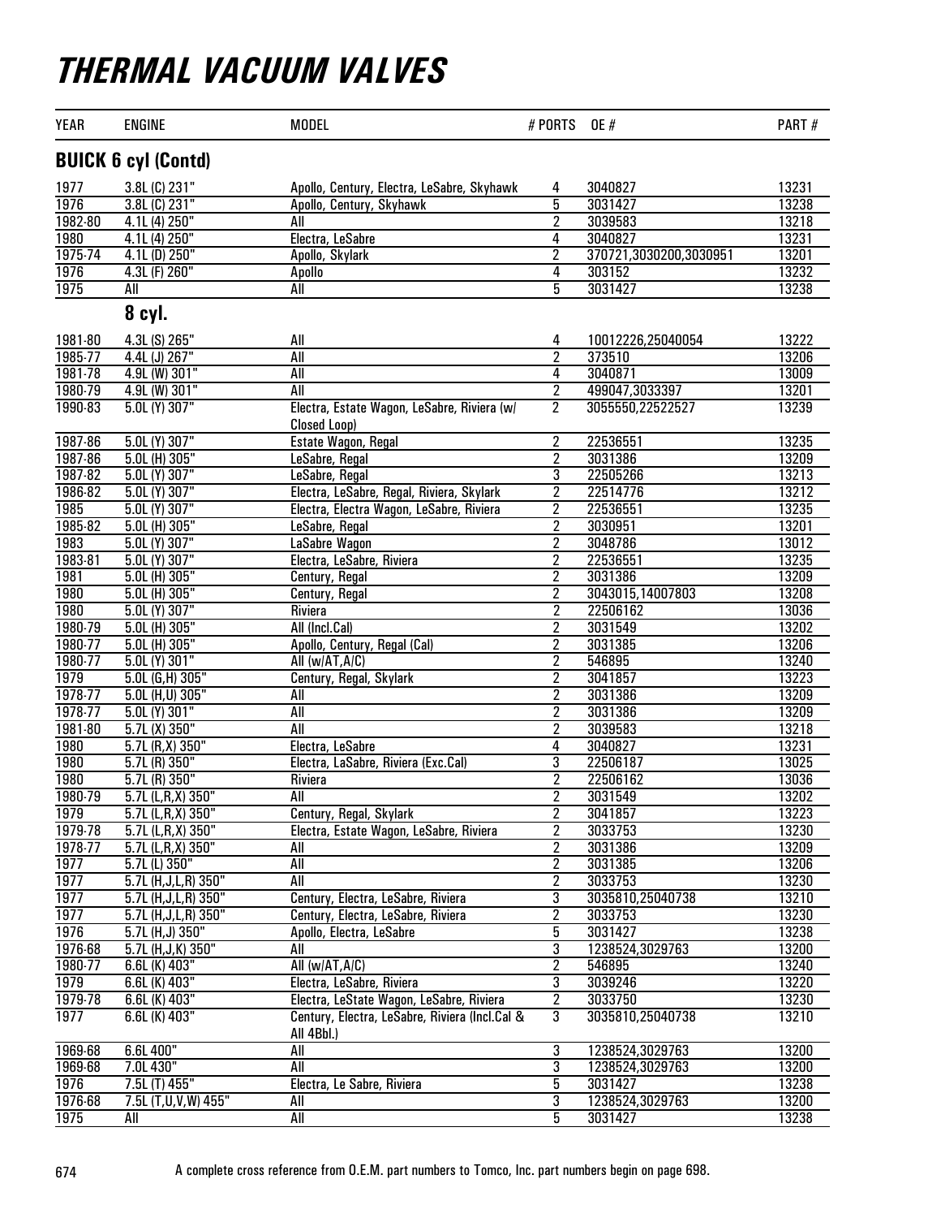# THERMAL VACUUM VALVES

| YEAR | ENGINE | MODEL | # PORTS | OE # | PART # |
|---|---|---|---|---|---|
| **BUICK 6 cyl (Contd)** | | | | | |
| 1977 | 3.8L (C) 231" | Apollo, Century, Electra, LeSabre, Skyhawk | 4 | 3040827 | 13231 |
| 1976 | 3.8L (C) 231" | Apollo, Century, Skyhawk | 5 | 3031427 | 13238 |
| 1982-80 | 4.1L (4) 250" | All | 2 | 3039583 | 13218 |
| 1980 | 4.1L (4) 250" | Electra, LeSabre | 4 | 3040827 | 13231 |
| 1975-74 | 4.1L (D) 250" | Apollo, Skylark | 2 | 370721,3030200,3030951 | 13201 |
| 1976 | 4.3L (F) 260" | Apollo | 4 | 303152 | 13232 |
| 1975 | All | All | 5 | 3031427 | 13238 |
| **8 cyl.** | | | | | |
| 1981-80 | 4.3L (S) 265" | All | 4 | 10012226,25040054 | 13222 |
| 1985-77 | 4.4L (J) 267" | All | 2 | 373510 | 13206 |
| 1981-78 | 4.9L (W) 301" | All | 4 | 3040871 | 13009 |
| 1980-79 | 4.9L (W) 301" | All | 2 | 499047,3033397 | 13201 |
| 1990-83 | 5.0L (Y) 307" | Electra, Estate Wagon, LeSabre, Riviera (w/ Closed Loop) | 2 | 3055550,22522527 | 13239 |
| 1987-86 | 5.0L (Y) 307" | Estate Wagon, Regal | 2 | 22536551 | 13235 |
| 1987-86 | 5.0L (H) 305" | LeSabre, Regal | 2 | 3031386 | 13209 |
| 1987-82 | 5.0L (Y) 307" | LeSabre, Regal | 3 | 22505266 | 13213 |
| 1986-82 | 5.0L (Y) 307" | Electra, LeSabre, Regal, Riviera, Skylark | 2 | 22514776 | 13212 |
| 1985 | 5.0L (Y) 307" | Electra, Electra Wagon, LeSabre, Riviera | 2 | 22536551 | 13235 |
| 1985-82 | 5.0L (H) 305" | LeSabre, Regal | 2 | 3030951 | 13201 |
| 1983 | 5.0L (Y) 307" | LaSabre Wagon | 2 | 3048786 | 13012 |
| 1983-81 | 5.0L (Y) 307" | Electra, LeSabre, Riviera | 2 | 22536551 | 13235 |
| 1981 | 5.0L (H) 305" | Century, Regal | 2 | 3031386 | 13209 |
| 1980 | 5.0L (H) 305" | Century, Regal | 2 | 3043015,14007803 | 13208 |
| 1980 | 5.0L (Y) 307" | Riviera | 2 | 22506162 | 13036 |
| 1980-79 | 5.0L (H) 305" | All (Incl.Cal) | 2 | 3031549 | 13202 |
| 1980-77 | 5.0L (H) 305" | Apollo, Century, Regal (Cal) | 2 | 3031385 | 13206 |
| 1980-77 | 5.0L (Y) 301" | All (w/AT,A/C) | 2 | 546895 | 13240 |
| 1979 | 5.0L (G,H) 305" | Century, Regal, Skylark | 2 | 3041857 | 13223 |
| 1978-77 | 5.0L (H,U) 305" | All | 2 | 3031386 | 13209 |
| 1978-77 | 5.0L (Y) 301" | All | 2 | 3031386 | 13209 |
| 1981-80 | 5.7L (X) 350" | All | 2 | 3039583 | 13218 |
| 1980 | 5.7L (R,X) 350" | Electra, LeSabre | 4 | 3040827 | 13231 |
| 1980 | 5.7L (R) 350" | Electra, LaSabre, Riviera (Exc.Cal) | 3 | 22506187 | 13025 |
| 1980 | 5.7L (R) 350" | Riviera | 2 | 22506162 | 13036 |
| 1980-79 | 5.7L (L,R,X) 350" | All | 2 | 3031549 | 13202 |
| 1979 | 5.7L (L,R,X) 350" | Century, Regal, Skylark | 2 | 3041857 | 13223 |
| 1979-78 | 5.7L (L,R,X) 350" | Electra, Estate Wagon, LeSabre, Riviera | 2 | 3033753 | 13230 |
| 1978-77 | 5.7L (L,R,X) 350" | All | 2 | 3031386 | 13209 |
| 1977 | 5.7L (L) 350" | All | 2 | 3031385 | 13206 |
| 1977 | 5.7L (H,J,L,R) 350" | All | 2 | 3033753 | 13230 |
| 1977 | 5.7L (H,J,L,R) 350" | Century, Electra, LeSabre, Riviera | 3 | 3035810,25040738 | 13210 |
| 1977 | 5.7L (H,J,L,R) 350" | Century, Electra, LeSabre, Riviera | 2 | 3033753 | 13230 |
| 1976 | 5.7L (H,J) 350" | Apollo, Electra, LeSabre | 5 | 3031427 | 13238 |
| 1976-68 | 5.7L (H,J,K) 350" | All | 3 | 1238524,3029763 | 13200 |
| 1980-77 | 6.6L (K) 403" | All (w/AT,A/C) | 2 | 546895 | 13240 |
| 1979 | 6.6L (K) 403" | Electra, LeSabre, Riviera | 3 | 3039246 | 13220 |
| 1979-78 | 6.6L (K) 403" | Electra, LeState Wagon, LeSabre, Riviera | 2 | 3033750 | 13230 |
| 1977 | 6.6L (K) 403" | Century, Electra, LeSabre, Riviera (Incl.Cal & All 4Bbl.) | 3 | 3035810,25040738 | 13210 |
| 1969-68 | 6.6L 400" | All | 3 | 1238524,3029763 | 13200 |
| 1969-68 | 7.0L 430" | All | 3 | 1238524,3029763 | 13200 |
| 1976 | 7.5L (T) 455" | Electra, Le Sabre, Riviera | 5 | 3031427 | 13238 |
| 1976-68 | 7.5L (T,U,V,W) 455" | All | 3 | 1238524,3029763 | 13200 |
| 1975 | All | All | 5 | 3031427 | 13238 |

A complete cross reference from O.E.M. part numbers to Tomco, Inc. part numbers begin on page 698.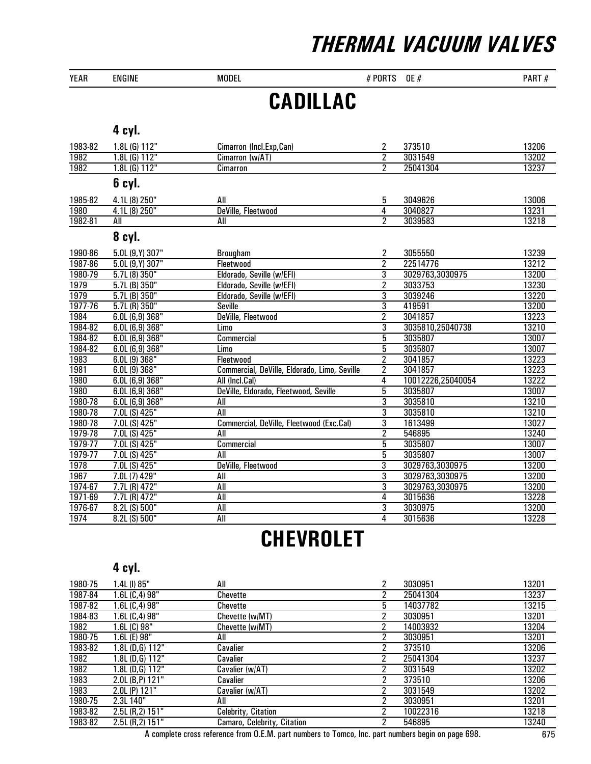# THERMAL VACUUM VALVES

## CADILLAC

### 4 cyl.

| YEAR | ENGINE | MODEL | # PORTS | OE # | PART # |
|---|---|---|---|---|---|
| 1983-82 | 1.8L (G) 112" | Cimarron (Incl.Exp,Can) | 2 | 373510 | 13206 |
| 1982 | 1.8L (G) 112" | Cimarron (w/AT) | 2 | 3031549 | 13202 |
| 1982 | 1.8L (G) 112" | Cimarron | 2 | 25041304 | 13237 |

### 6 cyl.

| YEAR | ENGINE | MODEL | # PORTS | OE # | PART # |
|---|---|---|---|---|---|
| 1985-82 | 4.1L (8) 250" | All | 5 | 3049626 | 13006 |
| 1980 | 4.1L (8) 250" | DeVille, Fleetwood | 4 | 3040827 | 13231 |
| 1982-81 | All | All | 2 | 3039583 | 13218 |

### 8 cyl.

| YEAR | ENGINE | MODEL | # PORTS | OE # | PART # |
|---|---|---|---|---|---|
| 1990-86 | 5.0L (9,Y) 307" | Brougham | 2 | 3055550 | 13239 |
| 1987-86 | 5.0L (9,Y) 307" | Fleetwood | 2 | 22514776 | 13212 |
| 1980-79 | 5.7L (8) 350" | Eldorado, Seville (w/EFI) | 3 | 3029763,3030975 | 13200 |
| 1979 | 5.7L (B) 350" | Eldorado, Seville (w/EFI) | 2 | 3033753 | 13230 |
| 1979 | 5.7L (B) 350" | Eldorado, Seville (w/EFI) | 3 | 3039246 | 13220 |
| 1977-76 | 5.7L (R) 350" | Seville | 3 | 419591 | 13200 |
| 1984 | 6.0L (6,9) 368" | DeVille, Fleetwood | 2 | 3041857 | 13223 |
| 1984-82 | 6.0L (6,9) 368" | Limo | 3 | 3035810,25040738 | 13210 |
| 1984-82 | 6.0L (6,9) 368" | Commercial | 5 | 3035807 | 13007 |
| 1984-82 | 6.0L (6,9) 368" | Limo | 5 | 3035807 | 13007 |
| 1983 | 6.0L (9) 368" | Fleetwood | 2 | 3041857 | 13223 |
| 1981 | 6.0L (9) 368" | Commercial, DeVille, Eldorado, Limo, Seville | 2 | 3041857 | 13223 |
| 1980 | 6.0L (6,9) 368" | All (Incl.Cal) | 4 | 10012226,25040054 | 13222 |
| 1980 | 6.0L (6,9) 368" | DeVille, Eldorado, Fleetwood, Seville | 5 | 3035807 | 13007 |
| 1980-78 | 6.0L (6,9) 368" | All | 3 | 3035810 | 13210 |
| 1980-78 | 7.0L (S) 425" | All | 3 | 3035810 | 13210 |
| 1980-78 | 7.0L (S) 425" | Commercial, DeVille, Fleetwood (Exc.Cal) | 3 | 1613499 | 13027 |
| 1979-78 | 7.0L (S) 425" | All | 2 | 546895 | 13240 |
| 1979-77 | 7.0L (S) 425" | Commercial | 5 | 3035807 | 13007 |
| 1979-77 | 7.0L (S) 425" | All | 5 | 3035807 | 13007 |
| 1978 | 7.0L (S) 425" | DeVille, Fleetwood | 3 | 3029763,3030975 | 13200 |
| 1967 | 7.0L (7) 429" | All | 3 | 3029763,3030975 | 13200 |
| 1974-67 | 7.7L (R) 472" | All | 3 | 3029763,3030975 | 13200 |
| 1971-69 | 7.7L (R) 472" | All | 4 | 3015636 | 13228 |
| 1976-67 | 8.2L (S) 500" | All | 3 | 3030975 | 13200 |
| 1974 | 8.2L (S) 500" | All | 4 | 3015636 | 13228 |

## CHEVROLET

### 4 cyl.

| YEAR | ENGINE | MODEL | # PORTS | OE # | PART # |
|---|---|---|---|---|---|
| 1980-75 | 1.4L (I) 85" | All | 2 | 3030951 | 13201 |
| 1987-84 | 1.6L (C,4) 98" | Chevette | 2 | 25041304 | 13237 |
| 1987-82 | 1.6L (C,4) 98" | Chevette | 5 | 14037782 | 13215 |
| 1984-83 | 1.6L (C,4) 98" | Chevette (w/MT) | 2 | 3030951 | 13201 |
| 1982 | 1.6L (C) 98" | Chevette (w/MT) | 2 | 14003932 | 13204 |
| 1980-75 | 1.6L (E) 98" | All | 2 | 3030951 | 13201 |
| 1983-82 | 1.8L (D,G) 112" | Cavalier | 2 | 373510 | 13206 |
| 1982 | 1.8L (D,G) 112" | Cavalier | 2 | 25041304 | 13237 |
| 1982 | 1.8L (D,G) 112" | Cavalier (w/AT) | 2 | 3031549 | 13202 |
| 1983 | 2.0L (B,P) 121" | Cavalier | 2 | 373510 | 13206 |
| 1983 | 2.0L (P) 121" | Cavalier (w/AT) | 2 | 3031549 | 13202 |
| 1980-75 | 2.3L 140" | All | 2 | 3030951 | 13201 |
| 1983-82 | 2.5L (R,2) 151" | Celebrity, Citation | 2 | 10022316 | 13218 |
| 1983-82 | 2.5L (R,2) 151" | Camaro, Celebrity, Citation | 2 | 546895 | 13240 |

A complete cross reference from O.E.M. part numbers to Tomco, Inc. part numbers begin on page 698.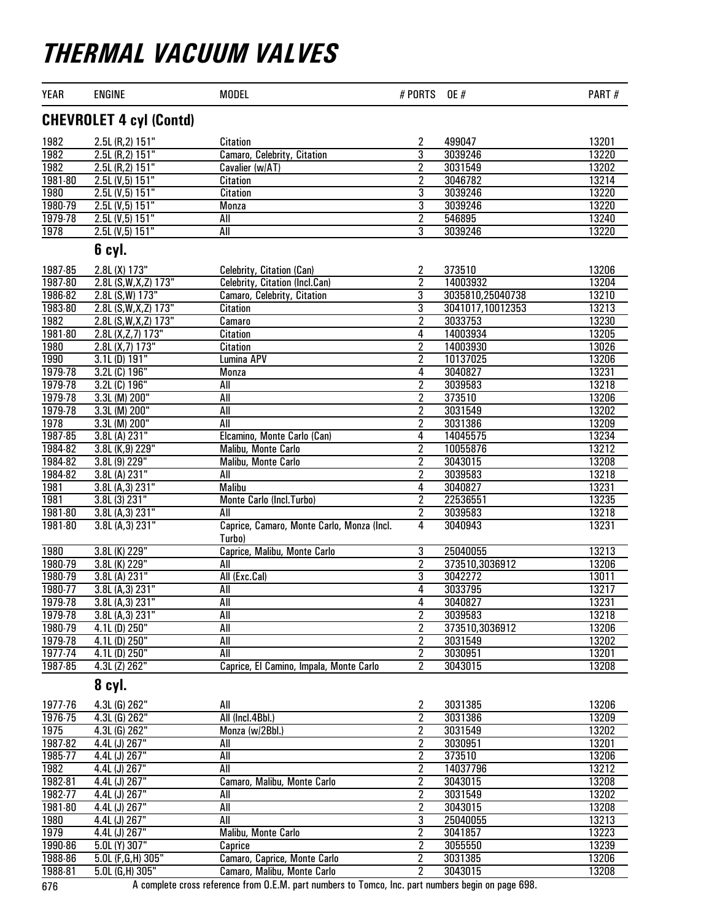# THERMAL VACUUM VALVES

| YEAR | ENGINE | MODEL | # PORTS | OE # | PART # |
|---|---|---|---|---|---|
| **CHEVROLET 4 cyl (Contd)** | | | | | |
| 1982 | 2.5L (R,2) 151" | Citation | 2 | 499047 | 13201 |
| 1982 | 2.5L (R,2) 151" | Camaro, Celebrity, Citation | 3 | 3039246 | 13220 |
| 1982 | 2.5L (R,2) 151" | Cavalier (w/AT) | 2 | 3031549 | 13202 |
| 1981-80 | 2.5L (V,5) 151" | Citation | 2 | 3046782 | 13214 |
| 1980 | 2.5L (V,5) 151" | Citation | 3 | 3039246 | 13220 |
| 1980-79 | 2.5L (V,5) 151" | Monza | 3 | 3039246 | 13220 |
| 1979-78 | 2.5L (V,5) 151" | All | 2 | 546895 | 13240 |
| 1978 | 2.5L (V,5) 151" | All | 3 | 3039246 | 13220 |
| | **6 cyl.** | | | | |
| 1987-85 | 2.8L (X) 173" | Celebrity, Citation (Can) | 2 | 373510 | 13206 |
| 1987-80 | 2.8L (S,W,X,Z) 173" | Celebrity, Citation (Incl.Can) | 2 | 14003932 | 13204 |
| 1986-82 | 2.8L (S,W) 173" | Camaro, Celebrity, Citation | 3 | 3035810,25040738 | 13210 |
| 1983-80 | 2.8L (S,W,X,Z) 173" | Citation | 3 | 3041017,10012353 | 13213 |
| 1982 | 2.8L (S,W,X,Z) 173" | Camaro | 2 | 3033753 | 13230 |
| 1981-80 | 2.8L (X,Z,7) 173" | Citation | 4 | 14003934 | 13205 |
| 1980 | 2.8L (X,7) 173" | Citation | 2 | 14003930 | 13026 |
| 1990 | 3.1L (D) 191" | Lumina APV | 2 | 10137025 | 13206 |
| 1979-78 | 3.2L (C) 196" | Monza | 4 | 3040827 | 13231 |
| 1979-78 | 3.2L (C) 196" | All | 2 | 3039583 | 13218 |
| 1979-78 | 3.3L (M) 200" | All | 2 | 373510 | 13206 |
| 1979-78 | 3.3L (M) 200" | All | 2 | 3031549 | 13202 |
| 1978 | 3.3L (M) 200" | All | 2 | 3031386 | 13209 |
| 1987-85 | 3.8L (A) 231" | Elcamino, Monte Carlo (Can) | 4 | 14045575 | 13234 |
| 1984-82 | 3.8L (K,9) 229" | Malibu, Monte Carlo | 2 | 10055876 | 13212 |
| 1984-82 | 3.8L (9) 229" | Malibu, Monte Carlo | 2 | 3043015 | 13208 |
| 1984-82 | 3.8L (A) 231" | All | 2 | 3039583 | 13218 |
| 1981 | 3.8L (A,3) 231" | Malibu | 4 | 3040827 | 13231 |
| 1981 | 3.8L (3) 231" | Monte Carlo (Incl.Turbo) | 2 | 22536551 | 13235 |
| 1981-80 | 3.8L (A,3) 231" | All | 2 | 3039583 | 13218 |
| 1981-80 | 3.8L (A,3) 231" | Caprice, Camaro, Monte Carlo, Monza (Incl. Turbo) | 4 | 3040943 | 13231 |
| 1980 | 3.8L (K) 229" | Caprice, Malibu, Monte Carlo | 3 | 25040055 | 13213 |
| 1980-79 | 3.8L (K) 229" | All | 2 | 373510,3036912 | 13206 |
| 1980-79 | 3.8L (A) 231" | All (Exc.Cal) | 3 | 3042272 | 13011 |
| 1980-77 | 3.8L (A,3) 231" | All | 4 | 3033795 | 13217 |
| 1979-78 | 3.8L (A,3) 231" | All | 4 | 3040827 | 13231 |
| 1979-78 | 3.8L (A,3) 231" | All | 2 | 3039583 | 13218 |
| 1980-79 | 4.1L (D) 250" | All | 2 | 373510,3036912 | 13206 |
| 1979-78 | 4.1L (D) 250" | All | 2 | 3031549 | 13202 |
| 1977-74 | 4.1L (D) 250" | All | 2 | 3030951 | 13201 |
| 1987-85 | 4.3L (Z) 262" | Caprice, El Camino, Impala, Monte Carlo | 2 | 3043015 | 13208 |
| | **8 cyl.** | | | | |
| 1977-76 | 4.3L (G) 262" | All | 2 | 3031385 | 13206 |
| 1976-75 | 4.3L (G) 262" | All (Incl.4Bbl.) | 2 | 3031386 | 13209 |
| 1975 | 4.3L (G) 262" | Monza (w/2Bbl.) | 2 | 3031549 | 13202 |
| 1987-82 | 4.4L (J) 267" | All | 2 | 3030951 | 13201 |
| 1985-77 | 4.4L (J) 267" | All | 2 | 373510 | 13206 |
| 1982 | 4.4L (J) 267" | All | 2 | 14037796 | 13212 |
| 1982-81 | 4.4L (J) 267" | Camaro, Malibu, Monte Carlo | 2 | 3043015 | 13208 |
| 1982-77 | 4.4L (J) 267" | All | 2 | 3031549 | 13202 |
| 1981-80 | 4.4L (J) 267" | All | 2 | 3043015 | 13208 |
| 1980 | 4.4L (J) 267" | All | 3 | 25040055 | 13213 |
| 1979 | 4.4L (J) 267" | Malibu, Monte Carlo | 2 | 3041857 | 13223 |
| 1990-86 | 5.0L (Y) 307" | Caprice | 2 | 3055550 | 13239 |
| 1988-86 | 5.0L (F,G,H) 305" | Camaro, Caprice, Monte Carlo | 2 | 3031385 | 13206 |
| 1988-81 | 5.0L (G,H) 305" | Camaro, Malibu, Monte Carlo | 2 | 3043015 | 13208 |

A complete cross reference from O.E.M. part numbers to Tomco, Inc. part numbers begin on page 698.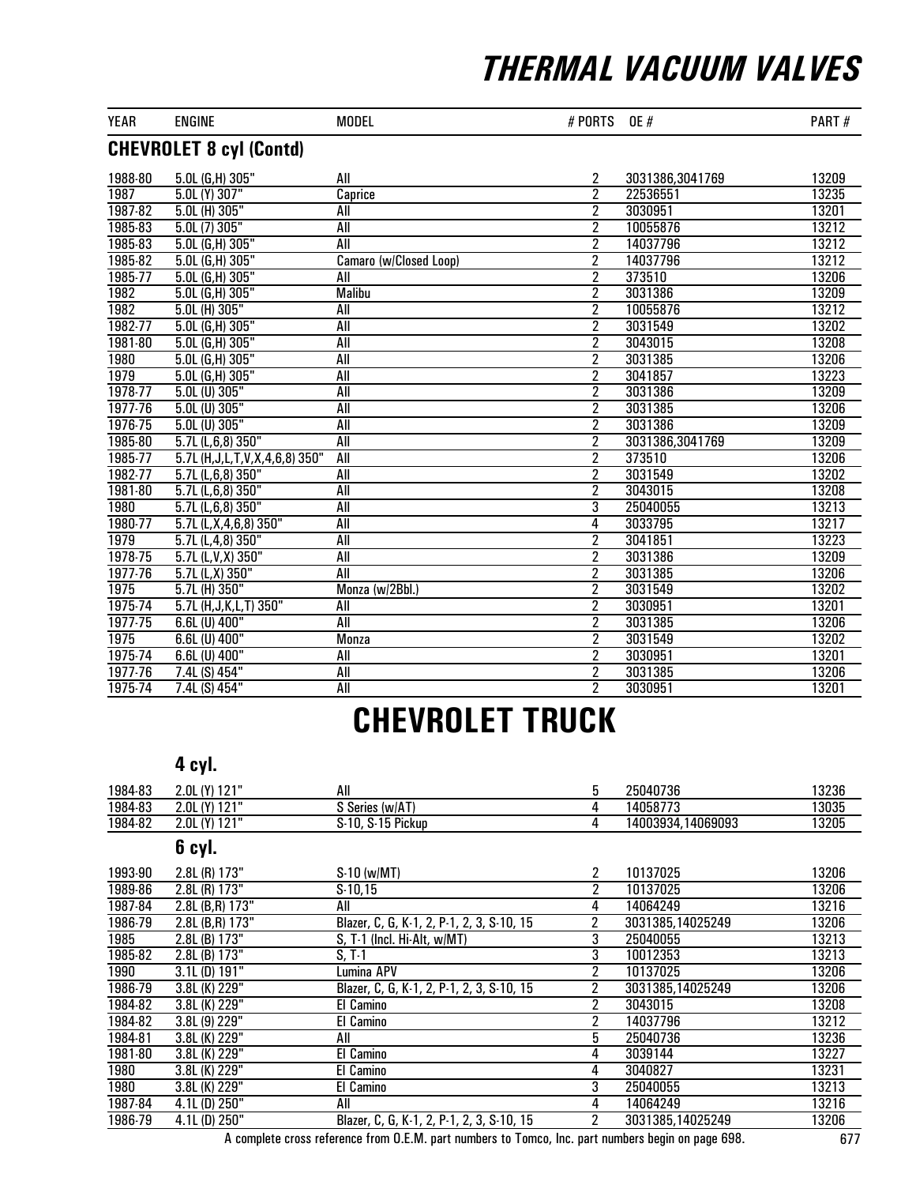# THERMAL VACUUM VALVES

| YEAR | ENGINE | MODEL | # PORTS | OE # | PART # |
|---|---|---|---|---|---|
| **CHEVROLET 8 cyl (Contd)** | | | | | |
| 1988-80 | 5.0L (G,H) 305" | All | 2 | 3031386,3041769 | 13209 |
| 1987 | 5.0L (Y) 307" | Caprice | 2 | 22536551 | 13235 |
| 1987-82 | 5.0L (H) 305" | All | 2 | 3030951 | 13201 |
| 1985-83 | 5.0L (7) 305" | All | 2 | 10055876 | 13212 |
| 1985-83 | 5.0L (G,H) 305" | All | 2 | 14037796 | 13212 |
| 1985-82 | 5.0L (G,H) 305" | Camaro (w/Closed Loop) | 2 | 14037796 | 13212 |
| 1985-77 | 5.0L (G,H) 305" | All | 2 | 373510 | 13206 |
| 1982 | 5.0L (G,H) 305" | Malibu | 2 | 3031386 | 13209 |
| 1982 | 5.0L (H) 305" | All | 2 | 10055876 | 13212 |
| 1982-77 | 5.0L (G,H) 305" | All | 2 | 3031549 | 13202 |
| 1981-80 | 5.0L (G,H) 305" | All | 2 | 3043015 | 13208 |
| 1980 | 5.0L (G,H) 305" | All | 2 | 3031385 | 13206 |
| 1979 | 5.0L (G,H) 305" | All | 2 | 3041857 | 13223 |
| 1978-77 | 5.0L (U) 305" | All | 2 | 3031386 | 13209 |
| 1977-76 | 5.0L (U) 305" | All | 2 | 3031385 | 13206 |
| 1976-75 | 5.0L (U) 305" | All | 2 | 3031386 | 13209 |
| 1985-80 | 5.7L (L,6,8) 350" | All | 2 | 3031386,3041769 | 13209 |
| 1985-77 | 5.7L (H,J,L,T,V,X,4,6,8) 350" | All | 2 | 373510 | 13206 |
| 1982-77 | 5.7L (L,6,8) 350" | All | 2 | 3031549 | 13202 |
| 1981-80 | 5.7L (L,6,8) 350" | All | 2 | 3043015 | 13208 |
| 1980 | 5.7L (L,6,8) 350" | All | 3 | 25040055 | 13213 |
| 1980-77 | 5.7L (L,X,4,6,8) 350" | All | 4 | 3033795 | 13217 |
| 1979 | 5.7L (L,4,8) 350" | All | 2 | 3041851 | 13223 |
| 1978-75 | 5.7L (L,V,X) 350" | All | 2 | 3031386 | 13209 |
| 1977-76 | 5.7L (L,X) 350" | All | 2 | 3031385 | 13206 |
| 1975 | 5.7L (H) 350" | Monza (w/2Bbl.) | 2 | 3031549 | 13202 |
| 1975-74 | 5.7L (H,J,K,L,T) 350" | All | 2 | 3030951 | 13201 |
| 1977-75 | 6.6L (U) 400" | All | 2 | 3031385 | 13206 |
| 1975 | 6.6L (U) 400" | Monza | 2 | 3031549 | 13202 |
| 1975-74 | 6.6L (U) 400" | All | 2 | 3030951 | 13201 |
| 1977-76 | 7.4L (S) 454" | All | 2 | 3031385 | 13206 |
| 1975-74 | 7.4L (S) 454" | All | 2 | 3030951 | 13201 |

# CHEVROLET TRUCK

| YEAR | ENGINE | MODEL | # PORTS | OE # | PART # |
|---|---|---|---|---|---|
| **4 cyl.** | | | | | |
| 1984-83 | 2.0L (Y) 121" | All | 5 | 25040736 | 13236 |
| 1984-83 | 2.0L (Y) 121" | S Series (w/AT) | 4 | 14058773 | 13035 |
| 1984-82 | 2.0L (Y) 121" | S-10, S-15 Pickup | 4 | 14003934,14069093 | 13205 |
| **6 cyl.** | | | | | |
| 1993-90 | 2.8L (R) 173" | S-10 (w/MT) | 2 | 10137025 | 13206 |
| 1989-86 | 2.8L (R) 173" | S-10,15 | 2 | 10137025 | 13206 |
| 1987-84 | 2.8L (B,R) 173" | All | 4 | 14064249 | 13216 |
| 1986-79 | 2.8L (B,R) 173" | Blazer, C, G, K-1, 2, P-1, 2, 3, S-10, 15 | 2 | 3031385,14025249 | 13206 |
| 1985 | 2.8L (B) 173" | S, T-1 (Incl. Hi-Alt, w/MT) | 3 | 25040055 | 13213 |
| 1985-82 | 2.8L (B) 173" | S, T-1 | 3 | 10012353 | 13213 |
| 1990 | 3.1L (D) 191" | Lumina APV | 2 | 10137025 | 13206 |
| 1986-79 | 3.8L (K) 229" | Blazer, C, G, K-1, 2, P-1, 2, 3, S-10, 15 | 2 | 3031385,14025249 | 13206 |
| 1984-82 | 3.8L (K) 229" | El Camino | 2 | 3043015 | 13208 |
| 1984-82 | 3.8L (9) 229" | El Camino | 2 | 14037796 | 13212 |
| 1984-81 | 3.8L (K) 229" | All | 5 | 25040736 | 13236 |
| 1981-80 | 3.8L (K) 229" | El Camino | 4 | 3039144 | 13227 |
| 1980 | 3.8L (K) 229" | El Camino | 4 | 3040827 | 13231 |
| 1980 | 3.8L (K) 229" | El Camino | 3 | 25040055 | 13213 |
| 1987-84 | 4.1L (D) 250" | All | 4 | 14064249 | 13216 |
| 1986-79 | 4.1L (D) 250" | Blazer, C, G, K-1, 2, P-1, 2, 3, S-10, 15 | 2 | 3031385,14025249 | 13206 |

A complete cross reference from O.E.M. part numbers to Tomco, Inc. part numbers begin on page 698.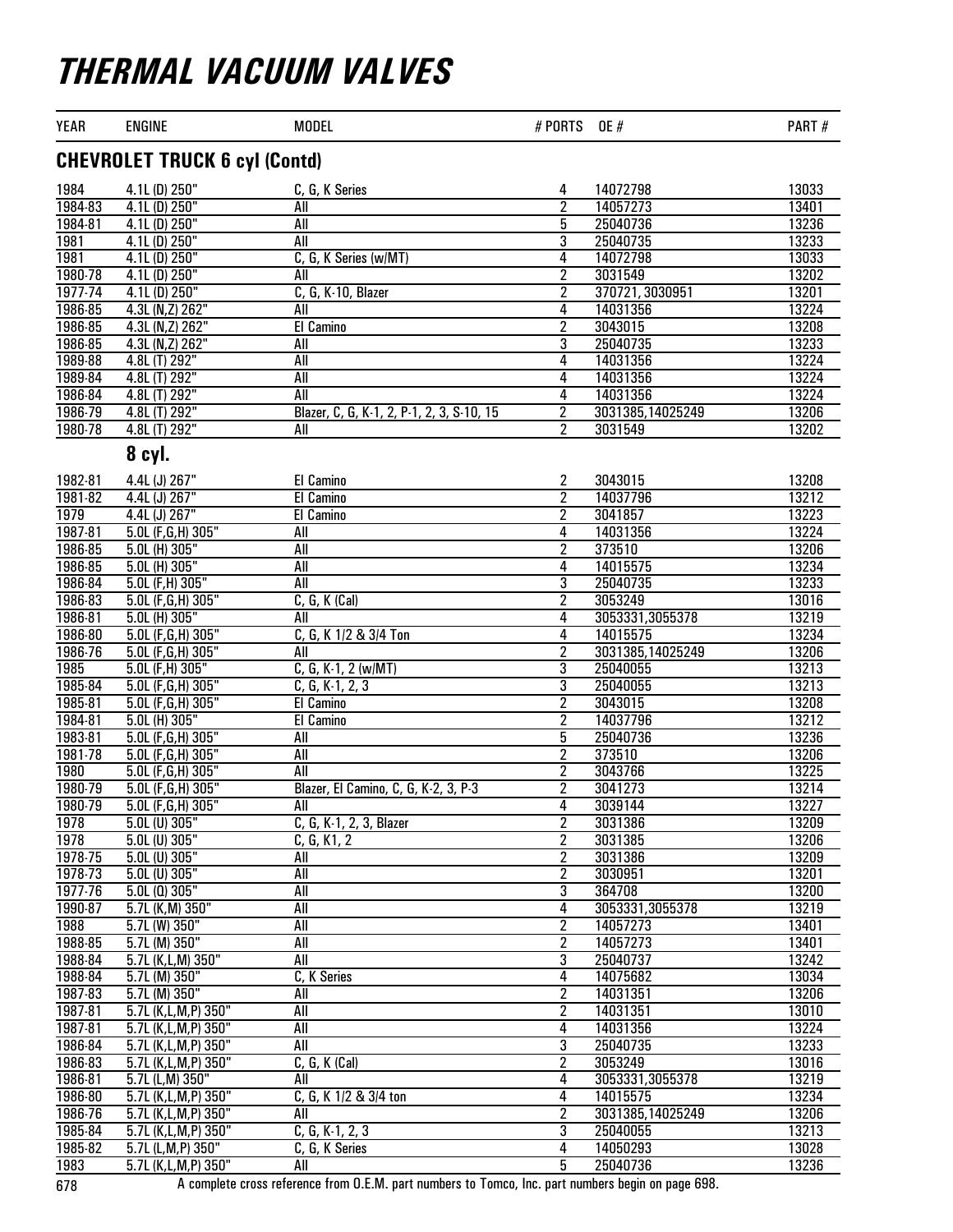# THERMAL VACUUM VALVES

| YEAR | ENGINE | MODEL | # PORTS | OE # | PART # |
|---|---|---|---|---|---|
| **CHEVROLET TRUCK 6 cyl (Contd)** | | | | | |
| 1984 | 4.1L (D) 250" | C, G, K Series | 4 | 14072798 | 13033 |
| 1984-83 | 4.1L (D) 250" | All | 2 | 14057273 | 13401 |
| 1984-81 | 4.1L (D) 250" | All | 5 | 25040736 | 13236 |
| 1981 | 4.1L (D) 250" | All | 3 | 25040735 | 13233 |
| 1981 | 4.1L (D) 250" | C, G, K Series (w/MT) | 4 | 14072798 | 13033 |
| 1980-78 | 4.1L (D) 250" | All | 2 | 3031549 | 13202 |
| 1977-74 | 4.1L (D) 250" | C, G, K-10, Blazer | 2 | 370721, 3030951 | 13201 |
| 1986-85 | 4.3L (N,Z) 262" | All | 4 | 14031356 | 13224 |
| 1986-85 | 4.3L (N,Z) 262" | El Camino | 2 | 3043015 | 13208 |
| 1986-85 | 4.3L (N,Z) 262" | All | 3 | 25040735 | 13233 |
| 1989-88 | 4.8L (T) 292" | All | 4 | 14031356 | 13224 |
| 1989-84 | 4.8L (T) 292" | All | 4 | 14031356 | 13224 |
| 1986-84 | 4.8L (T) 292" | All | 4 | 14031356 | 13224 |
| 1986-79 | 4.8L (T) 292" | Blazer, C, G, K-1, 2, P-1, 2, 3, S-10, 15 | 2 | 3031385,14025249 | 13206 |
| 1980-78 | 4.8L (T) 292" | All | 2 | 3031549 | 13202 |
| **8 cyl.** | | | | | |
| 1982-81 | 4.4L (J) 267" | El Camino | 2 | 3043015 | 13208 |
| 1981-82 | 4.4L (J) 267" | El Camino | 2 | 14037796 | 13212 |
| 1979 | 4.4L (J) 267" | El Camino | 2 | 3041857 | 13223 |
| 1987-81 | 5.0L (F,G,H) 305" | All | 4 | 14031356 | 13224 |
| 1986-85 | 5.0L (H) 305" | All | 2 | 373510 | 13206 |
| 1986-85 | 5.0L (H) 305" | All | 4 | 14015575 | 13234 |
| 1986-84 | 5.0L (F,H) 305" | All | 3 | 25040735 | 13233 |
| 1986-83 | 5.0L (F,G,H) 305" | C, G, K (Cal) | 2 | 3053249 | 13016 |
| 1986-81 | 5.0L (H) 305" | All | 4 | 3053331,3055378 | 13219 |
| 1986-80 | 5.0L (F,G,H) 305" | C, G, K 1/2 & 3/4 Ton | 4 | 14015575 | 13234 |
| 1986-76 | 5.0L (F,G,H) 305" | All | 2 | 3031385,14025249 | 13206 |
| 1985 | 5.0L (F,H) 305" | C, G, K-1, 2 (w/MT) | 3 | 25040055 | 13213 |
| 1985-84 | 5.0L (F,G,H) 305" | C, G, K-1, 2, 3 | 3 | 25040055 | 13213 |
| 1985-81 | 5.0L (F,G,H) 305" | El Camino | 2 | 3043015 | 13208 |
| 1984-81 | 5.0L (H) 305" | El Camino | 2 | 14037796 | 13212 |
| 1983-81 | 5.0L (F,G,H) 305" | All | 5 | 25040736 | 13236 |
| 1981-78 | 5.0L (F,G,H) 305" | All | 2 | 373510 | 13206 |
| 1980 | 5.0L (F,G,H) 305" | All | 2 | 3043766 | 13225 |
| 1980-79 | 5.0L (F,G,H) 305" | Blazer, El Camino, C, G, K-2, 3, P-3 | 2 | 3041273 | 13214 |
| 1980-79 | 5.0L (F,G,H) 305" | All | 4 | 3039144 | 13227 |
| 1978 | 5.0L (U) 305" | C, G, K-1, 2, 3, Blazer | 2 | 3031386 | 13209 |
| 1978 | 5.0L (U) 305" | C, G, K1, 2 | 2 | 3031385 | 13206 |
| 1978-75 | 5.0L (U) 305" | All | 2 | 3031386 | 13209 |
| 1978-73 | 5.0L (U) 305" | All | 2 | 3030951 | 13201 |
| 1977-76 | 5.0L (Q) 305" | All | 3 | 364708 | 13200 |
| 1990-87 | 5.7L (K,M) 350" | All | 4 | 3053331,3055378 | 13219 |
| 1988 | 5.7L (W) 350" | All | 2 | 14057273 | 13401 |
| 1988-85 | 5.7L (M) 350" | All | 2 | 14057273 | 13401 |
| 1988-84 | 5.7L (K,L,M) 350" | All | 3 | 25040737 | 13242 |
| 1988-84 | 5.7L (M) 350" | C, K Series | 4 | 14075682 | 13034 |
| 1987-83 | 5.7L (M) 350" | All | 2 | 14031351 | 13206 |
| 1987-81 | 5.7L (K,L,M,P) 350" | All | 2 | 14031351 | 13010 |
| 1987-81 | 5.7L (K,L,M,P) 350" | All | 4 | 14031356 | 13224 |
| 1986-84 | 5.7L (K,L,M,P) 350" | All | 3 | 25040735 | 13233 |
| 1986-83 | 5.7L (K,L,M,P) 350" | C, G, K (Cal) | 2 | 3053249 | 13016 |
| 1986-81 | 5.7L (L,M) 350" | All | 4 | 3053331,3055378 | 13219 |
| 1986-80 | 5.7L (K,L,M,P) 350" | C, G, K 1/2 & 3/4 ton | 4 | 14015575 | 13234 |
| 1986-76 | 5.7L (K,L,M,P) 350" | All | 2 | 3031385,14025249 | 13206 |
| 1985-84 | 5.7L (K,L,M,P) 350" | C, G, K-1, 2, 3 | 3 | 25040055 | 13213 |
| 1985-82 | 5.7L (L,M,P) 350" | C, G, K Series | 4 | 14050293 | 13028 |
| 1983 | 5.7L (K,L,M,P) 350" | All | 5 | 25040736 | 13236 |

A complete cross reference from O.E.M. part numbers to Tomco, Inc. part numbers begin on page 698.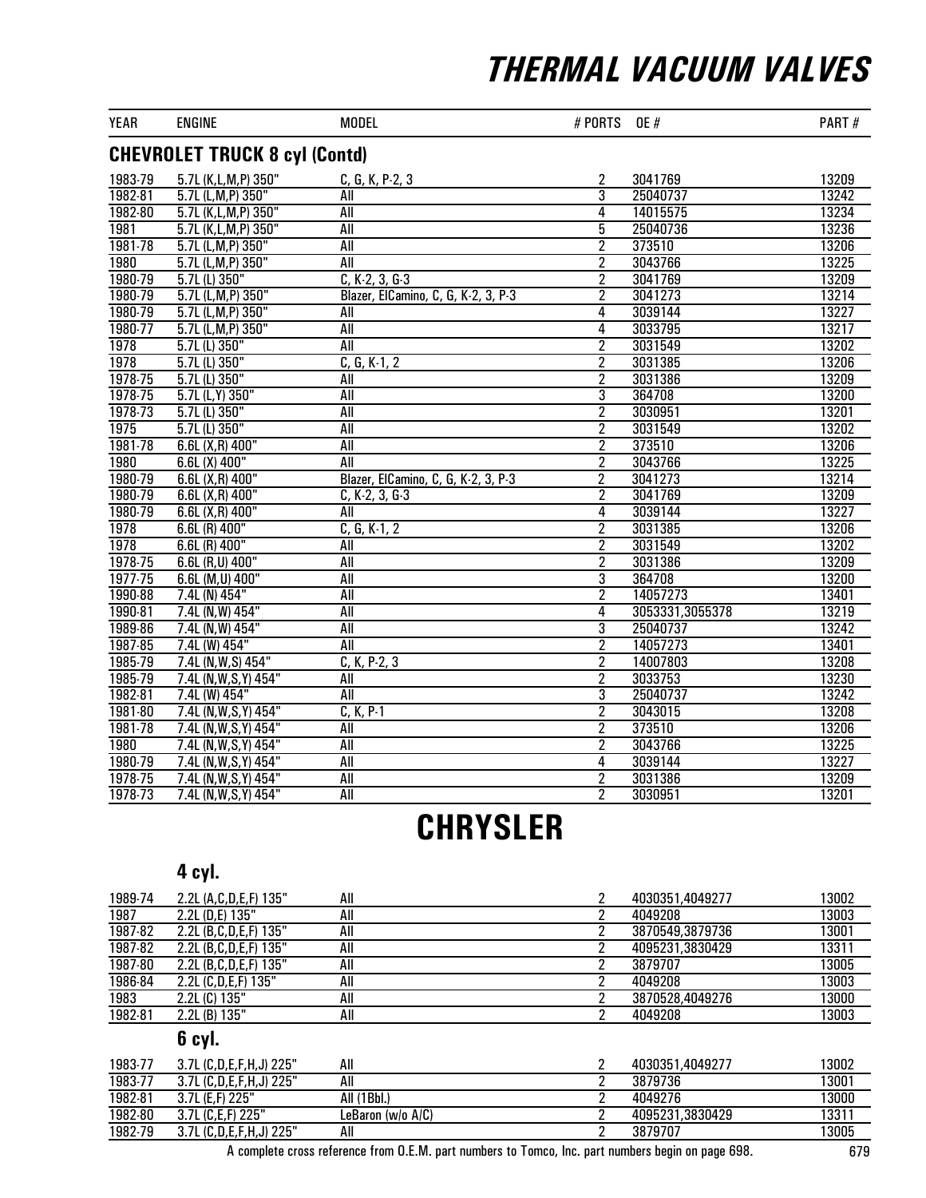# THERMAL VACUUM VALVES

## CHEVROLET TRUCK 8 cyl (Contd)

| YEAR | ENGINE | MODEL | # PORTS | OE # | PART # |
|---|---|---|---|---|---|
| 1983-79 | 5.7L (K,L,M,P) 350" | C, G, K, P-2, 3 | 2 | 3041769 | 13209 |
| 1982-81 | 5.7L (L,M,P) 350" | All | 3 | 25040737 | 13242 |
| 1982-80 | 5.7L (K,L,M,P) 350" | All | 4 | 14015575 | 13234 |
| 1981 | 5.7L (K,L,M,P) 350" | All | 5 | 25040736 | 13236 |
| 1981-78 | 5.7L (L,M,P) 350" | All | 2 | 373510 | 13206 |
| 1980 | 5.7L (L,M,P) 350" | All | 2 | 3043766 | 13225 |
| 1980-79 | 5.7L (L) 350" | C, K-2, 3, G-3 | 2 | 3041769 | 13209 |
| 1980-79 | 5.7L (L,M,P) 350" | Blazer, ElCamino, C, G, K-2, 3, P-3 | 2 | 3041273 | 13214 |
| 1980-79 | 5.7L (L,M,P) 350" | All | 4 | 3039144 | 13227 |
| 1980-77 | 5.7L (L,M,P) 350" | All | 4 | 3033795 | 13217 |
| 1978 | 5.7L (L) 350" | All | 2 | 3031549 | 13202 |
| 1978 | 5.7L (L) 350" | C, G, K-1, 2 | 2 | 3031385 | 13206 |
| 1978-75 | 5.7L (L) 350" | All | 2 | 3031386 | 13209 |
| 1978-75 | 5.7L (L,Y) 350" | All | 3 | 364708 | 13200 |
| 1978-73 | 5.7L (L) 350" | All | 2 | 3030951 | 13201 |
| 1975 | 5.7L (L) 350" | All | 2 | 3031549 | 13202 |
| 1981-78 | 6.6L (X,R) 400" | All | 2 | 373510 | 13206 |
| 1980 | 6.6L (X) 400" | All | 2 | 3043766 | 13225 |
| 1980-79 | 6.6L (X,R) 400" | Blazer, ElCamino, C, G, K-2, 3, P-3 | 2 | 3041273 | 13214 |
| 1980-79 | 6.6L (X,R) 400" | C, K-2, 3, G-3 | 2 | 3041769 | 13209 |
| 1980-79 | 6.6L (X,R) 400" | All | 4 | 3039144 | 13227 |
| 1978 | 6.6L (R) 400" | C, G, K-1, 2 | 2 | 3031385 | 13206 |
| 1978 | 6.6L (R) 400" | All | 2 | 3031549 | 13202 |
| 1978-75 | 6.6L (R,U) 400" | All | 2 | 3031386 | 13209 |
| 1977-75 | 6.6L (M,U) 400" | All | 3 | 364708 | 13200 |
| 1990-88 | 7.4L (N) 454" | All | 2 | 14057273 | 13401 |
| 1990-81 | 7.4L (N,W) 454" | All | 4 | 3053331,3055378 | 13219 |
| 1989-86 | 7.4L (N,W) 454" | All | 3 | 25040737 | 13242 |
| 1987-85 | 7.4L (W) 454" | All | 2 | 14057273 | 13401 |
| 1985-79 | 7.4L (N,W,S) 454" | C, K, P-2, 3 | 2 | 14007803 | 13208 |
| 1985-79 | 7.4L (N,W,S,Y) 454" | All | 2 | 3033753 | 13230 |
| 1982-81 | 7.4L (W) 454" | All | 3 | 25040737 | 13242 |
| 1981-80 | 7.4L (N,W,S,Y) 454" | C, K, P-1 | 2 | 3043015 | 13208 |
| 1981-78 | 7.4L (N,W,S,Y) 454" | All | 2 | 373510 | 13206 |
| 1980 | 7.4L (N,W,S,Y) 454" | All | 2 | 3043766 | 13225 |
| 1980-79 | 7.4L (N,W,S,Y) 454" | All | 4 | 3039144 | 13227 |
| 1978-75 | 7.4L (N,W,S,Y) 454" | All | 2 | 3031386 | 13209 |
| 1978-73 | 7.4L (N,W,S,Y) 454" | All | 2 | 3030951 | 13201 |

# CHRYSLER

### 4 cyl.

| YEAR | ENGINE | MODEL | # PORTS | OE # | PART # |
|---|---|---|---|---|---|
| 1989-74 | 2.2L (A,C,D,E,F) 135" | All | 2 | 4030351,4049277 | 13002 |
| 1987 | 2.2L (D,E) 135" | All | 2 | 4049208 | 13003 |
| 1987-82 | 2.2L (B,C,D,E,F) 135" | All | 2 | 3870549,3879736 | 13001 |
| 1987-82 | 2.2L (B,C,D,E,F) 135" | All | 2 | 4095231,3830429 | 13311 |
| 1987-80 | 2.2L (B,C,D,E,F) 135" | All | 2 | 3879707 | 13005 |
| 1986-84 | 2.2L (C,D,E,F) 135" | All | 2 | 4049208 | 13003 |
| 1983 | 2.2L (C) 135" | All | 2 | 3870528,4049276 | 13000 |
| 1982-81 | 2.2L (B) 135" | All | 2 | 4049208 | 13003 |

### 6 cyl.

| YEAR | ENGINE | MODEL | # PORTS | OE # | PART # |
|---|---|---|---|---|---|
| 1983-77 | 3.7L (C,D,E,F,H,J) 225" | All | 2 | 4030351,4049277 | 13002 |
| 1983-77 | 3.7L (C,D,E,F,H,J) 225" | All | 2 | 3879736 | 13001 |
| 1982-81 | 3.7L (E,F) 225" | All (1Bbl.) | 2 | 4049276 | 13000 |
| 1982-80 | 3.7L (C,E,F) 225" | LeBaron (w/o A/C) | 2 | 4095231,3830429 | 13311 |
| 1982-79 | 3.7L (C,D,E,F,H,J) 225" | All | 2 | 3879707 | 13005 |

A complete cross reference from O.E.M. part numbers to Tomco, Inc. part numbers begin on page 698.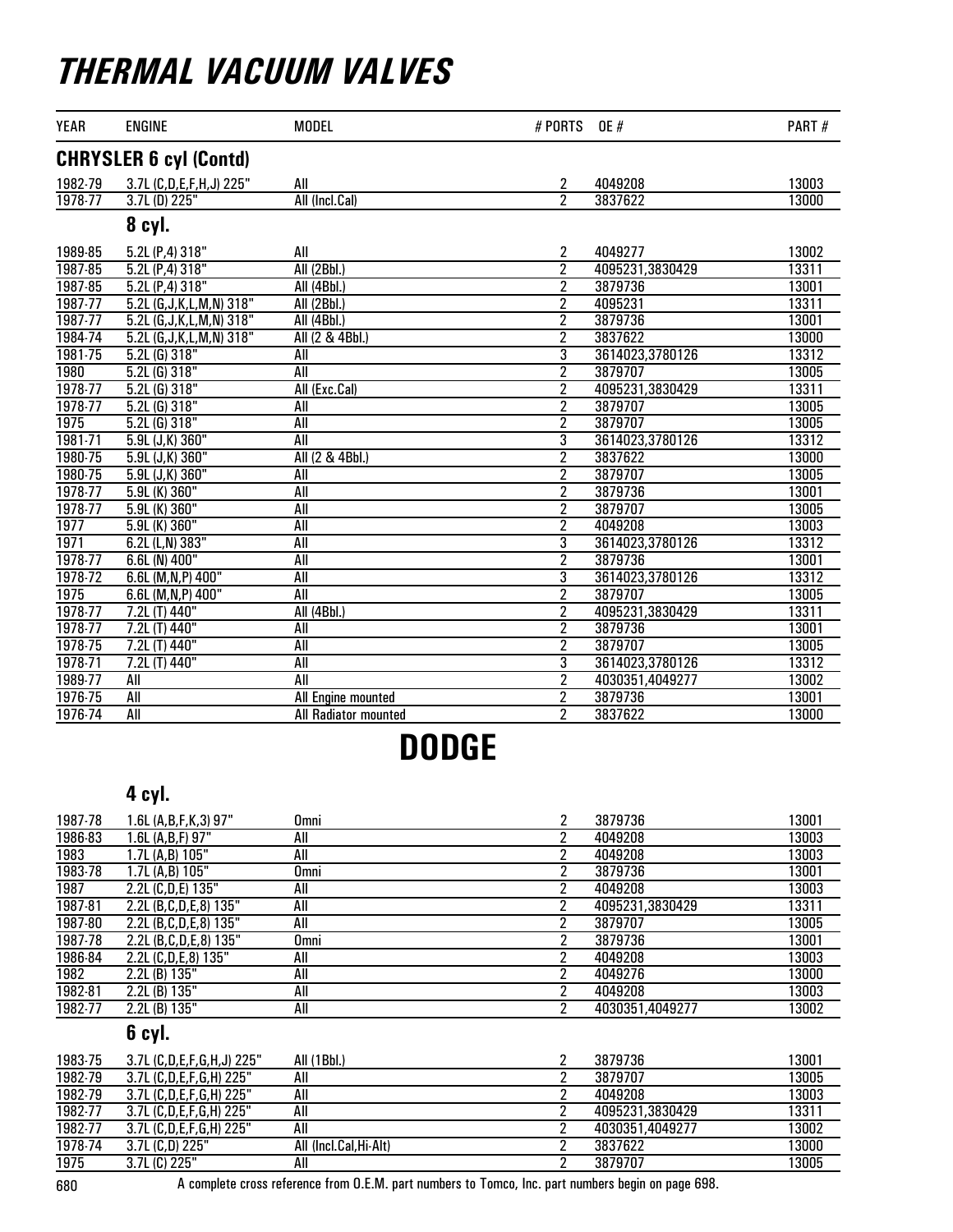# THERMAL VACUUM VALVES

| YEAR | ENGINE | MODEL | # PORTS | OE # | PART # |
|---|---|---|---|---|---|
| **CHRYSLER 6 cyl (Contd)** | | | | | |
| 1982-79 | 3.7L (C,D,E,F,H,J) 225" | All | 2 | 4049208 | 13003 |
| 1978-77 | 3.7L (D) 225" | All (Incl.Cal) | 2 | 3837622 | 13000 |
| **8 cyl.** | | | | | |
| 1989-85 | 5.2L (P,4) 318" | All | 2 | 4049277 | 13002 |
| 1987-85 | 5.2L (P,4) 318" | All (2Bbl.) | 2 | 4095231,3830429 | 13311 |
| 1987-85 | 5.2L (P,4) 318" | All (4Bbl.) | 2 | 3879736 | 13001 |
| 1987-77 | 5.2L (G,J,K,L,M,N) 318" | All (2Bbl.) | 2 | 4095231 | 13311 |
| 1987-77 | 5.2L (G,J,K,L,M,N) 318" | All (4Bbl.) | 2 | 3879736 | 13001 |
| 1984-74 | 5.2L (G,J,K,L,M,N) 318" | All (2 & 4Bbl.) | 2 | 3837622 | 13000 |
| 1981-75 | 5.2L (G) 318" | All | 3 | 3614023,3780126 | 13312 |
| 1980 | 5.2L (G) 318" | All | 2 | 3879707 | 13005 |
| 1978-77 | 5.2L (G) 318" | All (Exc.Cal) | 2 | 4095231,3830429 | 13311 |
| 1978-77 | 5.2L (G) 318" | All | 2 | 3879707 | 13005 |
| 1975 | 5.2L (G) 318" | All | 2 | 3879707 | 13005 |
| 1981-71 | 5.9L (J,K) 360" | All | 3 | 3614023,3780126 | 13312 |
| 1980-75 | 5.9L (J,K) 360" | All (2 & 4Bbl.) | 2 | 3837622 | 13000 |
| 1980-75 | 5.9L (J,K) 360" | All | 2 | 3879707 | 13005 |
| 1978-77 | 5.9L (K) 360" | All | 2 | 3879736 | 13001 |
| 1978-77 | 5.9L (K) 360" | All | 2 | 3879707 | 13005 |
| 1977 | 5.9L (K) 360" | All | 2 | 4049208 | 13003 |
| 1971 | 6.2L (L,N) 383" | All | 3 | 3614023,3780126 | 13312 |
| 1978-77 | 6.6L (N) 400" | All | 2 | 3879736 | 13001 |
| 1978-72 | 6.6L (M,N,P) 400" | All | 3 | 3614023,3780126 | 13312 |
| 1975 | 6.6L (M,N,P) 400" | All | 2 | 3879707 | 13005 |
| 1978-77 | 7.2L (T) 440" | All (4Bbl.) | 2 | 4095231,3830429 | 13311 |
| 1978-77 | 7.2L (T) 440" | All | 2 | 3879736 | 13001 |
| 1978-75 | 7.2L (T) 440" | All | 2 | 3879707 | 13005 |
| 1978-71 | 7.2L (T) 440" | All | 3 | 3614023,3780126 | 13312 |
| 1989-77 | All | All | 2 | 4030351,4049277 | 13002 |
| 1976-75 | All | All Engine mounted | 2 | 3879736 | 13001 |
| 1976-74 | All | All Radiator mounted | 2 | 3837622 | 13000 |

## DODGE

| YEAR | ENGINE | MODEL | # PORTS | OE # | PART # |
|---|---|---|---|---|---|
| **4 cyl.** | | | | | |
| 1987-78 | 1.6L (A,B,F,K,3) 97" | Omni | 2 | 3879736 | 13001 |
| 1986-83 | 1.6L (A,B,F) 97" | All | 2 | 4049208 | 13003 |
| 1983 | 1.7L (A,B) 105" | All | 2 | 4049208 | 13003 |
| 1983-78 | 1.7L (A,B) 105" | Omni | 2 | 3879736 | 13001 |
| 1987 | 2.2L (C,D,E) 135" | All | 2 | 4049208 | 13003 |
| 1987-81 | 2.2L (B,C,D,E,8) 135" | All | 2 | 4095231,3830429 | 13311 |
| 1987-80 | 2.2L (B,C,D,E,8) 135" | All | 2 | 3879707 | 13005 |
| 1987-78 | 2.2L (B,C,D,E,8) 135" | Omni | 2 | 3879736 | 13001 |
| 1986-84 | 2.2L (C,D,E,8) 135" | All | 2 | 4049208 | 13003 |
| 1982 | 2.2L (B) 135" | All | 2 | 4049276 | 13000 |
| 1982-81 | 2.2L (B) 135" | All | 2 | 4049208 | 13003 |
| 1982-77 | 2.2L (B) 135" | All | 2 | 4030351,4049277 | 13002 |
| **6 cyl.** | | | | | |
| 1983-75 | 3.7L (C,D,E,F,G,H,J) 225" | All (1Bbl.) | 2 | 3879736 | 13001 |
| 1982-79 | 3.7L (C,D,E,F,G,H) 225" | All | 2 | 3879707 | 13005 |
| 1982-79 | 3.7L (C,D,E,F,G,H) 225" | All | 2 | 4049208 | 13003 |
| 1982-77 | 3.7L (C,D,E,F,G,H) 225" | All | 2 | 4095231,3830429 | 13311 |
| 1982-77 | 3.7L (C,D,E,F,G,H) 225" | All | 2 | 4030351,4049277 | 13002 |
| 1978-74 | 3.7L (C,D) 225" | All (Incl.Cal,Hi-Alt) | 2 | 3837622 | 13000 |
| 1975 | 3.7L (C) 225" | All | 2 | 3879707 | 13005 |

A complete cross reference from O.E.M. part numbers to Tomco, Inc. part numbers begin on page 698.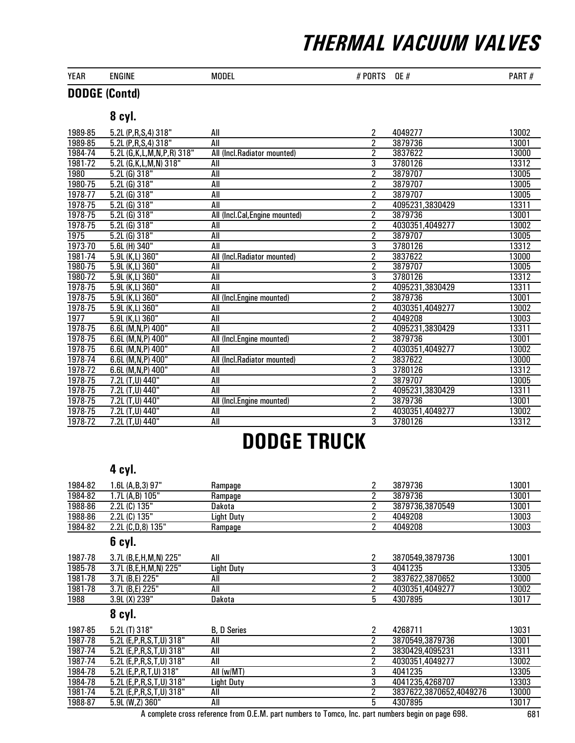# THERMAL VACUUM VALVES

## DODGE (Contd)

### 8 cyl.

| YEAR | ENGINE | MODEL | # PORTS | OE # | PART # |
|---|---|---|---|---|---|
| 1989-85 | 5.2L (P,R,S,4) 318" | All | 2 | 4049277 | 13002 |
| 1989-85 | 5.2L (P,R,S,4) 318" | All | 2 | 3879736 | 13001 |
| 1984-74 | 5.2L (G,K,L,M,N,P,R) 318" | All (Incl.Radiator mounted) | 2 | 3837622 | 13000 |
| 1981-72 | 5.2L (G,K,L,M,N) 318" | All | 3 | 3780126 | 13312 |
| 1980 | 5.2L (G) 318" | All | 2 | 3879707 | 13005 |
| 1980-75 | 5.2L (G) 318" | All | 2 | 3879707 | 13005 |
| 1978-77 | 5.2L (G) 318" | All | 2 | 3879707 | 13005 |
| 1978-75 | 5.2L (G) 318" | All | 2 | 4095231,3830429 | 13311 |
| 1978-75 | 5.2L (G) 318" | All (Incl.Cal,Engine mounted) | 2 | 3879736 | 13001 |
| 1978-75 | 5.2L (G) 318" | All | 2 | 4030351,4049277 | 13002 |
| 1975 | 5.2L (G) 318" | All | 2 | 3879707 | 13005 |
| 1973-70 | 5.6L (H) 340" | All | 3 | 3780126 | 13312 |
| 1981-74 | 5.9L (K,L) 360" | All (Incl.Radiator mounted) | 2 | 3837622 | 13000 |
| 1980-75 | 5.9L (K,L) 360" | All | 2 | 3879707 | 13005 |
| 1980-72 | 5.9L (K,L) 360" | All | 3 | 3780126 | 13312 |
| 1978-75 | 5.9L (K,L) 360" | All | 2 | 4095231,3830429 | 13311 |
| 1978-75 | 5.9L (K,L) 360" | All (Incl.Engine mounted) | 2 | 3879736 | 13001 |
| 1978-75 | 5.9L (K,L) 360" | All | 2 | 4030351,4049277 | 13002 |
| 1977 | 5.9L (K,L) 360" | All | 2 | 4049208 | 13003 |
| 1978-75 | 6.6L (M,N,P) 400" | All | 2 | 4095231,3830429 | 13311 |
| 1978-75 | 6.6L (M,N,P) 400" | All (Incl.Engine mounted) | 2 | 3879736 | 13001 |
| 1978-75 | 6.6L (M,N,P) 400" | All | 2 | 4030351,4049277 | 13002 |
| 1978-74 | 6.6L (M,N,P) 400" | All (Incl.Radiator mounted) | 2 | 3837622 | 13000 |
| 1978-72 | 6.6L (M,N,P) 400" | All | 3 | 3780126 | 13312 |
| 1978-75 | 7.2L (T,U) 440" | All | 2 | 3879707 | 13005 |
| 1978-75 | 7.2L (T,U) 440" | All | 2 | 4095231,3830429 | 13311 |
| 1978-75 | 7.2L (T,U) 440" | All (Incl.Engine mounted) | 2 | 3879736 | 13001 |
| 1978-75 | 7.2L (T,U) 440" | All | 2 | 4030351,4049277 | 13002 |
| 1978-72 | 7.2L (T,U) 440" | All | 3 | 3780126 | 13312 |

# DODGE TRUCK

### 4 cyl.

| YEAR | ENGINE | MODEL | # PORTS | OE # | PART # |
|---|---|---|---|---|---|
| 1984-82 | 1.6L (A,B,3) 97" | Rampage | 2 | 3879736 | 13001 |
| 1984-82 | 1.7L (A,B) 105" | Rampage | 2 | 3879736 | 13001 |
| 1988-86 | 2.2L (C) 135" | Dakota | 2 | 3879736,3870549 | 13001 |
| 1988-86 | 2.2L (C) 135" | Light Duty | 2 | 4049208 | 13003 |
| 1984-82 | 2.2L (C,D,8) 135" | Rampage | 2 | 4049208 | 13003 |

### 6 cyl.

| YEAR | ENGINE | MODEL | # PORTS | OE # | PART # |
|---|---|---|---|---|---|
| 1987-78 | 3.7L (B,E,H,M,N) 225" | All | 2 | 3870549,3879736 | 13001 |
| 1985-78 | 3.7L (B,E,H,M,N) 225" | Light Duty | 3 | 4041235 | 13305 |
| 1981-78 | 3.7L (B,E) 225" | All | 2 | 3837622,3870652 | 13000 |
| 1981-78 | 3.7L (B,E) 225" | All | 2 | 4030351,4049277 | 13002 |
| 1988 | 3.9L (X) 239" | Dakota | 5 | 4307895 | 13017 |

### 8 cyl.

| YEAR | ENGINE | MODEL | # PORTS | OE # | PART # |
|---|---|---|---|---|---|
| 1987-85 | 5.2L (T) 318" | B, D Series | 2 | 4268711 | 13031 |
| 1987-78 | 5.2L (E,P,R,S,T,U) 318" | All | 2 | 3870549,3879736 | 13001 |
| 1987-74 | 5.2L (E,P,R,S,T,U) 318" | All | 2 | 3830429,4095231 | 13311 |
| 1987-74 | 5.2L (E,P,R,S,T,U) 318" | All | 2 | 4030351,4049277 | 13002 |
| 1984-78 | 5.2L (E,P,R,T,U) 318" | All (w/MT) | 3 | 4041235 | 13305 |
| 1984-78 | 5.2L (E,P,R,S,T,U) 318" | Light Duty | 3 | 4041235,4268707 | 13303 |
| 1981-74 | 5.2L (E,P,R,S,T,U) 318" | All | 2 | 3837622,3870652,4049276 | 13000 |
| 1988-87 | 5.9L (W,Z) 360" | All | 5 | 4307895 | 13017 |

A complete cross reference from O.E.M. part numbers to Tomco, Inc. part numbers begin on page 698.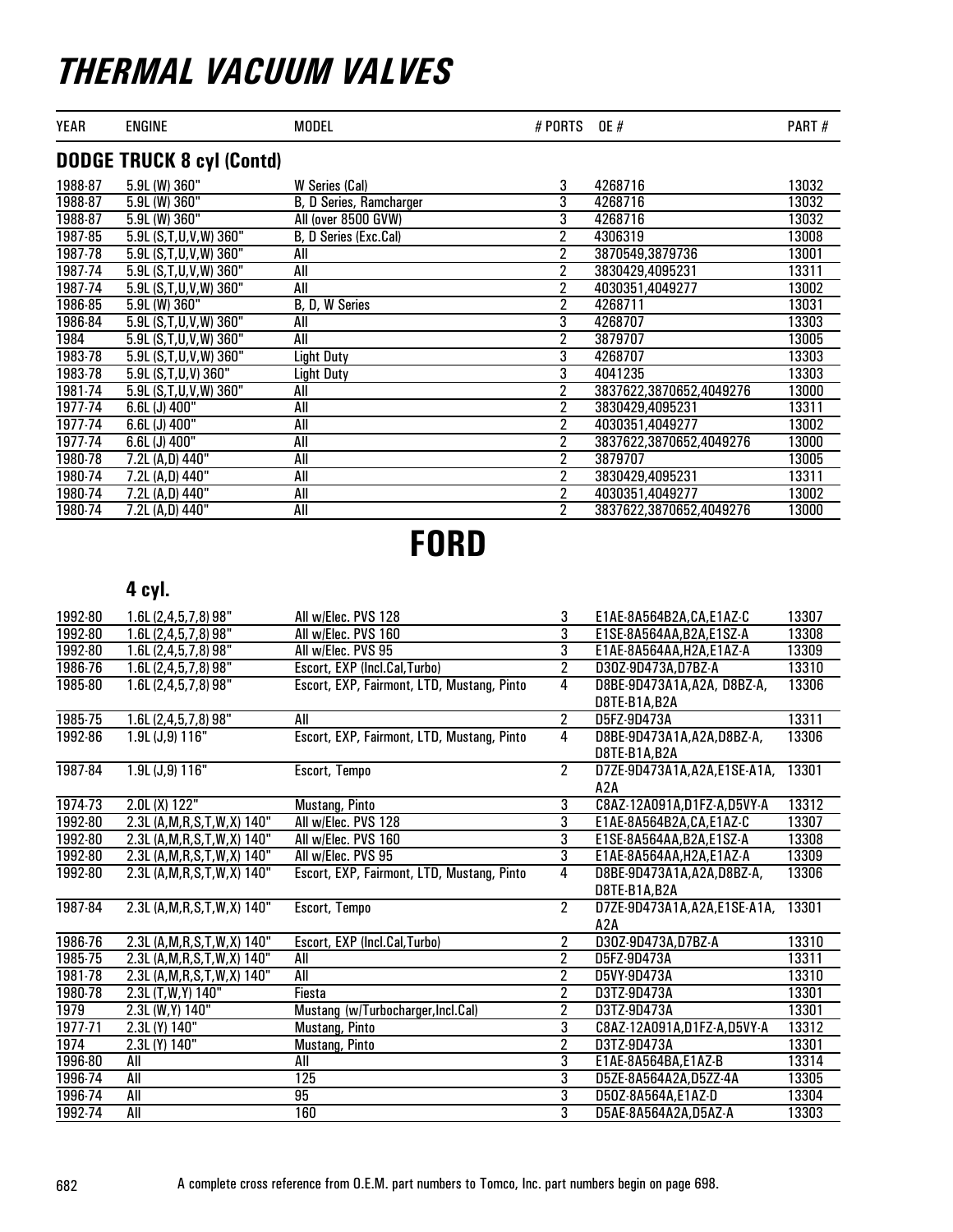# THERMAL VACUUM VALVES

## DODGE TRUCK 8 cyl (Contd)

| YEAR | ENGINE | MODEL | # PORTS | OE # | PART # |
|---|---|---|---|---|---|
| 1988-87 | 5.9L (W) 360" | W Series (Cal) | 3 | 4268716 | 13032 |
| 1988-87 | 5.9L (W) 360" | B, D Series, Ramcharger | 3 | 4268716 | 13032 |
| 1988-87 | 5.9L (W) 360" | All (over 8500 GVW) | 3 | 4268716 | 13032 |
| 1987-85 | 5.9L (S,T,U,V,W) 360" | B, D Series (Exc.Cal) | 2 | 4306319 | 13008 |
| 1987-78 | 5.9L (S,T,U,V,W) 360" | All | 2 | 3870549,3879736 | 13001 |
| 1987-74 | 5.9L (S,T,U,V,W) 360" | All | 2 | 3830429,4095231 | 13311 |
| 1987-74 | 5.9L (S,T,U,V,W) 360" | All | 2 | 4030351,4049277 | 13002 |
| 1986-85 | 5.9L (W) 360" | B, D, W Series | 2 | 4268711 | 13031 |
| 1986-84 | 5.9L (S,T,U,V,W) 360" | All | 3 | 4268707 | 13303 |
| 1984 | 5.9L (S,T,U,V,W) 360" | All | 2 | 3879707 | 13005 |
| 1983-78 | 5.9L (S,T,U,V,W) 360" | Light Duty | 3 | 4268707 | 13303 |
| 1983-78 | 5.9L (S,T,U,V) 360" | Light Duty | 3 | 4041235 | 13303 |
| 1981-74 | 5.9L (S,T,U,V,W) 360" | All | 2 | 3837622,3870652,4049276 | 13000 |
| 1977-74 | 6.6L (J) 400" | All | 2 | 3830429,4095231 | 13311 |
| 1977-74 | 6.6L (J) 400" | All | 2 | 4030351,4049277 | 13002 |
| 1977-74 | 6.6L (J) 400" | All | 2 | 3837622,3870652,4049276 | 13000 |
| 1980-78 | 7.2L (A,D) 440" | All | 2 | 3879707 | 13005 |
| 1980-74 | 7.2L (A,D) 440" | All | 2 | 3830429,4095231 | 13311 |
| 1980-74 | 7.2L (A,D) 440" | All | 2 | 4030351,4049277 | 13002 |
| 1980-74 | 7.2L (A,D) 440" | All | 2 | 3837622,3870652,4049276 | 13000 |

# FORD

### 4 cyl.

| YEAR | ENGINE | MODEL | # PORTS | OE # | PART # |
|---|---|---|---|---|---|
| 1992-80 | 1.6L (2,4,5,7,8) 98" | All w/Elec. PVS 128 | 3 | E1AE-8A564B2A,CA,E1AZ-C | 13307 |
| 1992-80 | 1.6L (2,4,5,7,8) 98" | All w/Elec. PVS 160 | 3 | E1SE-8A564AA,B2A,E1SZ-A | 13308 |
| 1992-80 | 1.6L (2,4,5,7,8) 98" | All w/Elec. PVS 95 | 3 | E1AE-8A564AA,H2A,E1AZ-A | 13309 |
| 1986-76 | 1.6L (2,4,5,7,8) 98" | Escort, EXP (Incl.Cal,Turbo) | 2 | D3OZ-9D473A,D7BZ-A | 13310 |
| 1985-80 | 1.6L (2,4,5,7,8) 98" | Escort, EXP, Fairmont, LTD, Mustang, Pinto | 4 | D8BE-9D473A1A,A2A, D8BZ-A, D8TE-B1A,B2A | 13306 |
| 1985-75 | 1.6L (2,4,5,7,8) 98" | All | 2 | D5FZ-9D473A | 13311 |
| 1992-86 | 1.9L (J,9) 116" | Escort, EXP, Fairmont, LTD, Mustang, Pinto | 4 | D8BE-9D473A1A,A2A,D8BZ-A, D8TE-B1A,B2A | 13306 |
| 1987-84 | 1.9L (J,9) 116" | Escort, Tempo | 2 | D7ZE-9D473A1A,A2A,E1SE-A1A, A2A | 13301 |
| 1974-73 | 2.0L (X) 122" | Mustang, Pinto | 3 | C8AZ-12A091A,D1FZ-A,D5VY-A | 13312 |
| 1992-80 | 2.3L (A,M,R,S,T,W,X) 140" | All w/Elec. PVS 128 | 3 | E1AE-8A564B2A,CA,E1AZ-C | 13307 |
| 1992-80 | 2.3L (A,M,R,S,T,W,X) 140" | All w/Elec. PVS 160 | 3 | E1SE-8A564AA,B2A,E1SZ-A | 13308 |
| 1992-80 | 2.3L (A,M,R,S,T,W,X) 140" | All w/Elec. PVS 95 | 3 | E1AE-8A564AA,H2A,E1AZ-A | 13309 |
| 1992-80 | 2.3L (A,M,R,S,T,W,X) 140" | Escort, EXP, Fairmont, LTD, Mustang, Pinto | 4 | D8BE-9D473A1A,A2A,D8BZ-A, D8TE-B1A,B2A | 13306 |
| 1987-84 | 2.3L (A,M,R,S,T,W,X) 140" | Escort, Tempo | 2 | D7ZE-9D473A1A,A2A,E1SE-A1A, A2A | 13301 |
| 1986-76 | 2.3L (A,M,R,S,T,W,X) 140" | Escort, EXP (Incl.Cal,Turbo) | 2 | D3OZ-9D473A,D7BZ-A | 13310 |
| 1985-75 | 2.3L (A,M,R,S,T,W,X) 140" | All | 2 | D5FZ-9D473A | 13311 |
| 1981-78 | 2.3L (A,M,R,S,T,W,X) 140" | All | 2 | D5VY-9D473A | 13310 |
| 1980-78 | 2.3L (T,W,Y) 140" | Fiesta | 2 | D3TZ-9D473A | 13301 |
| 1979 | 2.3L (W,Y) 140" | Mustang (w/Turbocharger,Incl.Cal) | 2 | D3TZ-9D473A | 13301 |
| 1977-71 | 2.3L (Y) 140" | Mustang, Pinto | 3 | C8AZ-12A091A,D1FZ-A,D5VY-A | 13312 |
| 1974 | 2.3L (Y) 140" | Mustang, Pinto | 2 | D3TZ-9D473A | 13301 |
| 1996-80 | All | All | 3 | E1AE-8A564BA,E1AZ-B | 13314 |
| 1996-74 | All | 125 | 3 | D5ZE-8A564A2A,D5ZZ-4A | 13305 |
| 1996-74 | All | 95 | 3 | D5OZ-8A564A,E1AZ-D | 13304 |
| 1992-74 | All | 160 | 3 | D5AE-8A564A2A,D5AZ-A | 13303 |

A complete cross reference from O.E.M. part numbers to Tomco, Inc. part numbers begin on page 698.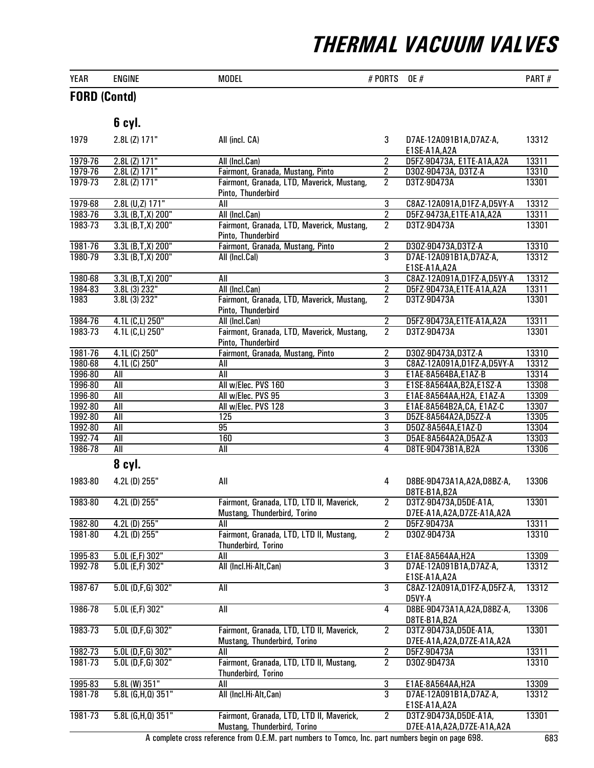# THERMAL VACUUM VALVES

| YEAR | ENGINE | MODEL | # PORTS | OE # | PART # |
|---|---|---|---|---|---|
| **FORD (Contd)** | | | | | |
| | **6 cyl.** | | | | |
| 1979 | 2.8L (Z) 171" | All (incl. CA) | 3 | D7AE-12A091B1A,D7AZ-A, E1SE-A1A,A2A | 13312 |
| 1979-76 | 2.8L (Z) 171" | All (Incl.Can) | 2 | D5FZ-9D473A, E1TE-A1A,A2A | 13311 |
| 1979-76 | 2.8L (Z) 171" | Fairmont, Granada, Mustang, Pinto | 2 | D30Z-9D473A, D3TZ-A | 13310 |
| 1979-73 | 2.8L (Z) 171" | Fairmont, Granada, LTD, Maverick, Mustang, Pinto, Thunderbird | 2 | D3TZ-9D473A | 13301 |
| 1979-68 | 2.8L (U,Z) 171" | All | 3 | C8AZ-12A091A,D1FZ-A,D5VY-A | 13312 |
| 1983-76 | 3.3L (B,T,X) 200" | All (Incl.Can) | 2 | D5FZ-9473A,E1TE-A1A,A2A | 13311 |
| 1983-73 | 3.3L (B,T,X) 200" | Fairmont, Granada, LTD, Maverick, Mustang, Pinto, Thunderbird | 2 | D3TZ-9D473A | 13301 |
| 1981-76 | 3.3L (B,T,X) 200" | Fairmont, Granada, Mustang, Pinto | 2 | D30Z-9D473A,D3TZ-A | 13310 |
| 1980-79 | 3.3L (B,T,X) 200" | All (Incl.Cal) | 3 | D7AE-12A091B1A,D7AZ-A, E1SE-A1A,A2A | 13312 |
| 1980-68 | 3.3L (B,T,X) 200" | All | 3 | C8AZ-12A091A,D1FZ-A,D5VY-A | 13312 |
| 1984-83 | 3.8L (3) 232" | All (Incl.Can) | 2 | D5FZ-9D473A,E1TE-A1A,A2A | 13311 |
| 1983 | 3.8L (3) 232" | Fairmont, Granada, LTD, Maverick, Mustang, Pinto, Thunderbird | 2 | D3TZ-9D473A | 13301 |
| 1984-76 | 4.1L (C,L) 250" | All (Incl.Can) | 2 | D5FZ-9D473A,E1TE-A1A,A2A | 13311 |
| 1983-73 | 4.1L (C,L) 250" | Fairmont, Granada, LTD, Maverick, Mustang, Pinto, Thunderbird | 2 | D3TZ-9D473A | 13301 |
| 1981-76 | 4.1L (C) 250" | Fairmont, Granada, Mustang, Pinto | 2 | D30Z-9D473A,D3TZ-A | 13310 |
| 1980-68 | 4.1L (C) 250" | All | 3 | C8AZ-12A091A,D1FZ-A,D5VY-A | 13312 |
| 1996-80 | All | All | 3 | E1AE-8A564BA,E1AZ-B | 13314 |
| 1996-80 | All | All w/Elec. PVS 160 | 3 | E1SE-8A564AA,B2A,E1SZ-A | 13308 |
| 1996-80 | All | All w/Elec. PVS 95 | 3 | E1AE-8A564AA,H2A, E1AZ-A | 13309 |
| 1992-80 | All | All w/Elec. PVS 128 | 3 | E1AE-8A564B2A,CA, E1AZ-C | 13307 |
| 1992-80 | All | 125 | 3 | D5ZE-8A564A2A,D5ZZ-A | 13305 |
| 1992-80 | All | 95 | 3 | D50Z-8A564A,E1AZ-D | 13304 |
| 1992-74 | All | 160 | 3 | D5AE-8A564A2A,D5AZ-A | 13303 |
| 1986-78 | All | All | 4 | D8TE-9D473B1A,B2A | 13306 |
| | **8 cyl.** | | | | |
| 1983-80 | 4.2L (D) 255" | All | 4 | D8BE-9D473A1A,A2A,D8BZ-A, D8TE-B1A,B2A | 13306 |
| 1983-80 | 4.2L (D) 255" | Fairmont, Granada, LTD, LTD II, Maverick, Mustang, Thunderbird, Torino | 2 | D3TZ-9D473A,D5DE-A1A, D7EE-A1A,A2A,D7ZE-A1A,A2A | 13301 |
| 1982-80 | 4.2L (D) 255" | All | 2 | D5FZ-9D473A | 13311 |
| 1981-80 | 4.2L (D) 255" | Fairmont, Granada, LTD, LTD II, Mustang, Thunderbird, Torino | 2 | D30Z-9D473A | 13310 |
| 1995-83 | 5.0L (E,F) 302" | All | 3 | E1AE-8A564AA,H2A | 13309 |
| 1992-78 | 5.0L (E,F) 302" | All (Incl.Hi-Alt,Can) | 3 | D7AE-12A091B1A,D7AZ-A, E1SE-A1A,A2A | 13312 |
| 1987-67 | 5.0L (D,F,G) 302" | All | 3 | C8AZ-12A091A,D1FZ-A,D5FZ-A, D5VY-A | 13312 |
| 1986-78 | 5.0L (E,F) 302" | All | 4 | D8BE-9D473A1A,A2A,D8BZ-A, D8TE-B1A,B2A | 13306 |
| 1983-73 | 5.0L (D,F,G) 302" | Fairmont, Granada, LTD, LTD II, Maverick, Mustang, Thunderbird, Torino | 2 | D3TZ-9D473A,D5DE-A1A, D7EE-A1A,A2A,D7ZE-A1A,A2A | 13301 |
| 1982-73 | 5.0L (D,F,G) 302" | All | 2 | D5FZ-9D473A | 13311 |
| 1981-73 | 5.0L (D,F,G) 302" | Fairmont, Granada, LTD, LTD II, Mustang, Thunderbird, Torino | 2 | D30Z-9D473A | 13310 |
| 1995-83 | 5.8L (W) 351" | All | 3 | E1AE-8A564AA,H2A | 13309 |
| 1981-78 | 5.8L (G,H,Q) 351" | All (Incl.Hi-Alt,Can) | 3 | D7AE-12A091B1A,D7AZ-A, E1SE-A1A,A2A | 13312 |
| 1981-73 | 5.8L (G,H,Q) 351" | Fairmont, Granada, LTD, LTD II, Maverick, Mustang, Thunderbird, Torino | 2 | D3TZ-9D473A,D5DE-A1A, D7EE-A1A,A2A,D7ZE-A1A,A2A | 13301 |

A complete cross reference from O.E.M. part numbers to Tomco, Inc. part numbers begin on page 698.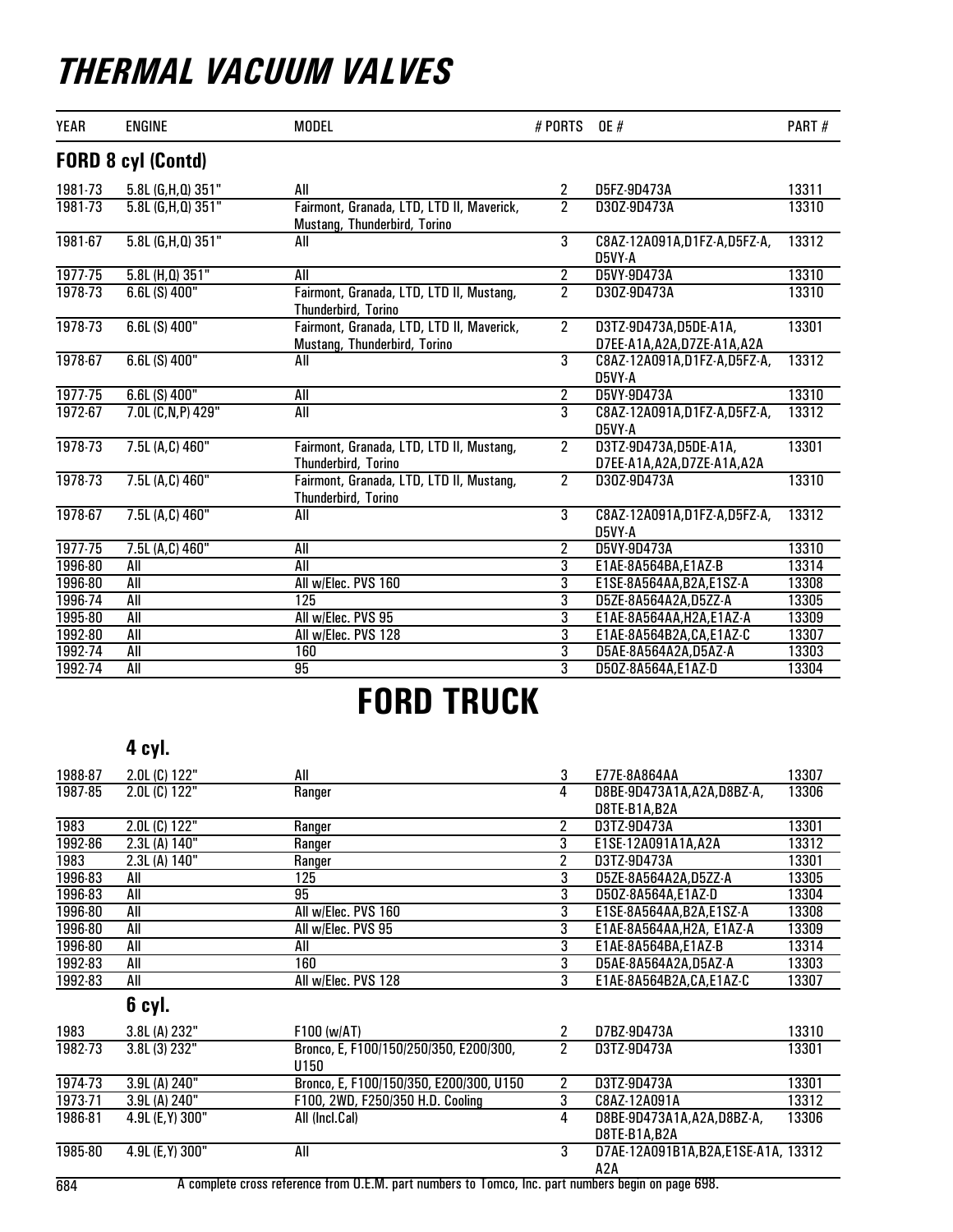# THERMAL VACUUM VALVES

| YEAR | ENGINE | MODEL | # PORTS | OE # | PART # |
|---|---|---|---|---|---|
| **FORD 8 cyl (Contd)** | | | | | |
| 1981-73 | 5.8L (G,H,Q) 351" | All | 2 | D5FZ-9D473A | 13311 |
| 1981-73 | 5.8L (G,H,Q) 351" | Fairmont, Granada, LTD, LTD II, Maverick, Mustang, Thunderbird, Torino | 2 | D3OZ-9D473A | 13310 |
| 1981-67 | 5.8L (G,H,Q) 351" | All | 3 | C8AZ-12A091A,D1FZ-A,D5FZ-A, D5VY-A | 13312 |
| 1977-75 | 5.8L (H,Q) 351" | All | 2 | D5VY-9D473A | 13310 |
| 1978-73 | 6.6L (S) 400" | Fairmont, Granada, LTD, LTD II, Mustang, Thunderbird, Torino | 2 | D3OZ-9D473A | 13310 |
| 1978-73 | 6.6L (S) 400" | Fairmont, Granada, LTD, LTD II, Maverick, Mustang, Thunderbird, Torino | 2 | D3TZ-9D473A,D5DE-A1A, D7EE-A1A,A2A,D7ZE-A1A,A2A | 13301 |
| 1978-67 | 6.6L (S) 400" | All | 3 | C8AZ-12A091A,D1FZ-A,D5FZ-A, D5VY-A | 13312 |
| 1977-75 | 6.6L (S) 400" | All | 2 | D5VY-9D473A | 13310 |
| 1972-67 | 7.0L (C,N,P) 429" | All | 3 | C8AZ-12A091A,D1FZ-A,D5FZ-A, D5VY-A | 13312 |
| 1978-73 | 7.5L (A,C) 460" | Fairmont, Granada, LTD, LTD II, Mustang, Thunderbird, Torino | 2 | D3TZ-9D473A,D5DE-A1A, D7EE-A1A,A2A,D7ZE-A1A,A2A | 13301 |
| 1978-73 | 7.5L (A,C) 460" | Fairmont, Granada, LTD, LTD II, Mustang, Thunderbird, Torino | 2 | D3OZ-9D473A | 13310 |
| 1978-67 | 7.5L (A,C) 460" | All | 3 | C8AZ-12A091A,D1FZ-A,D5FZ-A, D5VY-A | 13312 |
| 1977-75 | 7.5L (A,C) 460" | All | 2 | D5VY-9D473A | 13310 |
| 1996-80 | All | All | 3 | E1AE-8A564BA,E1AZ-B | 13314 |
| 1996-80 | All | All w/Elec. PVS 160 | 3 | E1SE-8A564AA,B2A,E1SZ-A | 13308 |
| 1996-74 | All | 125 | 3 | D5ZE-8A564A2A,D5ZZ-A | 13305 |
| 1995-80 | All | All w/Elec. PVS 95 | 3 | E1AE-8A564AA,H2A,E1AZ-A | 13309 |
| 1992-80 | All | All w/Elec. PVS 128 | 3 | E1AE-8A564B2A,CA,E1AZ-C | 13307 |
| 1992-74 | All | 160 | 3 | D5AE-8A564A2A,D5AZ-A | 13303 |
| 1992-74 | All | 95 | 3 | D5OZ-8A564A,E1AZ-D | 13304 |

# FORD TRUCK

| YEAR | ENGINE | MODEL | # PORTS | OE # | PART # |
|---|---|---|---|---|---|
| **4 cyl.** | | | | | |
| 1988-87 | 2.0L (C) 122" | All | 3 | E77E-8A864AA | 13307 |
| 1987-85 | 2.0L (C) 122" | Ranger | 4 | D8BE-9D473A1A,A2A,D8BZ-A, D8TE-B1A,B2A | 13306 |
| 1983 | 2.0L (C) 122" | Ranger | 2 | D3TZ-9D473A | 13301 |
| 1992-86 | 2.3L (A) 140" | Ranger | 3 | E1SE-12A091A1A,A2A | 13312 |
| 1983 | 2.3L (A) 140" | Ranger | 2 | D3TZ-9D473A | 13301 |
| 1996-83 | All | 125 | 3 | D5ZE-8A564A2A,D5ZZ-A | 13305 |
| 1996-83 | All | 95 | 3 | D5OZ-8A564A,E1AZ-D | 13304 |
| 1996-80 | All | All w/Elec. PVS 160 | 3 | E1SE-8A564AA,B2A,E1SZ-A | 13308 |
| 1996-80 | All | All w/Elec. PVS 95 | 3 | E1AE-8A564AA,H2A, E1AZ-A | 13309 |
| 1996-80 | All | All | 3 | E1AE-8A564BA,E1AZ-B | 13314 |
| 1992-83 | All | 160 | 3 | D5AE-8A564A2A,D5AZ-A | 13303 |
| 1992-83 | All | All w/Elec. PVS 128 | 3 | E1AE-8A564B2A,CA,E1AZ-C | 13307 |
| **6 cyl.** | | | | | |
| 1983 | 3.8L (A) 232" | F100 (w/AT) | 2 | D7BZ-9D473A | 13310 |
| 1982-73 | 3.8L (3) 232" | Bronco, E, F100/150/250/350, E200/300, U150 | 2 | D3TZ-9D473A | 13301 |
| 1974-73 | 3.9L (A) 240" | Bronco, E, F100/150/350, E200/300, U150 | 2 | D3TZ-9D473A | 13301 |
| 1973-71 | 3.9L (A) 240" | F100, 2WD, F250/350 H.D. Cooling | 3 | C8AZ-12A091A | 13312 |
| 1986-81 | 4.9L (E,Y) 300" | All (Incl.Cal) | 4 | D8BE-9D473A1A,A2A,D8BZ-A, D8TE-B1A,B2A | 13306 |
| 1985-80 | 4.9L (E,Y) 300" | All | 3 | D7AE-12A091B1A,B2A,E1SE-A1A, A2A | 13312 |

A complete cross reference from O.E.M. part numbers to Tomco, Inc. part numbers begin on page 698.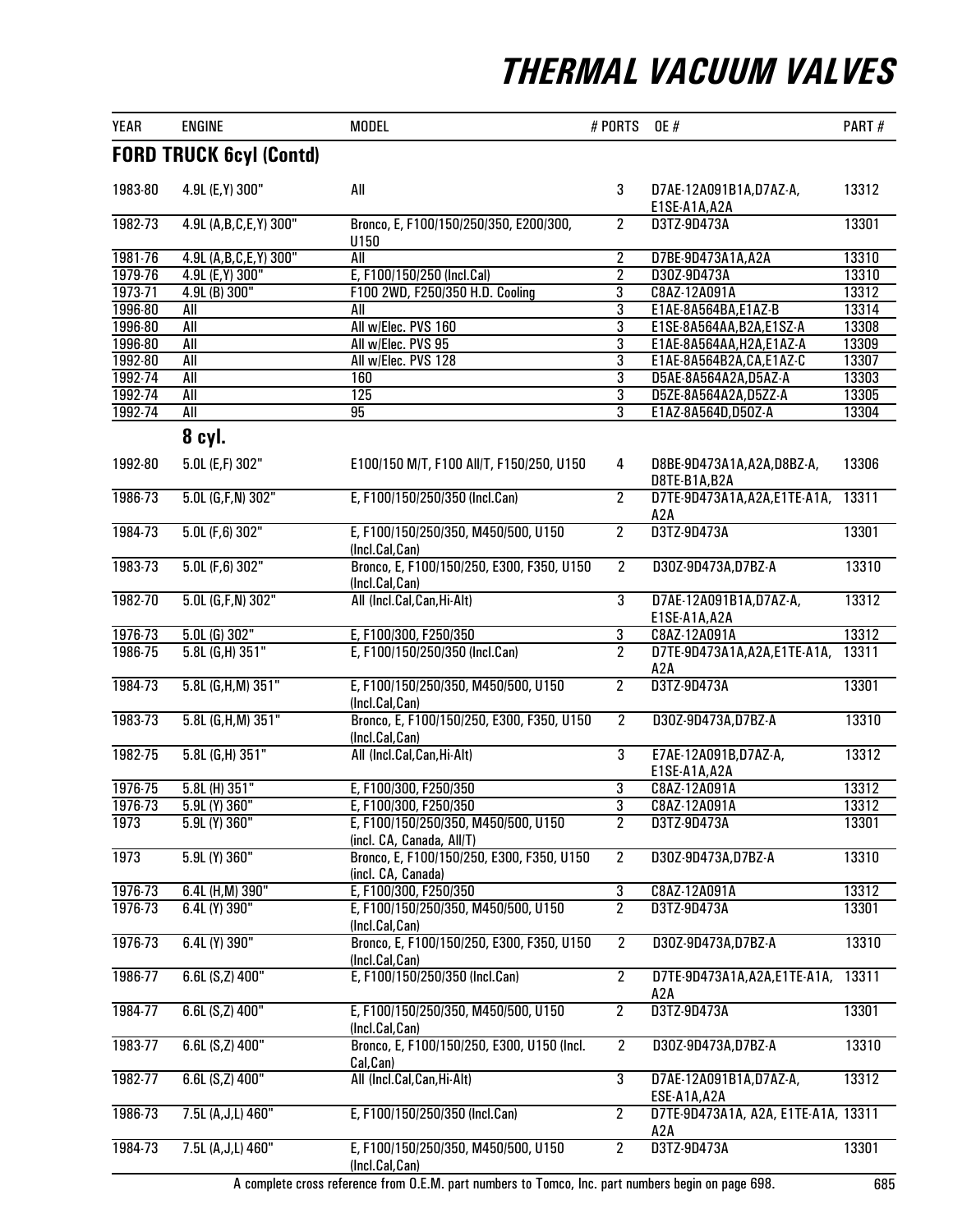# THERMAL VACUUM VALVES

| YEAR | ENGINE | MODEL | # PORTS | OE # | PART # |
|---|---|---|---|---|---|
| **FORD TRUCK 6cyl (Contd)** | | | | | |
| 1983-80 | 4.9L (E,Y) 300" | All | 3 | D7AE-12A091B1A,D7AZ-A, E1SE-A1A,A2A | 13312 |
| 1982-73 | 4.9L (A,B,C,E,Y) 300" | Bronco, E, F100/150/250/350, E200/300, U150 | 2 | D3TZ-9D473A | 13301 |
| 1981-76 | 4.9L (A,B,C,E,Y) 300" | All | 2 | D7BE-9D473A1A,A2A | 13310 |
| 1979-76 | 4.9L (E,Y) 300" | E, F100/150/250 (Incl.Cal) | 2 | D3OZ-9D473A | 13310 |
| 1973-71 | 4.9L (B) 300" | F100 2WD, F250/350 H.D. Cooling | 3 | C8AZ-12A091A | 13312 |
| 1996-80 | All | All | 3 | E1AE-8A564BA,E1AZ-B | 13314 |
| 1996-80 | All | All w/Elec. PVS 160 | 3 | E1SE-8A564AA,B2A,E1SZ-A | 13308 |
| 1996-80 | All | All w/Elec. PVS 95 | 3 | E1AE-8A564AA,H2A,E1AZ-A | 13309 |
| 1992-80 | All | All w/Elec. PVS 128 | 3 | E1AE-8A564B2A,CA,E1AZ-C | 13307 |
| 1992-74 | All | 160 | 3 | D5AE-8A564A2A,D5AZ-A | 13303 |
| 1992-74 | All | 125 | 3 | D5ZE-8A564A2A,D5ZZ-A | 13305 |
| 1992-74 | All | 95 | 3 | E1AZ-8A564D,D5OZ-A | 13304 |
| **8 cyl.** | | | | | |
| 1992-80 | 5.0L (E,F) 302" | E100/150 M/T, F100 All/T, F150/250, U150 | 4 | D8BE-9D473A1A,A2A,D8BZ-A, D8TE-B1A,B2A | 13306 |
| 1986-73 | 5.0L (G,F,N) 302" | E, F100/150/250/350 (Incl.Can) | 2 | D7TE-9D473A1A,A2A,E1TE-A1A, A2A | 13311 |
| 1984-73 | 5.0L (F,6) 302" | E, F100/150/250/350, M450/500, U150 (Incl.Cal,Can) | 2 | D3TZ-9D473A | 13301 |
| 1983-73 | 5.0L (F,6) 302" | Bronco, E, F100/150/250, E300, F350, U150 (Incl.Cal,Can) | 2 | D3OZ-9D473A,D7BZ-A | 13310 |
| 1982-70 | 5.0L (G,F,N) 302" | All (Incl.Cal,Can,Hi-Alt) | 3 | D7AE-12A091B1A,D7AZ-A, E1SE-A1A,A2A | 13312 |
| 1976-73 | 5.0L (G) 302" | E, F100/300, F250/350 | 3 | C8AZ-12A091A | 13312 |
| 1986-75 | 5.8L (G,H) 351" | E, F100/150/250/350 (Incl.Can) | 2 | D7TE-9D473A1A,A2A,E1TE-A1A, A2A | 13311 |
| 1984-73 | 5.8L (G,H,M) 351" | E, F100/150/250/350, M450/500, U150 (Incl.Cal,Can) | 2 | D3TZ-9D473A | 13301 |
| 1983-73 | 5.8L (G,H,M) 351" | Bronco, E, F100/150/250, E300, F350, U150 (Incl.Cal,Can) | 2 | D3OZ-9D473A,D7BZ-A | 13310 |
| 1982-75 | 5.8L (G,H) 351" | All (Incl.Cal,Can,Hi-Alt) | 3 | E7AE-12A091B,D7AZ-A, E1SE-A1A,A2A | 13312 |
| 1976-75 | 5.8L (H) 351" | E, F100/300, F250/350 | 3 | C8AZ-12A091A | 13312 |
| 1976-73 | 5.9L (Y) 360" | E, F100/300, F250/350 | 3 | C8AZ-12A091A | 13312 |
| 1973 | 5.9L (Y) 360" | E, F100/150/250/350, M450/500, U150 (incl. CA, Canada, All/T) | 2 | D3TZ-9D473A | 13301 |
| 1973 | 5.9L (Y) 360" | Bronco, E, F100/150/250, E300, F350, U150 (incl. CA, Canada) | 2 | D3OZ-9D473A,D7BZ-A | 13310 |
| 1976-73 | 6.4L (H,M) 390" | E, F100/300, F250/350 | 3 | C8AZ-12A091A | 13312 |
| 1976-73 | 6.4L (Y) 390" | E, F100/150/250/350, M450/500, U150 (Incl.Cal,Can) | 2 | D3TZ-9D473A | 13301 |
| 1976-73 | 6.4L (Y) 390" | Bronco, E, F100/150/250, E300, F350, U150 (Incl.Cal,Can) | 2 | D3OZ-9D473A,D7BZ-A | 13310 |
| 1986-77 | 6.6L (S,Z) 400" | E, F100/150/250/350 (Incl.Can) | 2 | D7TE-9D473A1A,A2A,E1TE-A1A, A2A | 13311 |
| 1984-77 | 6.6L (S,Z) 400" | E, F100/150/250/350, M450/500, U150 (Incl.Cal,Can) | 2 | D3TZ-9D473A | 13301 |
| 1983-77 | 6.6L (S,Z) 400" | Bronco, E, F100/150/250, E300, U150 (Incl. Cal,Can) | 2 | D3OZ-9D473A,D7BZ-A | 13310 |
| 1982-77 | 6.6L (S,Z) 400" | All (Incl.Cal,Can,Hi-Alt) | 3 | D7AE-12A091B1A,D7AZ-A, ESE-A1A,A2A | 13312 |
| 1986-73 | 7.5L (A,J,L) 460" | E, F100/150/250/350 (Incl.Can) | 2 | D7TE-9D473A1A, A2A, E1TE-A1A, A2A | 13311 |
| 1984-73 | 7.5L (A,J,L) 460" | E, F100/150/250/350, M450/500, U150 (Incl.Cal,Can) | 2 | D3TZ-9D473A | 13301 |

A complete cross reference from O.E.M. part numbers to Tomco, Inc. part numbers begin on page 698.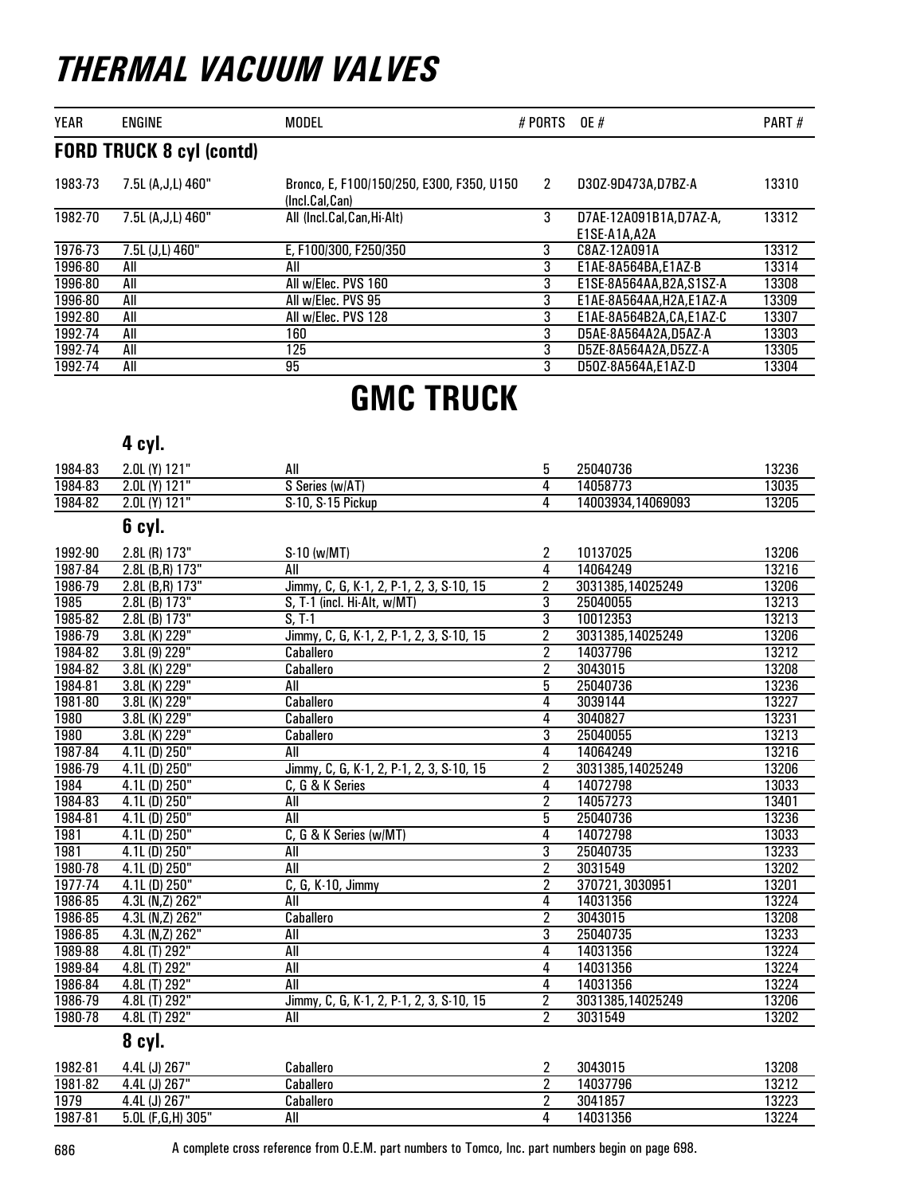# THERMAL VACUUM VALVES

| YEAR | ENGINE | MODEL | # PORTS | OE # | PART # |
|---|---|---|---|---|---|

## FORD TRUCK 8 cyl (contd)

| YEAR | ENGINE | MODEL | # PORTS | OE # | PART # |
|---|---|---|---|---|---|
| 1983-73 | 7.5L (A,J,L) 460" | Bronco, E, F100/150/250, E300, F350, U150 (Incl.Cal,Can) | 2 | D3OZ-9D473A,D7BZ-A | 13310 |
| 1982-70 | 7.5L (A,J,L) 460" | All (Incl.Cal,Can,Hi-Alt) | 3 | D7AE-12A091B1A,D7AZ-A, E1SE-A1A,A2A | 13312 |
| 1976-73 | 7.5L (J,L) 460" | E, F100/300, F250/350 | 3 | C8AZ-12A091A | 13312 |
| 1996-80 | All | All | 3 | E1AE-8A564BA,E1AZ-B | 13314 |
| 1996-80 | All | All w/Elec. PVS 160 | 3 | E1SE-8A564AA,B2A,S1SZ-A | 13308 |
| 1996-80 | All | All w/Elec. PVS 95 | 3 | E1AE-8A564AA,H2A,E1AZ-A | 13309 |
| 1992-80 | All | All w/Elec. PVS 128 | 3 | E1AE-8A564B2A,CA,E1AZ-C | 13307 |
| 1992-74 | All | 160 | 3 | D5AE-8A564A2A,D5AZ-A | 13303 |
| 1992-74 | All | 125 | 3 | D5ZE-8A564A2A,D5ZZ-A | 13305 |
| 1992-74 | All | 95 | 3 | D5OZ-8A564A,E1AZ-D | 13304 |

# GMC TRUCK

### 4 cyl.

| YEAR | ENGINE | MODEL | # PORTS | OE # | PART # |
|---|---|---|---|---|---|
| 1984-83 | 2.0L (Y) 121" | All | 5 | 25040736 | 13236 |
| 1984-83 | 2.0L (Y) 121" | S Series (w/AT) | 4 | 14058773 | 13035 |
| 1984-82 | 2.0L (Y) 121" | S-10, S-15 Pickup | 4 | 14003934,14069093 | 13205 |

### 6 cyl.

| YEAR | ENGINE | MODEL | # PORTS | OE # | PART # |
|---|---|---|---|---|---|
| 1992-90 | 2.8L (R) 173" | S-10 (w/MT) | 2 | 10137025 | 13206 |
| 1987-84 | 2.8L (B,R) 173" | All | 4 | 14064249 | 13216 |
| 1986-79 | 2.8L (B,R) 173" | Jimmy, C, G, K-1, 2, P-1, 2, 3, S-10, 15 | 2 | 3031385,14025249 | 13206 |
| 1985 | 2.8L (B) 173" | S, T-1 (incl. Hi-Alt, w/MT) | 3 | 25040055 | 13213 |
| 1985-82 | 2.8L (B) 173" | S, T-1 | 3 | 10012353 | 13213 |
| 1986-79 | 3.8L (K) 229" | Jimmy, C, G, K-1, 2, P-1, 2, 3, S-10, 15 | 2 | 3031385,14025249 | 13206 |
| 1984-82 | 3.8L (9) 229" | Caballero | 2 | 14037796 | 13212 |
| 1984-82 | 3.8L (K) 229" | Caballero | 2 | 3043015 | 13208 |
| 1984-81 | 3.8L (K) 229" | All | 5 | 25040736 | 13236 |
| 1981-80 | 3.8L (K) 229" | Caballero | 4 | 3039144 | 13227 |
| 1980 | 3.8L (K) 229" | Caballero | 4 | 3040827 | 13231 |
| 1980 | 3.8L (K) 229" | Caballero | 3 | 25040055 | 13213 |
| 1987-84 | 4.1L (D) 250" | All | 4 | 14064249 | 13216 |
| 1986-79 | 4.1L (D) 250" | Jimmy, C, G, K-1, 2, P-1, 2, 3, S-10, 15 | 2 | 3031385,14025249 | 13206 |
| 1984 | 4.1L (D) 250" | C, G & K Series | 4 | 14072798 | 13033 |
| 1984-83 | 4.1L (D) 250" | All | 2 | 14057273 | 13401 |
| 1984-81 | 4.1L (D) 250" | All | 5 | 25040736 | 13236 |
| 1981 | 4.1L (D) 250" | C, G & K Series (w/MT) | 4 | 14072798 | 13033 |
| 1981 | 4.1L (D) 250" | All | 3 | 25040735 | 13233 |
| 1980-78 | 4.1L (D) 250" | All | 2 | 3031549 | 13202 |
| 1977-74 | 4.1L (D) 250" | C, G, K-10, Jimmy | 2 | 370721, 3030951 | 13201 |
| 1986-85 | 4.3L (N,Z) 262" | All | 4 | 14031356 | 13224 |
| 1986-85 | 4.3L (N,Z) 262" | Caballero | 2 | 3043015 | 13208 |
| 1986-85 | 4.3L (N,Z) 262" | All | 3 | 25040735 | 13233 |
| 1989-88 | 4.8L (T) 292" | All | 4 | 14031356 | 13224 |
| 1989-84 | 4.8L (T) 292" | All | 4 | 14031356 | 13224 |
| 1986-84 | 4.8L (T) 292" | All | 4 | 14031356 | 13224 |
| 1986-79 | 4.8L (T) 292" | Jimmy, C, G, K-1, 2, P-1, 2, 3, S-10, 15 | 2 | 3031385,14025249 | 13206 |
| 1980-78 | 4.8L (T) 292" | All | 2 | 3031549 | 13202 |

### 8 cyl.

| YEAR | ENGINE | MODEL | # PORTS | OE # | PART # |
|---|---|---|---|---|---|
| 1982-81 | 4.4L (J) 267" | Caballero | 2 | 3043015 | 13208 |
| 1981-82 | 4.4L (J) 267" | Caballero | 2 | 14037796 | 13212 |
| 1979 | 4.4L (J) 267" | Caballero | 2 | 3041857 | 13223 |
| 1987-81 | 5.0L (F,G,H) 305" | All | 4 | 14031356 | 13224 |

A complete cross reference from O.E.M. part numbers to Tomco, Inc. part numbers begin on page 698.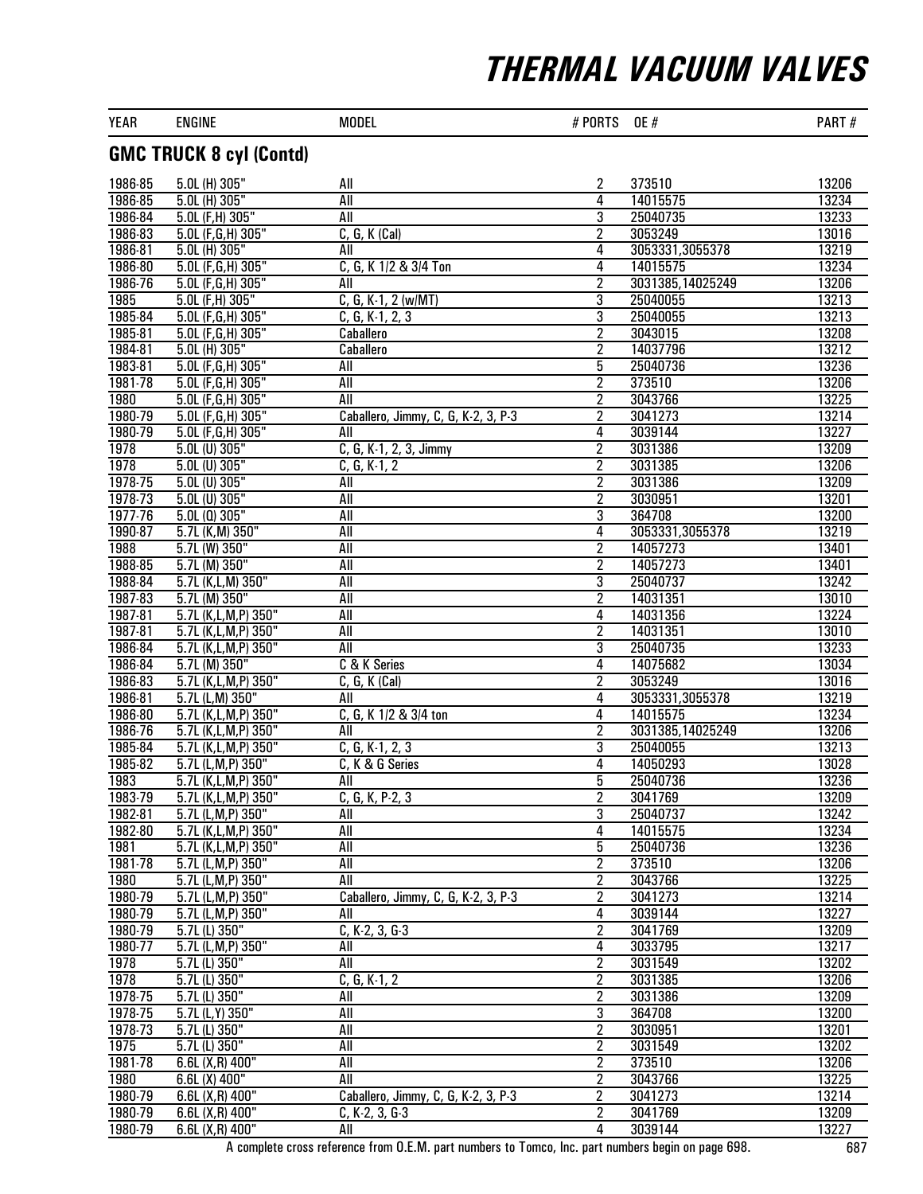# THERMAL VACUUM VALVES

## GMC TRUCK 8 cyl (Contd)

| YEAR | ENGINE | MODEL | # PORTS | OE # | PART # |
|---|---|---|---|---|---|
| 1986-85 | 5.0L (H) 305" | All | 2 | 373510 | 13206 |
| 1986-85 | 5.0L (H) 305" | All | 4 | 14015575 | 13234 |
| 1986-84 | 5.0L (F,H) 305" | All | 3 | 25040735 | 13233 |
| 1986-83 | 5.0L (F,G,H) 305" | C, G, K (Cal) | 2 | 3053249 | 13016 |
| 1986-81 | 5.0L (H) 305" | All | 4 | 3053331,3055378 | 13219 |
| 1986-80 | 5.0L (F,G,H) 305" | C, G, K 1/2 & 3/4 Ton | 4 | 14015575 | 13234 |
| 1986-76 | 5.0L (F,G,H) 305" | All | 2 | 3031385,14025249 | 13206 |
| 1985 | 5.0L (F,H) 305" | C, G, K-1, 2 (w/MT) | 3 | 25040055 | 13213 |
| 1985-84 | 5.0L (F,G,H) 305" | C, G, K-1, 2, 3 | 3 | 25040055 | 13213 |
| 1985-81 | 5.0L (F,G,H) 305" | Caballero | 2 | 3043015 | 13208 |
| 1984-81 | 5.0L (H) 305" | Caballero | 2 | 14037796 | 13212 |
| 1983-81 | 5.0L (F,G,H) 305" | All | 5 | 25040736 | 13236 |
| 1981-78 | 5.0L (F,G,H) 305" | All | 2 | 373510 | 13206 |
| 1980 | 5.0L (F,G,H) 305" | All | 2 | 3043766 | 13225 |
| 1980-79 | 5.0L (F,G,H) 305" | Caballero, Jimmy, C, G, K-2, 3, P-3 | 2 | 3041273 | 13214 |
| 1980-79 | 5.0L (F,G,H) 305" | All | 4 | 3039144 | 13227 |
| 1978 | 5.0L (U) 305" | C, G, K-1, 2, 3, Jimmy | 2 | 3031386 | 13209 |
| 1978 | 5.0L (U) 305" | C, G, K-1, 2 | 2 | 3031385 | 13206 |
| 1978-75 | 5.0L (U) 305" | All | 2 | 3031386 | 13209 |
| 1978-73 | 5.0L (U) 305" | All | 2 | 3030951 | 13201 |
| 1977-76 | 5.0L (Q) 305" | All | 3 | 364708 | 13200 |
| 1990-87 | 5.7L (K,M) 350" | All | 4 | 3053331,3055378 | 13219 |
| 1988 | 5.7L (W) 350" | All | 2 | 14057273 | 13401 |
| 1988-85 | 5.7L (M) 350" | All | 2 | 14057273 | 13401 |
| 1988-84 | 5.7L (K,L,M) 350" | All | 3 | 25040737 | 13242 |
| 1987-83 | 5.7L (M) 350" | All | 2 | 14031351 | 13010 |
| 1987-81 | 5.7L (K,L,M,P) 350" | All | 4 | 14031356 | 13224 |
| 1987-81 | 5.7L (K,L,M,P) 350" | All | 2 | 14031351 | 13010 |
| 1986-84 | 5.7L (K,L,M,P) 350" | All | 3 | 25040735 | 13233 |
| 1986-84 | 5.7L (M) 350" | C & K Series | 4 | 14075682 | 13034 |
| 1986-83 | 5.7L (K,L,M,P) 350" | C, G, K (Cal) | 2 | 3053249 | 13016 |
| 1986-81 | 5.7L (L,M) 350" | All | 4 | 3053331,3055378 | 13219 |
| 1986-80 | 5.7L (K,L,M,P) 350" | C, G, K 1/2 & 3/4 ton | 4 | 14015575 | 13234 |
| 1986-76 | 5.7L (K,L,M,P) 350" | All | 2 | 3031385,14025249 | 13206 |
| 1985-84 | 5.7L (K,L,M,P) 350" | C, G, K-1, 2, 3 | 3 | 25040055 | 13213 |
| 1985-82 | 5.7L (L,M,P) 350" | C, K & G Series | 4 | 14050293 | 13028 |
| 1983 | 5.7L (K,L,M,P) 350" | All | 5 | 25040736 | 13236 |
| 1983-79 | 5.7L (K,L,M,P) 350" | C, G, K, P-2, 3 | 2 | 3041769 | 13209 |
| 1982-81 | 5.7L (L,M,P) 350" | All | 3 | 25040737 | 13242 |
| 1982-80 | 5.7L (K,L,M,P) 350" | All | 4 | 14015575 | 13234 |
| 1981 | 5.7L (K,L,M,P) 350" | All | 5 | 25040736 | 13236 |
| 1981-78 | 5.7L (L,M,P) 350" | All | 2 | 373510 | 13206 |
| 1980 | 5.7L (L,M,P) 350" | All | 2 | 3043766 | 13225 |
| 1980-79 | 5.7L (L,M,P) 350" | Caballero, Jimmy, C, G, K-2, 3, P-3 | 2 | 3041273 | 13214 |
| 1980-79 | 5.7L (L,M,P) 350" | All | 4 | 3039144 | 13227 |
| 1980-79 | 5.7L (L) 350" | C, K-2, 3, G-3 | 2 | 3041769 | 13209 |
| 1980-77 | 5.7L (L,M,P) 350" | All | 4 | 3033795 | 13217 |
| 1978 | 5.7L (L) 350" | All | 2 | 3031549 | 13202 |
| 1978 | 5.7L (L) 350" | C, G, K-1, 2 | 2 | 3031385 | 13206 |
| 1978-75 | 5.7L (L) 350" | All | 2 | 3031386 | 13209 |
| 1978-75 | 5.7L (L,Y) 350" | All | 3 | 364708 | 13200 |
| 1978-73 | 5.7L (L) 350" | All | 2 | 3030951 | 13201 |
| 1975 | 5.7L (L) 350" | All | 2 | 3031549 | 13202 |
| 1981-78 | 6.6L (X,R) 400" | All | 2 | 373510 | 13206 |
| 1980 | 6.6L (X) 400" | All | 2 | 3043766 | 13225 |
| 1980-79 | 6.6L (X,R) 400" | Caballero, Jimmy, C, G, K-2, 3, P-3 | 2 | 3041273 | 13214 |
| 1980-79 | 6.6L (X,R) 400" | C, K-2, 3, G-3 | 2 | 3041769 | 13209 |
| 1980-79 | 6.6L (X,R) 400" | All | 4 | 3039144 | 13227 |

A complete cross reference from O.E.M. part numbers to Tomco, Inc. part numbers begin on page 698.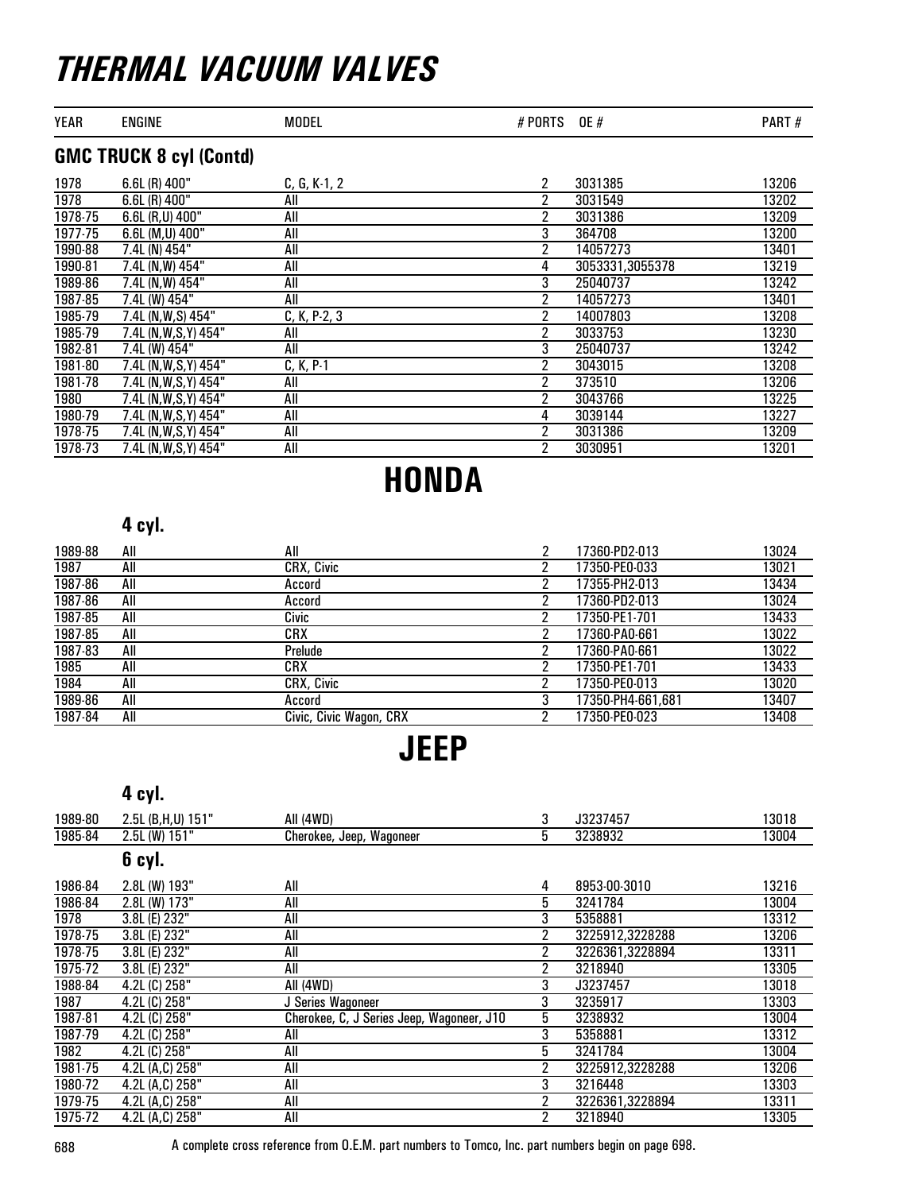# THERMAL VACUUM VALVES

## GMC TRUCK 8 cyl (Contd)

| YEAR | ENGINE | MODEL | # PORTS | OE # | PART # |
|---|---|---|---|---|---|
| 1978 | 6.6L (R) 400" | C, G, K-1, 2 | 2 | 3031385 | 13206 |
| 1978 | 6.6L (R) 400" | All | 2 | 3031549 | 13202 |
| 1978-75 | 6.6L (R,U) 400" | All | 2 | 3031386 | 13209 |
| 1977-75 | 6.6L (M,U) 400" | All | 3 | 364708 | 13200 |
| 1990-88 | 7.4L (N) 454" | All | 2 | 14057273 | 13401 |
| 1990-81 | 7.4L (N,W) 454" | All | 4 | 3053331,3055378 | 13219 |
| 1989-86 | 7.4L (N,W) 454" | All | 3 | 25040737 | 13242 |
| 1987-85 | 7.4L (W) 454" | All | 2 | 14057273 | 13401 |
| 1985-79 | 7.4L (N,W,S) 454" | C, K, P-2, 3 | 2 | 14007803 | 13208 |
| 1985-79 | 7.4L (N,W,S,Y) 454" | All | 2 | 3033753 | 13230 |
| 1982-81 | 7.4L (W) 454" | All | 3 | 25040737 | 13242 |
| 1981-80 | 7.4L (N,W,S,Y) 454" | C, K, P-1 | 2 | 3043015 | 13208 |
| 1981-78 | 7.4L (N,W,S,Y) 454" | All | 2 | 373510 | 13206 |
| 1980 | 7.4L (N,W,S,Y) 454" | All | 2 | 3043766 | 13225 |
| 1980-79 | 7.4L (N,W,S,Y) 454" | All | 4 | 3039144 | 13227 |
| 1978-75 | 7.4L (N,W,S,Y) 454" | All | 2 | 3031386 | 13209 |
| 1978-73 | 7.4L (N,W,S,Y) 454" | All | 2 | 3030951 | 13201 |

# HONDA

### 4 cyl.

| YEAR | ENGINE | MODEL | # PORTS | OE # | PART # |
|---|---|---|---|---|---|
| 1989-88 | All | All | 2 | 17360-PD2-013 | 13024 |
| 1987 | All | CRX, Civic | 2 | 17350-PE0-033 | 13021 |
| 1987-86 | All | Accord | 2 | 17355-PH2-013 | 13434 |
| 1987-86 | All | Accord | 2 | 17360-PD2-013 | 13024 |
| 1987-85 | All | Civic | 2 | 17350-PE1-701 | 13433 |
| 1987-85 | All | CRX | 2 | 17360-PA0-661 | 13022 |
| 1987-83 | All | Prelude | 2 | 17360-PA0-661 | 13022 |
| 1985 | All | CRX | 2 | 17350-PE1-701 | 13433 |
| 1984 | All | CRX, Civic | 2 | 17350-PE0-013 | 13020 |
| 1989-86 | All | Accord | 3 | 17350-PH4-661,681 | 13407 |
| 1987-84 | All | Civic, Civic Wagon, CRX | 2 | 17350-PE0-023 | 13408 |

# JEEP

### 4 cyl.

| YEAR | ENGINE | MODEL | # PORTS | OE # | PART # |
|---|---|---|---|---|---|
| 1989-80 | 2.5L (B,H,U) 151" | All (4WD) | 3 | J3237457 | 13018 |
| 1985-84 | 2.5L (W) 151" | Cherokee, Jeep, Wagoneer | 5 | 3238932 | 13004 |

### 6 cyl.

| YEAR | ENGINE | MODEL | # PORTS | OE # | PART # |
|---|---|---|---|---|---|
| 1986-84 | 2.8L (W) 193" | All | 4 | 8953-00-3010 | 13216 |
| 1986-84 | 2.8L (W) 173" | All | 5 | 3241784 | 13004 |
| 1978 | 3.8L (E) 232" | All | 3 | 5358881 | 13312 |
| 1978-75 | 3.8L (E) 232" | All | 2 | 3225912,3228288 | 13206 |
| 1978-75 | 3.8L (E) 232" | All | 2 | 3226361,3228894 | 13311 |
| 1975-72 | 3.8L (E) 232" | All | 2 | 3218940 | 13305 |
| 1988-84 | 4.2L (C) 258" | All (4WD) | 3 | J3237457 | 13018 |
| 1987 | 4.2L (C) 258" | J Series Wagoneer | 3 | 3235917 | 13303 |
| 1987-81 | 4.2L (C) 258" | Cherokee, C, J Series Jeep, Wagoneer, J10 | 5 | 3238932 | 13004 |
| 1987-79 | 4.2L (C) 258" | All | 3 | 5358881 | 13312 |
| 1982 | 4.2L (C) 258" | All | 5 | 3241784 | 13004 |
| 1981-75 | 4.2L (A,C) 258" | All | 2 | 3225912,3228288 | 13206 |
| 1980-72 | 4.2L (A,C) 258" | All | 3 | 3216448 | 13303 |
| 1979-75 | 4.2L (A,C) 258" | All | 2 | 3226361,3228894 | 13311 |
| 1975-72 | 4.2L (A,C) 258" | All | 2 | 3218940 | 13305 |

A complete cross reference from O.E.M. part numbers to Tomco, Inc. part numbers begin on page 698.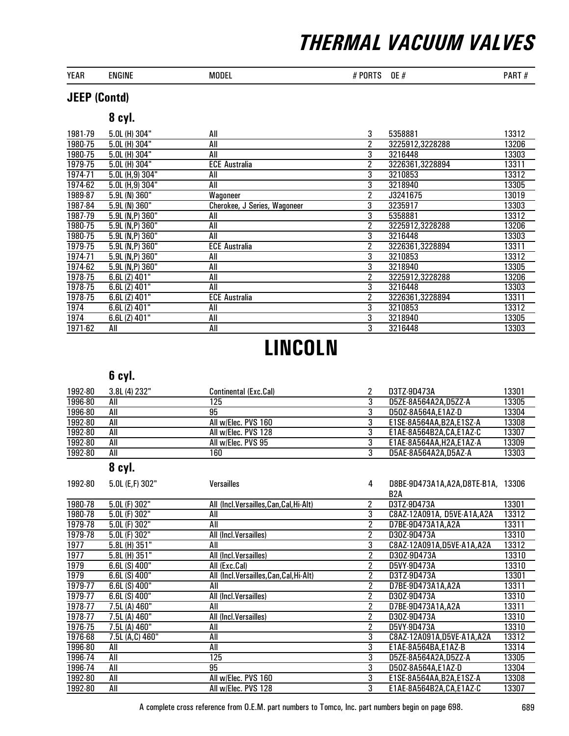# THERMAL VACUUM VALVES

| YEAR | ENGINE | MODEL | # PORTS | OE # | PART # |
|---|---|---|---|---|---|

## JEEP (Contd)

### 8 cyl.

| YEAR | ENGINE | MODEL | # PORTS | OE # | PART # |
|---|---|---|---|---|---|
| 1981-79 | 5.0L (H) 304" | All | 3 | 5358881 | 13312 |
| 1980-75 | 5.0L (H) 304" | All | 2 | 3225912,3228288 | 13206 |
| 1980-75 | 5.0L (H) 304" | All | 3 | 3216448 | 13303 |
| 1979-75 | 5.0L (H) 304" | ECE Australia | 2 | 3226361,3228894 | 13311 |
| 1974-71 | 5.0L (H,9) 304" | All | 3 | 3210853 | 13312 |
| 1974-62 | 5.0L (H,9) 304" | All | 3 | 3218940 | 13305 |
| 1989-87 | 5.9L (N) 360" | Wagoneer | 2 | J3241675 | 13019 |
| 1987-84 | 5.9L (N) 360" | Cherokee, J Series, Wagoneer | 3 | 3235917 | 13303 |
| 1987-79 | 5.9L (N,P) 360" | All | 3 | 5358881 | 13312 |
| 1980-75 | 5.9L (N,P) 360" | All | 2 | 3225912,3228288 | 13206 |
| 1980-75 | 5.9L (N,P) 360" | All | 3 | 3216448 | 13303 |
| 1979-75 | 5.9L (N,P) 360" | ECE Australia | 2 | 3226361,3228894 | 13311 |
| 1974-71 | 5.9L (N,P) 360" | All | 3 | 3210853 | 13312 |
| 1974-62 | 5.9L (N,P) 360" | All | 3 | 3218940 | 13305 |
| 1978-75 | 6.6L (Z) 401" | All | 2 | 3225912,3228288 | 13206 |
| 1978-75 | 6.6L (Z) 401" | All | 3 | 3216448 | 13303 |
| 1978-75 | 6.6L (Z) 401" | ECE Australia | 2 | 3226361,3228894 | 13311 |
| 1974 | 6.6L (Z) 401" | All | 3 | 3210853 | 13312 |
| 1974 | 6.6L (Z) 401" | All | 3 | 3218940 | 13305 |
| 1971-62 | All | All | 3 | 3216448 | 13303 |

# LINCOLN

### 6 cyl.

| YEAR | ENGINE | MODEL | # PORTS | OE # | PART # |
|---|---|---|---|---|---|
| 1992-80 | 3.8L (4) 232" | Continental (Exc.Cal) | 2 | D3TZ-9D473A | 13301 |
| 1996-80 | All | 125 | 3 | D5ZE-8A564A2A,D5ZZ-A | 13305 |
| 1996-80 | All | 95 | 3 | D5OZ-8A564A,E1AZ-D | 13304 |
| 1992-80 | All | All w/Elec. PVS 160 | 3 | E1SE-8A564AA,B2A,E1SZ-A | 13308 |
| 1992-80 | All | All w/Elec. PVS 128 | 3 | E1AE-8A564B2A,CA,E1AZ-C | 13307 |
| 1992-80 | All | All w/Elec. PVS 95 | 3 | E1AE-8A564AA,H2A,E1AZ-A | 13309 |
| 1992-80 | All | 160 | 3 | D5AE-8A564A2A,D5AZ-A | 13303 |

### 8 cyl.

| YEAR | ENGINE | MODEL | # PORTS | OE # | PART # |
|---|---|---|---|---|---|
| 1992-80 | 5.0L (E,F) 302" | Versailles | 4 | D8BE-9D473A1A,A2A,D8TE-B1A, B2A | 13306 |
| 1980-78 | 5.0L (F) 302" | All (Incl.Versailles,Can,Cal,Hi-Alt) | 2 | D3TZ-9D473A | 13301 |
| 1980-78 | 5.0L (F) 302" | All | 3 | C8AZ-12A091A, D5VE-A1A,A2A | 13312 |
| 1979-78 | 5.0L (F) 302" | All | 2 | D7BE-9D473A1A,A2A | 13311 |
| 1979-78 | 5.0L (F) 302" | All (Incl.Versailles) | 2 | D3OZ-9D473A | 13310 |
| 1977 | 5.8L (H) 351" | All | 3 | C8AZ-12A091A,D5VE-A1A,A2A | 13312 |
| 1977 | 5.8L (H) 351" | All (Incl.Versailles) | 2 | D3OZ-9D473A | 13310 |
| 1979 | 6.6L (S) 400" | All (Exc.Cal) | 2 | D5VY-9D473A | 13310 |
| 1979 | 6.6L (S) 400" | All (Incl.Versailles,Can,Cal,Hi-Alt) | 2 | D3TZ-9D473A | 13301 |
| 1979-77 | 6.6L (S) 400" | All | 2 | D7BE-9D473A1A,A2A | 13311 |
| 1979-77 | 6.6L (S) 400" | All (Incl.Versailles) | 2 | D3OZ-9D473A | 13310 |
| 1978-77 | 7.5L (A) 460" | All | 2 | D7BE-9D473A1A,A2A | 13311 |
| 1978-77 | 7.5L (A) 460" | All (Incl.Versailles) | 2 | D3OZ-9D473A | 13310 |
| 1976-75 | 7.5L (A) 460" | All | 2 | D5VY-9D473A | 13310 |
| 1976-68 | 7.5L (A,C) 460" | All | 3 | C8AZ-12A091A,D5VE-A1A,A2A | 13312 |
| 1996-80 | All | All | 3 | E1AE-8A564BA,E1AZ-B | 13314 |
| 1996-74 | All | 125 | 3 | D5ZE-8A564A2A,D5ZZ-A | 13305 |
| 1996-74 | All | 95 | 3 | D5OZ-8A564A,E1AZ-D | 13304 |
| 1992-80 | All | All w/Elec. PVS 160 | 3 | E1SE-8A564AA,B2A,E1SZ-A | 13308 |
| 1992-80 | All | All w/Elec. PVS 128 | 3 | E1AE-8A564B2A,CA,E1AZ-C | 13307 |

A complete cross reference from O.E.M. part numbers to Tomco, Inc. part numbers begin on page 698.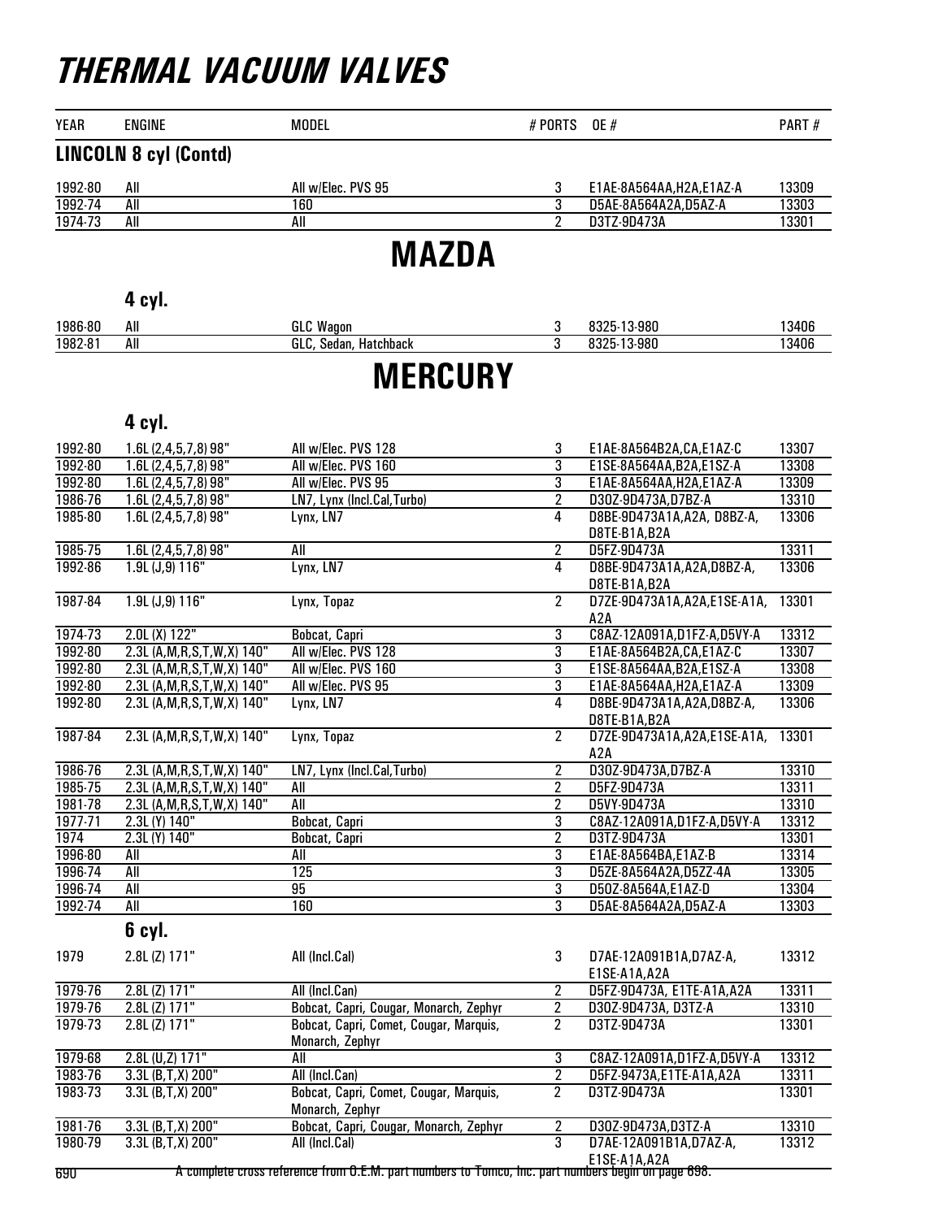# THERMAL VACUUM VALVES

| YEAR | ENGINE | MODEL | # PORTS | OE # | PART # |
|---|---|---|---|---|---|
| **LINCOLN 8 cyl (Contd)** | | | | | |
| 1992-80 | All | All w/Elec. PVS 95 | 3 | E1AE-8A564AA,H2A,E1AZ-A | 13309 |
| 1992-74 | All | 160 | 3 | D5AE-8A564A2A,D5AZ-A | 13303 |
| 1974-73 | All | All | 2 | D3TZ-9D473A | 13301 |

## MAZDA

### 4 cyl.

| YEAR | ENGINE | MODEL | # PORTS | OE # | PART # |
|---|---|---|---|---|---|
| 1986-80 | All | GLC Wagon | 3 | 8325-13-980 | 13406 |
| 1982-81 | All | GLC, Sedan, Hatchback | 3 | 8325-13-980 | 13406 |

## MERCURY

### 4 cyl.

| YEAR | ENGINE | MODEL | # PORTS | OE # | PART # |
|---|---|---|---|---|---|
| 1992-80 | 1.6L (2,4,5,7,8) 98" | All w/Elec. PVS 128 | 3 | E1AE-8A564B2A,CA,E1AZ-C | 13307 |
| 1992-80 | 1.6L (2,4,5,7,8) 98" | All w/Elec. PVS 160 | 3 | E1SE-8A564AA,B2A,E1SZ-A | 13308 |
| 1992-80 | 1.6L (2,4,5,7,8) 98" | All w/Elec. PVS 95 | 3 | E1AE-8A564AA,H2A,E1AZ-A | 13309 |
| 1986-76 | 1.6L (2,4,5,7,8) 98" | LN7, Lynx (Incl.Cal,Turbo) | 2 | D3OZ-9D473A,D7BZ-A | 13310 |
| 1985-80 | 1.6L (2,4,5,7,8) 98" | Lynx, LN7 | 4 | D8BE-9D473A1A,A2A, D8BZ-A, D8TE-B1A,B2A | 13306 |
| 1985-75 | 1.6L (2,4,5,7,8) 98" | All | 2 | D5FZ-9D473A | 13311 |
| 1992-86 | 1.9L (J,9) 116" | Lynx, LN7 | 4 | D8BE-9D473A1A,A2A,D8BZ-A, D8TE-B1A,B2A | 13306 |
| 1987-84 | 1.9L (J,9) 116" | Lynx, Topaz | 2 | D7ZE-9D473A1A,A2A,E1SE-A1A, A2A | 13301 |
| 1974-73 | 2.0L (X) 122" | Bobcat, Capri | 3 | C8AZ-12A091A,D1FZ-A,D5VY-A | 13312 |
| 1992-80 | 2.3L (A,M,R,S,T,W,X) 140" | All w/Elec. PVS 128 | 3 | E1AE-8A564B2A,CA,E1AZ-C | 13307 |
| 1992-80 | 2.3L (A,M,R,S,T,W,X) 140" | All w/Elec. PVS 160 | 3 | E1SE-8A564AA,B2A,E1SZ-A | 13308 |
| 1992-80 | 2.3L (A,M,R,S,T,W,X) 140" | All w/Elec. PVS 95 | 3 | E1AE-8A564AA,H2A,E1AZ-A | 13309 |
| 1992-80 | 2.3L (A,M,R,S,T,W,X) 140" | Lynx, LN7 | 4 | D8BE-9D473A1A,A2A,D8BZ-A, D8TE-B1A,B2A | 13306 |
| 1987-84 | 2.3L (A,M,R,S,T,W,X) 140" | Lynx, Topaz | 2 | D7ZE-9D473A1A,A2A,E1SE-A1A, A2A | 13301 |
| 1986-76 | 2.3L (A,M,R,S,T,W,X) 140" | LN7, Lynx (Incl.Cal,Turbo) | 2 | D3OZ-9D473A,D7BZ-A | 13310 |
| 1985-75 | 2.3L (A,M,R,S,T,W,X) 140" | All | 2 | D5FZ-9D473A | 13311 |
| 1981-78 | 2.3L (A,M,R,S,T,W,X) 140" | All | 2 | D5VY-9D473A | 13310 |
| 1977-71 | 2.3L (Y) 140" | Bobcat, Capri | 3 | C8AZ-12A091A,D1FZ-A,D5VY-A | 13312 |
| 1974 | 2.3L (Y) 140" | Bobcat, Capri | 2 | D3TZ-9D473A | 13301 |
| 1996-80 | All | All | 3 | E1AE-8A564BA,E1AZ-B | 13314 |
| 1996-74 | All | 125 | 3 | D5ZE-8A564A2A,D5ZZ-4A | 13305 |
| 1996-74 | All | 95 | 3 | D5OZ-8A564A,E1AZ-D | 13304 |
| 1992-74 | All | 160 | 3 | D5AE-8A564A2A,D5AZ-A | 13303 |

### 6 cyl.

| YEAR | ENGINE | MODEL | # PORTS | OE # | PART # |
|---|---|---|---|---|---|
| 1979 | 2.8L (Z) 171" | All (Incl.Cal) | 3 | D7AE-12A091B1A,D7AZ-A, E1SE-A1A,A2A | 13312 |
| 1979-76 | 2.8L (Z) 171" | All (Incl.Can) | 2 | D5FZ-9D473A, E1TE-A1A,A2A | 13311 |
| 1979-76 | 2.8L (Z) 171" | Bobcat, Capri, Cougar, Monarch, Zephyr | 2 | D3OZ-9D473A, D3TZ-A | 13310 |
| 1979-73 | 2.8L (Z) 171" | Bobcat, Capri, Comet, Cougar, Marquis, Monarch, Zephyr | 2 | D3TZ-9D473A | 13301 |
| 1979-68 | 2.8L (U,Z) 171" | All | 3 | C8AZ-12A091A,D1FZ-A,D5VY-A | 13312 |
| 1983-76 | 3.3L (B,T,X) 200" | All (Incl.Can) | 2 | D5FZ-9473A,E1TE-A1A,A2A | 13311 |
| 1983-73 | 3.3L (B,T,X) 200" | Bobcat, Capri, Comet, Cougar, Marquis, Monarch, Zephyr | 2 | D3TZ-9D473A | 13301 |
| 1981-76 | 3.3L (B,T,X) 200" | Bobcat, Capri, Cougar, Monarch, Zephyr | 2 | D3OZ-9D473A,D3TZ-A | 13310 |
| 1980-79 | 3.3L (B,T,X) 200" | All (Incl.Cal) | 3 | D7AE-12A091B1A,D7AZ-A, E1SE-A1A,A2A | 13312 |

A complete cross reference from O.E.M. part numbers to Tomco, Inc. part numbers begin on page 698.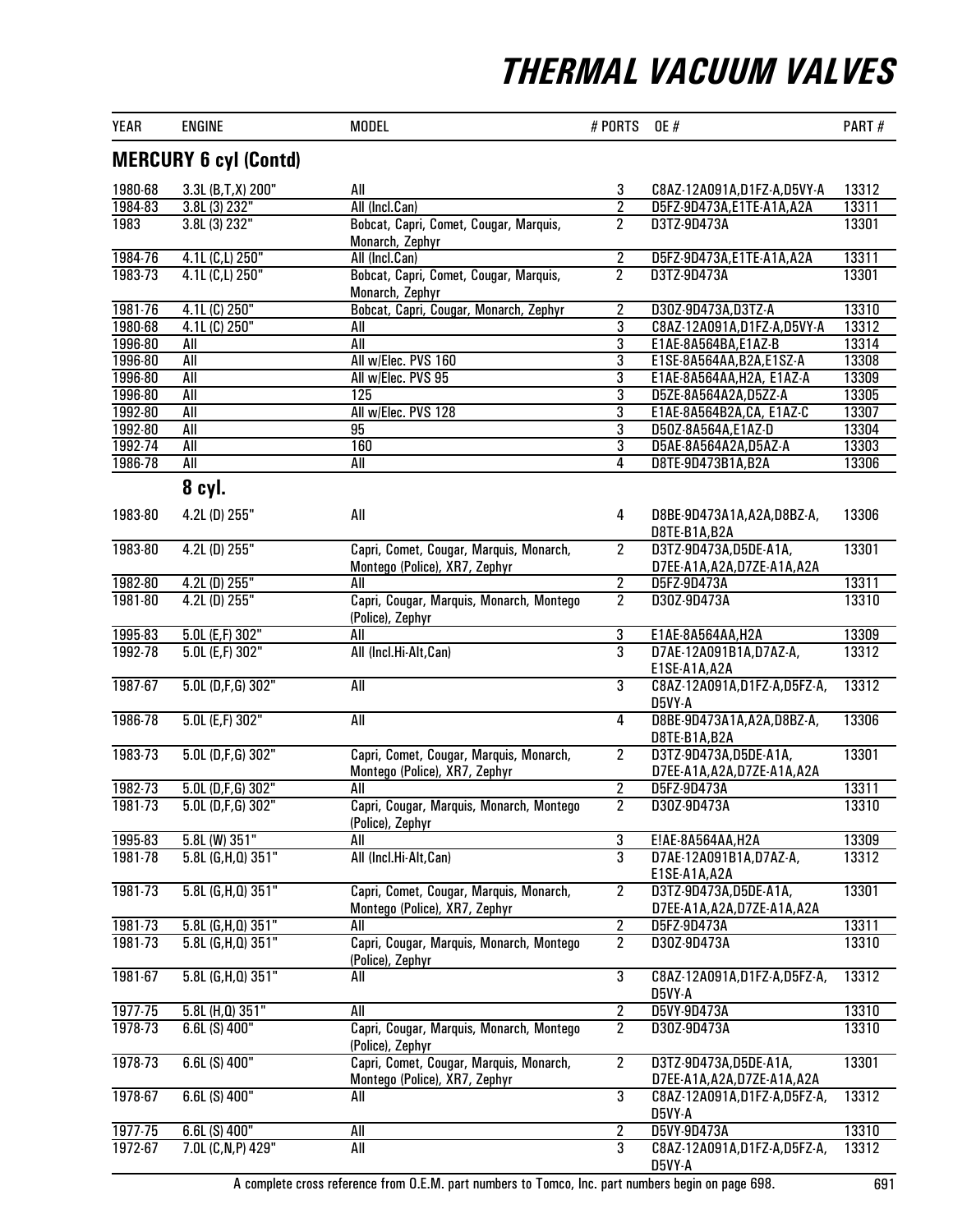# THERMAL VACUUM VALVES

| YEAR | ENGINE | MODEL | # PORTS | OE # | PART # |
|---|---|---|---|---|---|
| **MERCURY 6 cyl (Contd)** | | | | | |
| 1980-68 | 3.3L (B,T,X) 200" | All | 3 | C8AZ-12A091A,D1FZ-A,D5VY-A | 13312 |
| 1984-83 | 3.8L (3) 232" | All (Incl.Can) | 2 | D5FZ-9D473A,E1TE-A1A,A2A | 13311 |
| 1983 | 3.8L (3) 232" | Bobcat, Capri, Comet, Cougar, Marquis, Monarch, Zephyr | 2 | D3TZ-9D473A | 13301 |
| 1984-76 | 4.1L (C,L) 250" | All (Incl.Can) | 2 | D5FZ-9D473A,E1TE-A1A,A2A | 13311 |
| 1983-73 | 4.1L (C,L) 250" | Bobcat, Capri, Comet, Cougar, Marquis, Monarch, Zephyr | 2 | D3TZ-9D473A | 13301 |
| 1981-76 | 4.1L (C) 250" | Bobcat, Capri, Cougar, Monarch, Zephyr | 2 | D3OZ-9D473A,D3TZ-A | 13310 |
| 1980-68 | 4.1L (C) 250" | All | 3 | C8AZ-12A091A,D1FZ-A,D5VY-A | 13312 |
| 1996-80 | All | All | 3 | E1AE-8A564BA,E1AZ-B | 13314 |
| 1996-80 | All | All w/Elec. PVS 160 | 3 | E1SE-8A564AA,B2A,E1SZ-A | 13308 |
| 1996-80 | All | All w/Elec. PVS 95 | 3 | E1AE-8A564AA,H2A, E1AZ-A | 13309 |
| 1996-80 | All | 125 | 3 | D5ZE-8A564A2A,D5ZZ-A | 13305 |
| 1992-80 | All | All w/Elec. PVS 128 | 3 | E1AE-8A564B2A,CA, E1AZ-C | 13307 |
| 1992-80 | All | 95 | 3 | D5OZ-8A564A,E1AZ-D | 13304 |
| 1992-74 | All | 160 | 3 | D5AE-8A564A2A,D5AZ-A | 13303 |
| 1986-78 | All | All | 4 | D8TE-9D473B1A,B2A | 13306 |
| **8 cyl.** | | | | | |
| 1983-80 | 4.2L (D) 255" | All | 4 | D8BE-9D473A1A,A2A,D8BZ-A, D8TE-B1A,B2A | 13306 |
| 1983-80 | 4.2L (D) 255" | Capri, Comet, Cougar, Marquis, Monarch, Montego (Police), XR7, Zephyr | 2 | D3TZ-9D473A,D5DE-A1A, D7EE-A1A,A2A,D7ZE-A1A,A2A | 13301 |
| 1982-80 | 4.2L (D) 255" | All | 2 | D5FZ-9D473A | 13311 |
| 1981-80 | 4.2L (D) 255" | Capri, Cougar, Marquis, Monarch, Montego (Police), Zephyr | 2 | D3OZ-9D473A | 13310 |
| 1995-83 | 5.0L (E,F) 302" | All | 3 | E1AE-8A564AA,H2A | 13309 |
| 1992-78 | 5.0L (E,F) 302" | All (Incl.Hi-Alt,Can) | 3 | D7AE-12A091B1A,D7AZ-A, E1SE-A1A,A2A | 13312 |
| 1987-67 | 5.0L (D,F,G) 302" | All | 3 | C8AZ-12A091A,D1FZ-A,D5FZ-A, D5VY-A | 13312 |
| 1986-78 | 5.0L (E,F) 302" | All | 4 | D8BE-9D473A1A,A2A,D8BZ-A, D8TE-B1A,B2A | 13306 |
| 1983-73 | 5.0L (D,F,G) 302" | Capri, Comet, Cougar, Marquis, Monarch, Montego (Police), XR7, Zephyr | 2 | D3TZ-9D473A,D5DE-A1A, D7EE-A1A,A2A,D7ZE-A1A,A2A | 13301 |
| 1982-73 | 5.0L (D,F,G) 302" | All | 2 | D5FZ-9D473A | 13311 |
| 1981-73 | 5.0L (D,F,G) 302" | Capri, Cougar, Marquis, Monarch, Montego (Police), Zephyr | 2 | D3OZ-9D473A | 13310 |
| 1995-83 | 5.8L (W) 351" | All | 3 | E!AE-8A564AA,H2A | 13309 |
| 1981-78 | 5.8L (G,H,Q) 351" | All (Incl.Hi-Alt,Can) | 3 | D7AE-12A091B1A,D7AZ-A, E1SE-A1A,A2A | 13312 |
| 1981-73 | 5.8L (G,H,Q) 351" | Capri, Comet, Cougar, Marquis, Monarch, Montego (Police), XR7, Zephyr | 2 | D3TZ-9D473A,D5DE-A1A, D7EE-A1A,A2A,D7ZE-A1A,A2A | 13301 |
| 1981-73 | 5.8L (G,H,Q) 351" | All | 2 | D5FZ-9D473A | 13311 |
| 1981-73 | 5.8L (G,H,Q) 351" | Capri, Cougar, Marquis, Monarch, Montego (Police), Zephyr | 2 | D3OZ-9D473A | 13310 |
| 1981-67 | 5.8L (G,H,Q) 351" | All | 3 | C8AZ-12A091A,D1FZ-A,D5FZ-A, D5VY-A | 13312 |
| 1977-75 | 5.8L (H,Q) 351" | All | 2 | D5VY-9D473A | 13310 |
| 1978-73 | 6.6L (S) 400" | Capri, Cougar, Marquis, Monarch, Montego (Police), Zephyr | 2 | D3OZ-9D473A | 13310 |
| 1978-73 | 6.6L (S) 400" | Capri, Comet, Cougar, Marquis, Monarch, Montego (Police), XR7, Zephyr | 2 | D3TZ-9D473A,D5DE-A1A, D7EE-A1A,A2A,D7ZE-A1A,A2A | 13301 |
| 1978-67 | 6.6L (S) 400" | All | 3 | C8AZ-12A091A,D1FZ-A,D5FZ-A, D5VY-A | 13312 |
| 1977-75 | 6.6L (S) 400" | All | 2 | D5VY-9D473A | 13310 |
| 1972-67 | 7.0L (C,N,P) 429" | All | 3 | C8AZ-12A091A,D1FZ-A,D5FZ-A, D5VY-A | 13312 |

A complete cross reference from O.E.M. part numbers to Tomco, Inc. part numbers begin on page 698.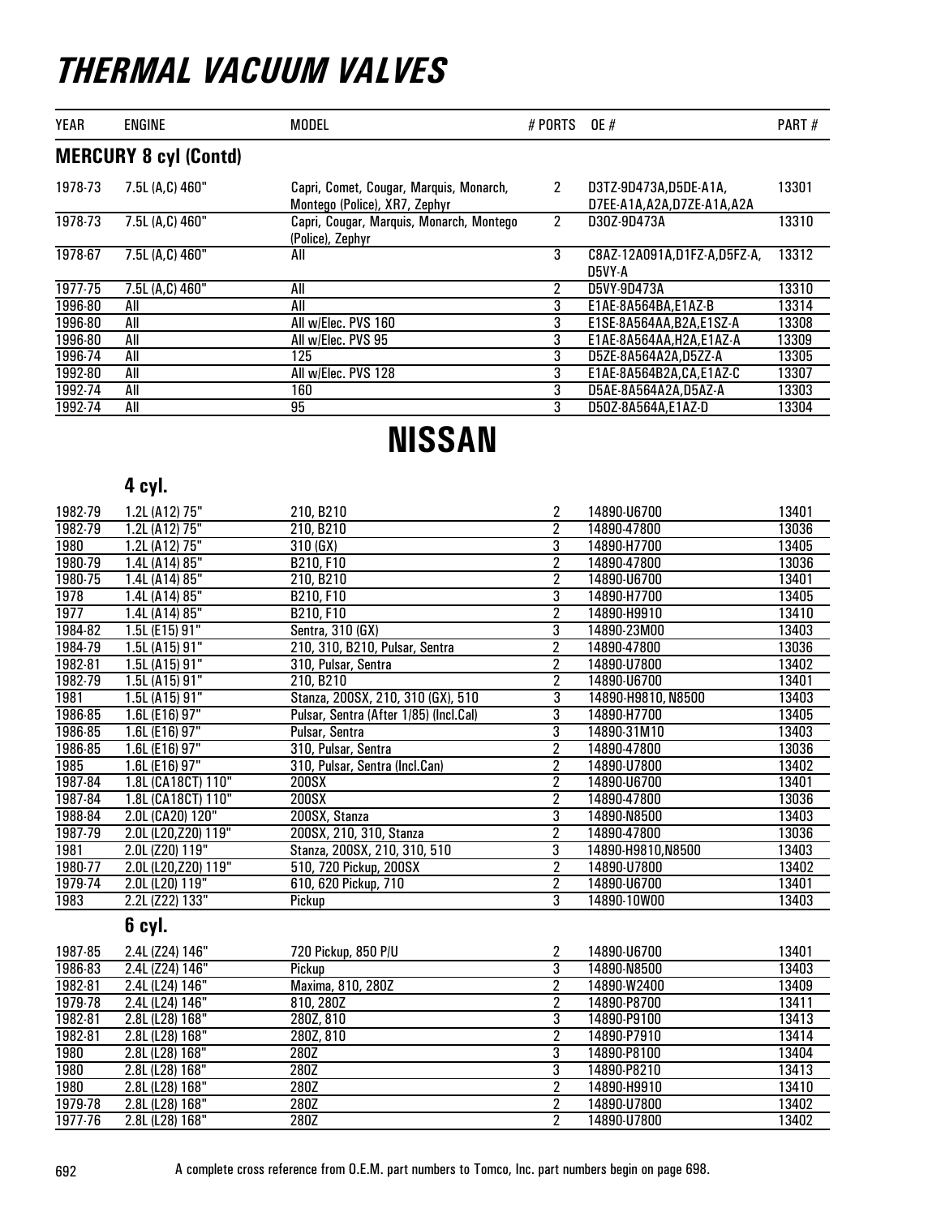# THERMAL VACUUM VALVES

| YEAR | ENGINE | MODEL | # PORTS | OE # | PART # |
|---|---|---|---|---|---|
| **MERCURY 8 cyl (Contd)** | | | | | |
| 1978-73 | 7.5L (A,C) 460" | Capri, Comet, Cougar, Marquis, Monarch, Montego (Police), XR7, Zephyr | 2 | D3TZ-9D473A,D5DE-A1A, D7EE-A1A,A2A,D7ZE-A1A,A2A | 13301 |
| 1978-73 | 7.5L (A,C) 460" | Capri, Cougar, Marquis, Monarch, Montego (Police), Zephyr | 2 | D3OZ-9D473A | 13310 |
| 1978-67 | 7.5L (A,C) 460" | All | 3 | C8AZ-12A091A,D1FZ-A,D5FZ-A, D5VY-A | 13312 |
| 1977-75 | 7.5L (A,C) 460" | All | 2 | D5VY-9D473A | 13310 |
| 1996-80 | All | All | 3 | E1AE-8A564BA,E1AZ-B | 13314 |
| 1996-80 | All | All w/Elec. PVS 160 | 3 | E1SE-8A564AA,B2A,E1SZ-A | 13308 |
| 1996-80 | All | All w/Elec. PVS 95 | 3 | E1AE-8A564AA,H2A,E1AZ-A | 13309 |
| 1996-74 | All | 125 | 3 | D5ZE-8A564A2A,D5ZZ-A | 13305 |
| 1992-80 | All | All w/Elec. PVS 128 | 3 | E1AE-8A564B2A,CA,E1AZ-C | 13307 |
| 1992-74 | All | 160 | 3 | D5AE-8A564A2A,D5AZ-A | 13303 |
| 1992-74 | All | 95 | 3 | D5OZ-8A564A,E1AZ-D | 13304 |

# NISSAN

| YEAR | ENGINE | MODEL | # PORTS | OE # | PART # |
|---|---|---|---|---|---|
| **4 cyl.** | | | | | |
| 1982-79 | 1.2L (A12) 75" | 210, B210 | 2 | 14890-U6700 | 13401 |
| 1982-79 | 1.2L (A12) 75" | 210, B210 | 2 | 14890-47800 | 13036 |
| 1980 | 1.2L (A12) 75" | 310 (GX) | 3 | 14890-H7700 | 13405 |
| 1980-79 | 1.4L (A14) 85" | B210, F10 | 2 | 14890-47800 | 13036 |
| 1980-75 | 1.4L (A14) 85" | 210, B210 | 2 | 14890-U6700 | 13401 |
| 1978 | 1.4L (A14) 85" | B210, F10 | 3 | 14890-H7700 | 13405 |
| 1977 | 1.4L (A14) 85" | B210, F10 | 2 | 14890-H9910 | 13410 |
| 1984-82 | 1.5L (E15) 91" | Sentra, 310 (GX) | 3 | 14890-23M00 | 13403 |
| 1984-79 | 1.5L (A15) 91" | 210, 310, B210, Pulsar, Sentra | 2 | 14890-47800 | 13036 |
| 1982-81 | 1.5L (A15) 91" | 310, Pulsar, Sentra | 2 | 14890-U7800 | 13402 |
| 1982-79 | 1.5L (A15) 91" | 210, B210 | 2 | 14890-U6700 | 13401 |
| 1981 | 1.5L (A15) 91" | Stanza, 200SX, 210, 310 (GX), 510 | 3 | 14890-H9810, N8500 | 13403 |
| 1986-85 | 1.6L (E16) 97" | Pulsar, Sentra (After 1/85) (Incl.Cal) | 3 | 14890-H7700 | 13405 |
| 1986-85 | 1.6L (E16) 97" | Pulsar, Sentra | 3 | 14890-31M10 | 13403 |
| 1986-85 | 1.6L (E16) 97" | 310, Pulsar, Sentra | 2 | 14890-47800 | 13036 |
| 1985 | 1.6L (E16) 97" | 310, Pulsar, Sentra (Incl.Can) | 2 | 14890-U7800 | 13402 |
| 1987-84 | 1.8L (CA18CT) 110" | 200SX | 2 | 14890-U6700 | 13401 |
| 1987-84 | 1.8L (CA18CT) 110" | 200SX | 2 | 14890-47800 | 13036 |
| 1988-84 | 2.0L (CA20) 120" | 200SX, Stanza | 3 | 14890-N8500 | 13403 |
| 1987-79 | 2.0L (L20,Z20) 119" | 200SX, 210, 310, Stanza | 2 | 14890-47800 | 13036 |
| 1981 | 2.0L (Z20) 119" | Stanza, 200SX, 210, 310, 510 | 3 | 14890-H9810,N8500 | 13403 |
| 1980-77 | 2.0L (L20,Z20) 119" | 510, 720 Pickup, 200SX | 2 | 14890-U7800 | 13402 |
| 1979-74 | 2.0L (L20) 119" | 610, 620 Pickup, 710 | 2 | 14890-U6700 | 13401 |
| 1983 | 2.2L (Z22) 133" | Pickup | 3 | 14890-10W00 | 13403 |
| **6 cyl.** | | | | | |
| 1987-85 | 2.4L (Z24) 146" | 720 Pickup, 850 P/U | 2 | 14890-U6700 | 13401 |
| 1986-83 | 2.4L (Z24) 146" | Pickup | 3 | 14890-N8500 | 13403 |
| 1982-81 | 2.4L (L24) 146" | Maxima, 810, 280Z | 2 | 14890-W2400 | 13409 |
| 1979-78 | 2.4L (L24) 146" | 810, 280Z | 2 | 14890-P8700 | 13411 |
| 1982-81 | 2.8L (L28) 168" | 280Z, 810 | 3 | 14890-P9100 | 13413 |
| 1982-81 | 2.8L (L28) 168" | 280Z, 810 | 2 | 14890-P7910 | 13414 |
| 1980 | 2.8L (L28) 168" | 280Z | 3 | 14890-P8100 | 13404 |
| 1980 | 2.8L (L28) 168" | 280Z | 3 | 14890-P8210 | 13413 |
| 1980 | 2.8L (L28) 168" | 280Z | 2 | 14890-H9910 | 13410 |
| 1979-78 | 2.8L (L28) 168" | 280Z | 2 | 14890-U7800 | 13402 |
| 1977-76 | 2.8L (L28) 168" | 280Z | 2 | 14890-U7800 | 13402 |

A complete cross reference from O.E.M. part numbers to Tomco, Inc. part numbers begin on page 698.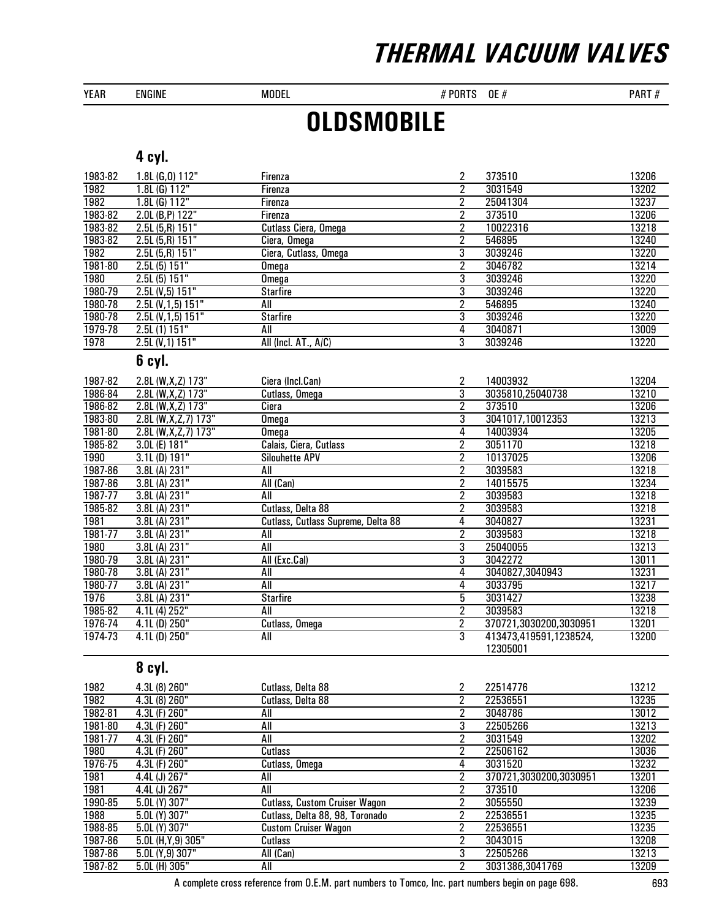# THERMAL VACUUM VALVES

## OLDSMOBILE

### 4 cyl.

| YEAR | ENGINE | MODEL | # PORTS | OE # | PART # |
|---|---|---|---|---|---|
| 1983-82 | 1.8L (G,O) 112" | Firenza | 2 | 373510 | 13206 |
| 1982 | 1.8L (G) 112" | Firenza | 2 | 3031549 | 13202 |
| 1982 | 1.8L (G) 112" | Firenza | 2 | 25041304 | 13237 |
| 1983-82 | 2.0L (B,P) 122" | Firenza | 2 | 373510 | 13206 |
| 1983-82 | 2.5L (5,R) 151" | Cutlass Ciera, Omega | 2 | 10022316 | 13218 |
| 1983-82 | 2.5L (5,R) 151" | Ciera, Omega | 2 | 546895 | 13240 |
| 1982 | 2.5L (5,R) 151" | Ciera, Cutlass, Omega | 3 | 3039246 | 13220 |
| 1981-80 | 2.5L (5) 151" | Omega | 2 | 3046782 | 13214 |
| 1980 | 2.5L (5) 151" | Omega | 3 | 3039246 | 13220 |
| 1980-79 | 2.5L (V,5) 151" | Starfire | 3 | 3039246 | 13220 |
| 1980-78 | 2.5L (V,1,5) 151" | All | 2 | 546895 | 13240 |
| 1980-78 | 2.5L (V,1,5) 151" | Starfire | 3 | 3039246 | 13220 |
| 1979-78 | 2.5L (1) 151" | All | 4 | 3040871 | 13009 |
| 1978 | 2.5L (V,1) 151" | All (Incl. AT., A/C) | 3 | 3039246 | 13220 |

### 6 cyl.

| YEAR | ENGINE | MODEL | # PORTS | OE # | PART # |
|---|---|---|---|---|---|
| 1987-82 | 2.8L (W,X,Z) 173" | Ciera (Incl.Can) | 2 | 14003932 | 13204 |
| 1986-84 | 2.8L (W,X,Z) 173" | Cutlass, Omega | 3 | 3035810,25040738 | 13210 |
| 1986-82 | 2.8L (W,X,Z) 173" | Ciera | 2 | 373510 | 13206 |
| 1983-80 | 2.8L (W,X,Z,7) 173" | Omega | 3 | 3041017,10012353 | 13213 |
| 1981-80 | 2.8L (W,X,Z,7) 173" | Omega | 4 | 14003934 | 13205 |
| 1985-82 | 3.0L (E) 181" | Calais, Ciera, Cutlass | 2 | 3051170 | 13218 |
| 1990 | 3.1L (D) 191" | Silouhette APV | 2 | 10137025 | 13206 |
| 1987-86 | 3.8L (A) 231" | All | 2 | 3039583 | 13218 |
| 1987-86 | 3.8L (A) 231" | All (Can) | 2 | 14015575 | 13234 |
| 1987-77 | 3.8L (A) 231" | All | 2 | 3039583 | 13218 |
| 1985-82 | 3.8L (A) 231" | Cutlass, Delta 88 | 2 | 3039583 | 13218 |
| 1981 | 3.8L (A) 231" | Cutlass, Cutlass Supreme, Delta 88 | 4 | 3040827 | 13231 |
| 1981-77 | 3.8L (A) 231" | All | 2 | 3039583 | 13218 |
| 1980 | 3.8L (A) 231" | All | 3 | 25040055 | 13213 |
| 1980-79 | 3.8L (A) 231" | All (Exc.Cal) | 3 | 3042272 | 13011 |
| 1980-78 | 3.8L (A) 231" | All | 4 | 3040827,3040943 | 13231 |
| 1980-77 | 3.8L (A) 231" | All | 4 | 3033795 | 13217 |
| 1976 | 3.8L (A) 231" | Starfire | 5 | 3031427 | 13238 |
| 1985-82 | 4.1L (4) 252" | All | 2 | 3039583 | 13218 |
| 1976-74 | 4.1L (D) 250" | Cutlass, Omega | 2 | 370721,3030200,3030951 | 13201 |
| 1974-73 | 4.1L (D) 250" | All | 3 | 413473,419591,1238524, 12305001 | 13200 |

### 8 cyl.

| YEAR | ENGINE | MODEL | # PORTS | OE # | PART # |
|---|---|---|---|---|---|
| 1982 | 4.3L (8) 260" | Cutlass, Delta 88 | 2 | 22514776 | 13212 |
| 1982 | 4.3L (8) 260" | Cutlass, Delta 88 | 2 | 22536551 | 13235 |
| 1982-81 | 4.3L (F) 260" | All | 2 | 3048786 | 13012 |
| 1981-80 | 4.3L (F) 260" | All | 3 | 22505266 | 13213 |
| 1981-77 | 4.3L (F) 260" | All | 2 | 3031549 | 13202 |
| 1980 | 4.3L (F) 260" | Cutlass | 2 | 22506162 | 13036 |
| 1976-75 | 4.3L (F) 260" | Cutlass, Omega | 4 | 3031520 | 13232 |
| 1981 | 4.4L (J) 267" | All | 2 | 370721,3030200,3030951 | 13201 |
| 1981 | 4.4L (J) 267" | All | 2 | 373510 | 13206 |
| 1990-85 | 5.0L (Y) 307" | Cutlass, Custom Cruiser Wagon | 2 | 3055550 | 13239 |
| 1988 | 5.0L (Y) 307" | Cutlass, Delta 88, 98, Toronado | 2 | 22536551 | 13235 |
| 1988-85 | 5.0L (Y) 307" | Custom Cruiser Wagon | 2 | 22536551 | 13235 |
| 1987-86 | 5.0L (H,Y,9) 305" | Cutlass | 2 | 3043015 | 13208 |
| 1987-86 | 5.0L (Y,9) 307" | All (Can) | 3 | 22505266 | 13213 |
| 1987-82 | 5.0L (H) 305" | All | 2 | 3031386,3041769 | 13209 |

A complete cross reference from O.E.M. part numbers to Tomco, Inc. part numbers begin on page 698.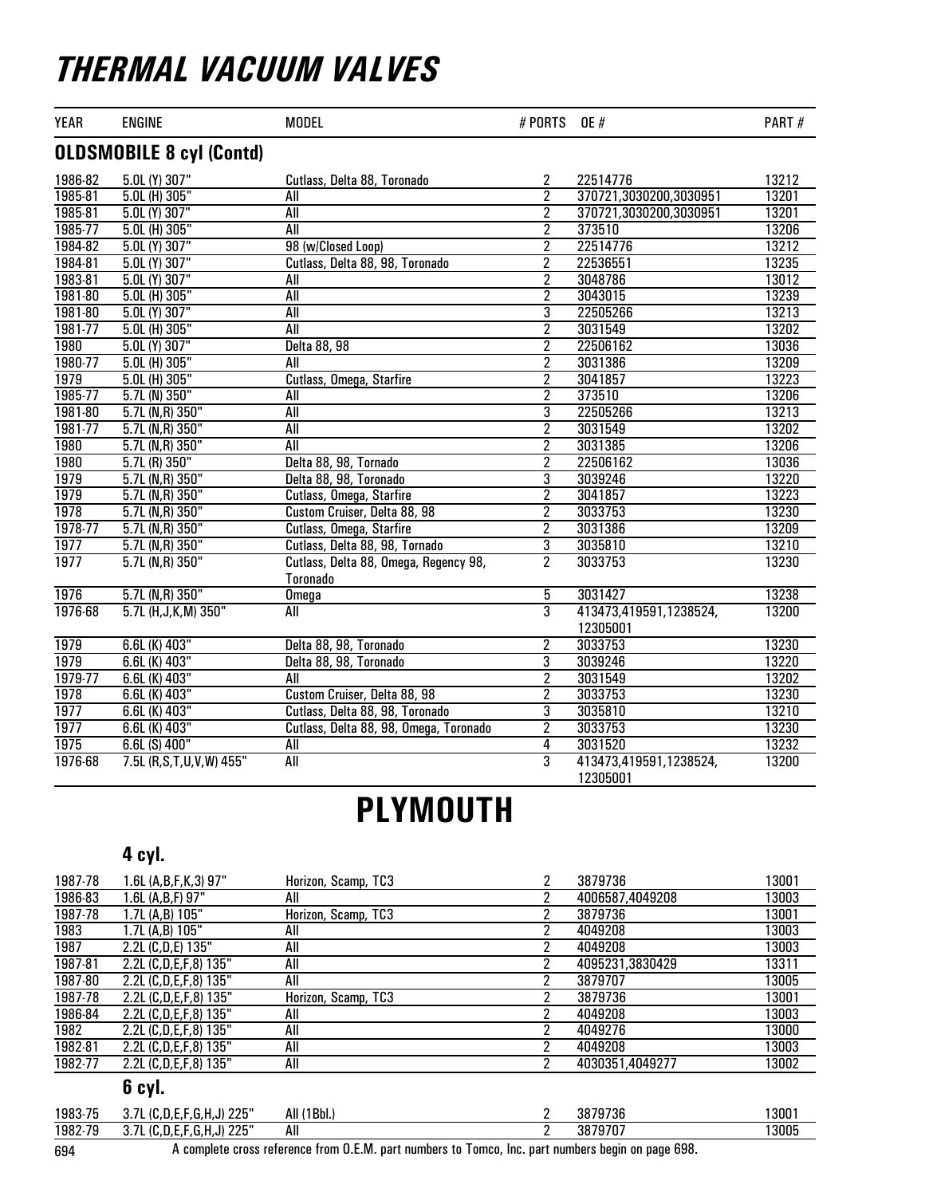# THERMAL VACUUM VALVES

| YEAR | ENGINE | MODEL | # PORTS | OE # | PART # |
|---|---|---|---|---|---|

## OLDSMOBILE 8 cyl (Contd)

| YEAR | ENGINE | MODEL | # PORTS | OE # | PART # |
|---|---|---|---|---|---|
| 1986-82 | 5.0L (Y) 307" | Cutlass, Delta 88, Toronado | 2 | 22514776 | 13212 |
| 1985-81 | 5.0L (H) 305" | All | 2 | 370721,3030200,3030951 | 13201 |
| 1985-81 | 5.0L (Y) 307" | All | 2 | 370721,3030200,3030951 | 13201 |
| 1985-77 | 5.0L (H) 305" | All | 2 | 373510 | 13206 |
| 1984-82 | 5.0L (Y) 307" | 98 (w/Closed Loop) | 2 | 22514776 | 13212 |
| 1984-81 | 5.0L (Y) 307" | Cutlass, Delta 88, 98, Toronado | 2 | 22536551 | 13235 |
| 1983-81 | 5.0L (Y) 307" | All | 2 | 3048786 | 13012 |
| 1981-80 | 5.0L (H) 305" | All | 2 | 3043015 | 13239 |
| 1981-80 | 5.0L (Y) 307" | All | 3 | 22505266 | 13213 |
| 1981-77 | 5.0L (H) 305" | All | 2 | 3031549 | 13202 |
| 1980 | 5.0L (Y) 307" | Delta 88, 98 | 2 | 22506162 | 13036 |
| 1980-77 | 5.0L (H) 305" | All | 2 | 3031386 | 13209 |
| 1979 | 5.0L (H) 305" | Cutlass, Omega, Starfire | 2 | 3041857 | 13223 |
| 1985-77 | 5.7L (N) 350" | All | 2 | 373510 | 13206 |
| 1981-80 | 5.7L (N,R) 350" | All | 3 | 22505266 | 13213 |
| 1981-77 | 5.7L (N,R) 350" | All | 2 | 3031549 | 13202 |
| 1980 | 5.7L (N,R) 350" | All | 2 | 3031385 | 13206 |
| 1980 | 5.7L (R) 350" | Delta 88, 98, Tornado | 2 | 22506162 | 13036 |
| 1979 | 5.7L (N,R) 350" | Delta 88, 98, Toronado | 3 | 3039246 | 13220 |
| 1979 | 5.7L (N,R) 350" | Cutlass, Omega, Starfire | 2 | 3041857 | 13223 |
| 1978 | 5.7L (N,R) 350" | Custom Cruiser, Delta 88, 98 | 2 | 3033753 | 13230 |
| 1978-77 | 5.7L (N,R) 350" | Cutlass, Omega, Starfire | 2 | 3031386 | 13209 |
| 1977 | 5.7L (N,R) 350" | Cutlass, Delta 88, 98, Tornado | 3 | 3035810 | 13210 |
| 1977 | 5.7L (N,R) 350" | Cutlass, Delta 88, Omega, Regency 98, Toronado | 2 | 3033753 | 13230 |
| 1976 | 5.7L (N,R) 350" | Omega | 5 | 3031427 | 13238 |
| 1976-68 | 5.7L (H,J,K,M) 350" | All | 3 | 413473,419591,1238524, 12305001 | 13200 |
| 1979 | 6.6L (K) 403" | Delta 88, 98, Toronado | 2 | 3033753 | 13230 |
| 1979 | 6.6L (K) 403" | Delta 88, 98, Toronado | 3 | 3039246 | 13220 |
| 1979-77 | 6.6L (K) 403" | All | 2 | 3031549 | 13202 |
| 1978 | 6.6L (K) 403" | Custom Cruiser, Delta 88, 98 | 2 | 3033753 | 13230 |
| 1977 | 6.6L (K) 403" | Cutlass, Delta 88, 98, Toronado | 3 | 3035810 | 13210 |
| 1977 | 6.6L (K) 403" | Cutlass, Delta 88, 98, Omega, Toronado | 2 | 3033753 | 13230 |
| 1975 | 6.6L (S) 400" | All | 4 | 3031520 | 13232 |
| 1976-68 | 7.5L (R,S,T,U,V,W) 455" | All | 3 | 413473,419591,1238524, 12305001 | 13200 |

# PLYMOUTH

### 4 cyl.

| YEAR | ENGINE | MODEL | # PORTS | OE # | PART # |
|---|---|---|---|---|---|
| 1987-78 | 1.6L (A,B,F,K,3) 97" | Horizon, Scamp, TC3 | 2 | 3879736 | 13001 |
| 1986-83 | 1.6L (A,B,F) 97" | All | 2 | 4006587,4049208 | 13003 |
| 1987-78 | 1.7L (A,B) 105" | Horizon, Scamp, TC3 | 2 | 3879736 | 13001 |
| 1983 | 1.7L (A,B) 105" | All | 2 | 4049208 | 13003 |
| 1987 | 2.2L (C,D,E) 135" | All | 2 | 4049208 | 13003 |
| 1987-81 | 2.2L (C,D,E,F,8) 135" | All | 2 | 4095231,3830429 | 13311 |
| 1987-80 | 2.2L (C,D,E,F,8) 135" | All | 2 | 3879707 | 13005 |
| 1987-78 | 2.2L (C,D,E,F,8) 135" | Horizon, Scamp, TC3 | 2 | 3879736 | 13001 |
| 1986-84 | 2.2L (C,D,E,F,8) 135" | All | 2 | 4049208 | 13003 |
| 1982 | 2.2L (C,D,E,F,8) 135" | All | 2 | 4049276 | 13000 |
| 1982-81 | 2.2L (C,D,E,F,8) 135" | All | 2 | 4049208 | 13003 |
| 1982-77 | 2.2L (C,D,E,F,8) 135" | All | 2 | 4030351,4049277 | 13002 |

### 6 cyl.

| YEAR | ENGINE | MODEL | # PORTS | OE # | PART # |
|---|---|---|---|---|---|
| 1983-75 | 3.7L (C,D,E,F,G,H,J) 225" | All (1Bbl.) | 2 | 3879736 | 13001 |
| 1982-79 | 3.7L (C,D,E,F,G,H,J) 225" | All | 2 | 3879707 | 13005 |

A complete cross reference from O.E.M. part numbers to Tomco, Inc. part numbers begin on page 698.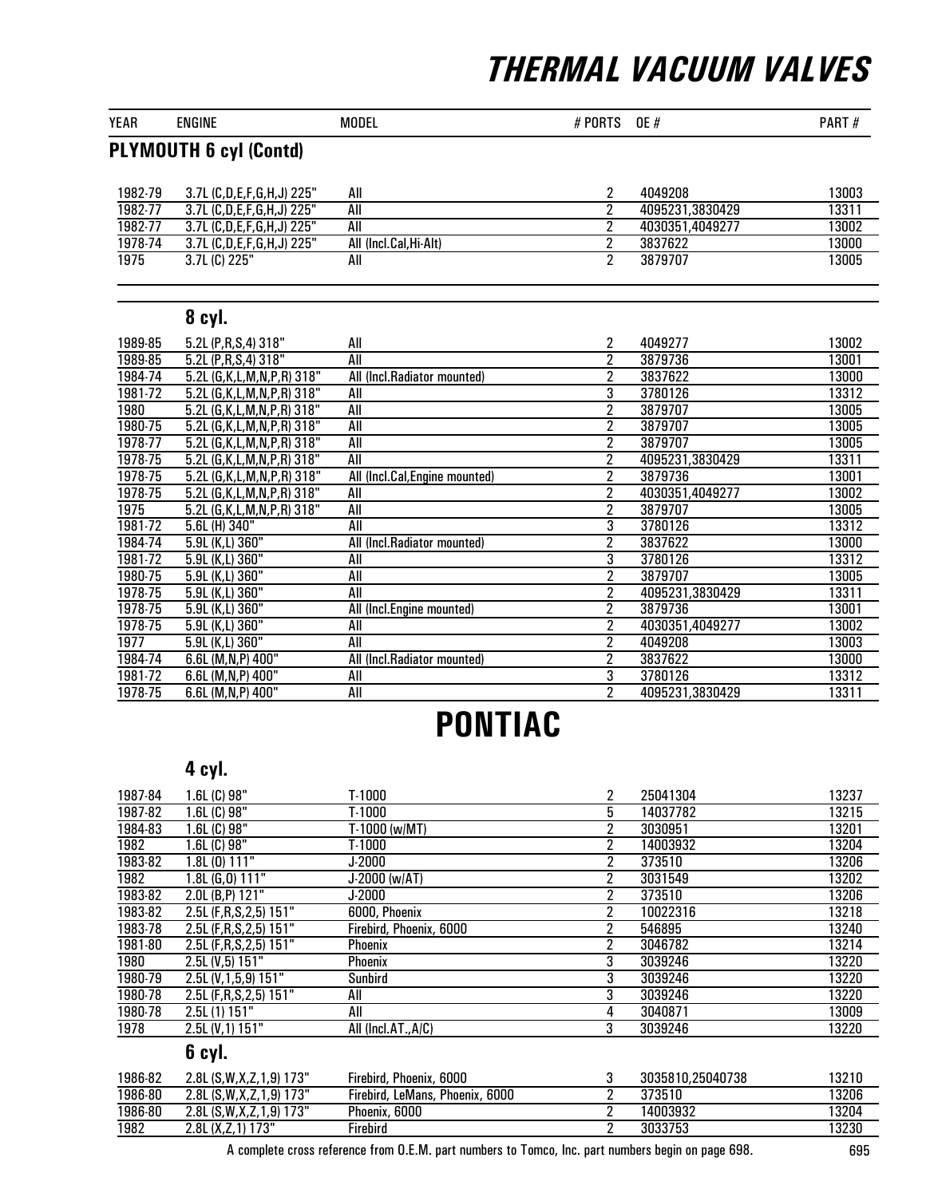# THERMAL VACUUM VALVES

## PLYMOUTH 6 cyl (Contd)

| YEAR | ENGINE | MODEL | # PORTS | OE # | PART # |
|---|---|---|---|---|---|
| 1982-79 | 3.7L (C,D,E,F,G,H,J) 225" | All | 2 | 4049208 | 13003 |
| 1982-77 | 3.7L (C,D,E,F,G,H,J) 225" | All | 2 | 4095231,3830429 | 13311 |
| 1982-77 | 3.7L (C,D,E,F,G,H,J) 225" | All | 2 | 4030351,4049277 | 13002 |
| 1978-74 | 3.7L (C,D,E,F,G,H,J) 225" | All (Incl.Cal,Hi-Alt) | 2 | 3837622 | 13000 |
| 1975 | 3.7L (C) 225" | All | 2 | 3879707 | 13005 |

### 8 cyl.

| YEAR | ENGINE | MODEL | # PORTS | OE # | PART # |
|---|---|---|---|---|---|
| 1989-85 | 5.2L (P,R,S,4) 318" | All | 2 | 4049277 | 13002 |
| 1989-85 | 5.2L (P,R,S,4) 318" | All | 2 | 3879736 | 13001 |
| 1984-74 | 5.2L (G,K,L,M,N,P,R) 318" | All (Incl.Radiator mounted) | 2 | 3837622 | 13000 |
| 1981-72 | 5.2L (G,K,L,M,N,P,R) 318" | All | 3 | 3780126 | 13312 |
| 1980 | 5.2L (G,K,L,M,N,P,R) 318" | All | 2 | 3879707 | 13005 |
| 1980-75 | 5.2L (G,K,L,M,N,P,R) 318" | All | 2 | 3879707 | 13005 |
| 1978-77 | 5.2L (G,K,L,M,N,P,R) 318" | All | 2 | 3879707 | 13005 |
| 1978-75 | 5.2L (G,K,L,M,N,P,R) 318" | All | 2 | 4095231,3830429 | 13311 |
| 1978-75 | 5.2L (G,K,L,M,N,P,R) 318" | All (Incl.Cal,Engine mounted) | 2 | 3879736 | 13001 |
| 1978-75 | 5.2L (G,K,L,M,N,P,R) 318" | All | 2 | 4030351,4049277 | 13002 |
| 1975 | 5.2L (G,K,L,M,N,P,R) 318" | All | 2 | 3879707 | 13005 |
| 1981-72 | 5.6L (H) 340" | All | 3 | 3780126 | 13312 |
| 1984-74 | 5.9L (K,L) 360" | All (Incl.Radiator mounted) | 2 | 3837622 | 13000 |
| 1981-72 | 5.9L (K,L) 360" | All | 3 | 3780126 | 13312 |
| 1980-75 | 5.9L (K,L) 360" | All | 2 | 3879707 | 13005 |
| 1978-75 | 5.9L (K,L) 360" | All | 2 | 4095231,3830429 | 13311 |
| 1978-75 | 5.9L (K,L) 360" | All (Incl.Engine mounted) | 2 | 3879736 | 13001 |
| 1978-75 | 5.9L (K,L) 360" | All | 2 | 4030351,4049277 | 13002 |
| 1977 | 5.9L (K,L) 360" | All | 2 | 4049208 | 13003 |
| 1984-74 | 6.6L (M,N,P) 400" | All (Incl.Radiator mounted) | 2 | 3837622 | 13000 |
| 1981-72 | 6.6L (M,N,P) 400" | All | 3 | 3780126 | 13312 |
| 1978-75 | 6.6L (M,N,P) 400" | All | 2 | 4095231,3830429 | 13311 |

## PONTIAC

### 4 cyl.

| YEAR | ENGINE | MODEL | # PORTS | OE # | PART # |
|---|---|---|---|---|---|
| 1987-84 | 1.6L (C) 98" | T-1000 | 2 | 25041304 | 13237 |
| 1987-82 | 1.6L (C) 98" | T-1000 | 5 | 14037782 | 13215 |
| 1984-83 | 1.6L (C) 98" | T-1000 (w/MT) | 2 | 3030951 | 13201 |
| 1982 | 1.6L (C) 98" | T-1000 | 2 | 14003932 | 13204 |
| 1983-82 | 1.8L (O) 111" | J-2000 | 2 | 373510 | 13206 |
| 1982 | 1.8L (G,O) 111" | J-2000 (w/AT) | 2 | 3031549 | 13202 |
| 1983-82 | 2.0L (B,P) 121" | J-2000 | 2 | 373510 | 13206 |
| 1983-82 | 2.5L (F,R,S,2,5) 151" | 6000, Phoenix | 2 | 10022316 | 13218 |
| 1983-78 | 2.5L (F,R,S,2,5) 151" | Firebird, Phoenix, 6000 | 2 | 546895 | 13240 |
| 1981-80 | 2.5L (F,R,S,2,5) 151" | Phoenix | 2 | 3046782 | 13214 |
| 1980 | 2.5L (V,5) 151" | Phoenix | 3 | 3039246 | 13220 |
| 1980-79 | 2.5L (V,1,5,9) 151" | Sunbird | 3 | 3039246 | 13220 |
| 1980-78 | 2.5L (F,R,S,2,5) 151" | All | 3 | 3039246 | 13220 |
| 1980-78 | 2.5L (1) 151" | All | 4 | 3040871 | 13009 |
| 1978 | 2.5L (V,1) 151" | All (Incl.AT.,A/C) | 3 | 3039246 | 13220 |

### 6 cyl.

| YEAR | ENGINE | MODEL | # PORTS | OE # | PART # |
|---|---|---|---|---|---|
| 1986-82 | 2.8L (S,W,X,Z,1,9) 173" | Firebird, Phoenix, 6000 | 3 | 3035810,25040738 | 13210 |
| 1986-80 | 2.8L (S,W,X,Z,1,9) 173" | Firebird, LeMans, Phoenix, 6000 | 2 | 373510 | 13206 |
| 1986-80 | 2.8L (S,W,X,Z,1,9) 173" | Phoenix, 6000 | 2 | 14003932 | 13204 |
| 1982 | 2.8L (X,Z,1) 173" | Firebird | 2 | 3033753 | 13230 |

A complete cross reference from O.E.M. part numbers to Tomco, Inc. part numbers begin on page 698.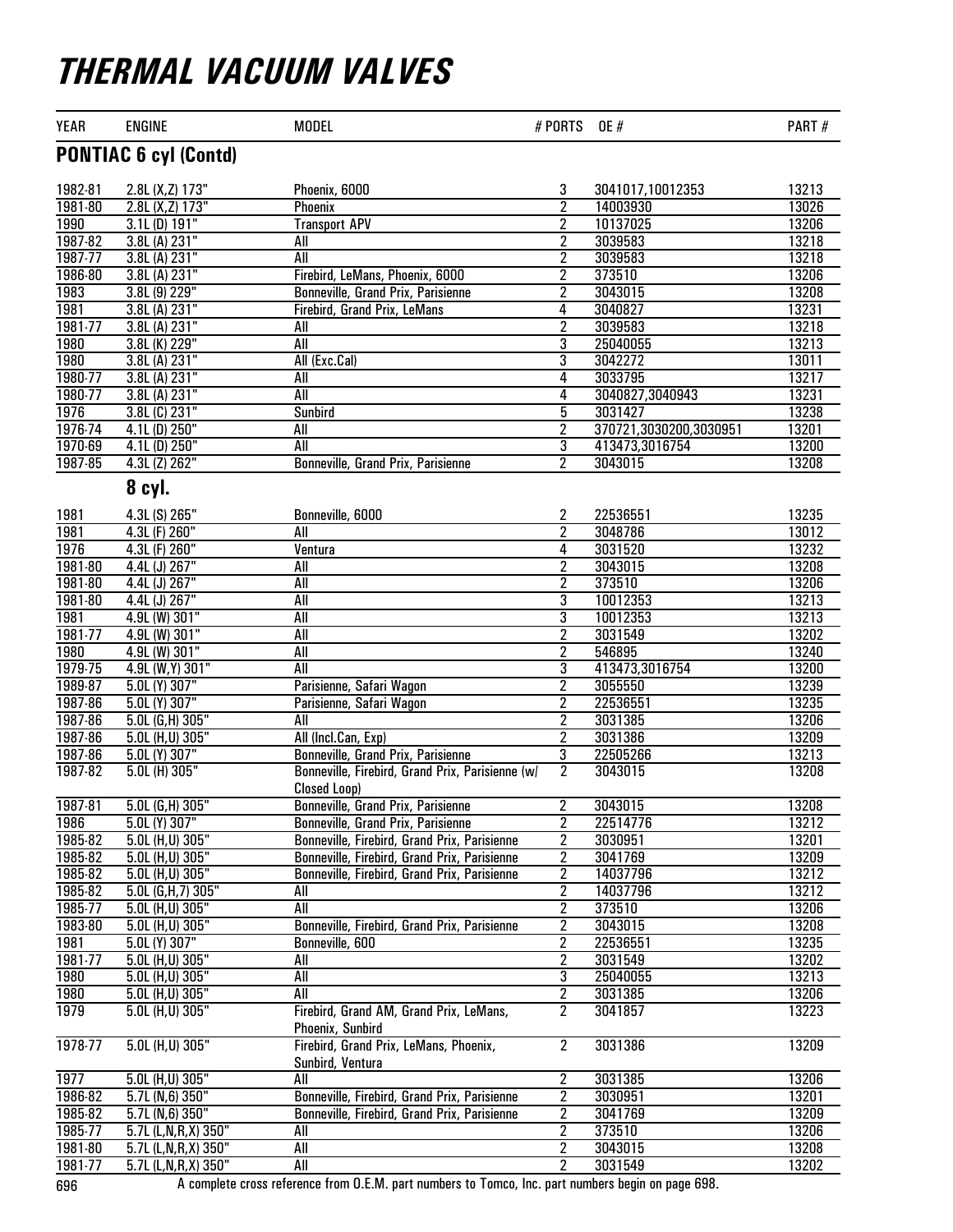# THERMAL VACUUM VALVES

| YEAR | ENGINE | MODEL | # PORTS | OE # | PART # |
|---|---|---|---|---|---|
| **PONTIAC 6 cyl (Contd)** | | | | | |
| 1982-81 | 2.8L (X,Z) 173" | Phoenix, 6000 | 3 | 3041017,10012353 | 13213 |
| 1981-80 | 2.8L (X,Z) 173" | Phoenix | 2 | 14003930 | 13026 |
| 1990 | 3.1L (D) 191" | Transport APV | 2 | 10137025 | 13206 |
| 1987-82 | 3.8L (A) 231" | All | 2 | 3039583 | 13218 |
| 1987-77 | 3.8L (A) 231" | All | 2 | 3039583 | 13218 |
| 1986-80 | 3.8L (A) 231" | Firebird, LeMans, Phoenix, 6000 | 2 | 373510 | 13206 |
| 1983 | 3.8L (9) 229" | Bonneville, Grand Prix, Parisienne | 2 | 3043015 | 13208 |
| 1981 | 3.8L (A) 231" | Firebird, Grand Prix, LeMans | 4 | 3040827 | 13231 |
| 1981-77 | 3.8L (A) 231" | All | 2 | 3039583 | 13218 |
| 1980 | 3.8L (K) 229" | All | 3 | 25040055 | 13213 |
| 1980 | 3.8L (A) 231" | All (Exc.Cal) | 3 | 3042272 | 13011 |
| 1980-77 | 3.8L (A) 231" | All | 4 | 3033795 | 13217 |
| 1980-77 | 3.8L (A) 231" | All | 4 | 3040827,3040943 | 13231 |
| 1976 | 3.8L (C) 231" | Sunbird | 5 | 3031427 | 13238 |
| 1976-74 | 4.1L (D) 250" | All | 2 | 370721,3030200,3030951 | 13201 |
| 1970-69 | 4.1L (D) 250" | All | 3 | 413473,3016754 | 13200 |
| 1987-85 | 4.3L (Z) 262" | Bonneville, Grand Prix, Parisienne | 2 | 3043015 | 13208 |
| **8 cyl.** | | | | | |
| 1981 | 4.3L (S) 265" | Bonneville, 6000 | 2 | 22536551 | 13235 |
| 1981 | 4.3L (F) 260" | All | 2 | 3048786 | 13012 |
| 1976 | 4.3L (F) 260" | Ventura | 4 | 3031520 | 13232 |
| 1981-80 | 4.4L (J) 267" | All | 2 | 3043015 | 13208 |
| 1981-80 | 4.4L (J) 267" | All | 2 | 373510 | 13206 |
| 1981-80 | 4.4L (J) 267" | All | 3 | 10012353 | 13213 |
| 1981 | 4.9L (W) 301" | All | 3 | 10012353 | 13213 |
| 1981-77 | 4.9L (W) 301" | All | 2 | 3031549 | 13202 |
| 1980 | 4.9L (W) 301" | All | 2 | 546895 | 13240 |
| 1979-75 | 4.9L (W,Y) 301" | All | 3 | 413473,3016754 | 13200 |
| 1989-87 | 5.0L (Y) 307" | Parisienne, Safari Wagon | 2 | 3055550 | 13239 |
| 1987-86 | 5.0L (Y) 307" | Parisienne, Safari Wagon | 2 | 22536551 | 13235 |
| 1987-86 | 5.0L (G,H) 305" | All | 2 | 3031385 | 13206 |
| 1987-86 | 5.0L (H,U) 305" | All (Incl.Can, Exp) | 2 | 3031386 | 13209 |
| 1987-86 | 5.0L (Y) 307" | Bonneville, Grand Prix, Parisienne | 3 | 22505266 | 13213 |
| 1987-82 | 5.0L (H) 305" | Bonneville, Firebird, Grand Prix, Parisienne (w/ Closed Loop) | 2 | 3043015 | 13208 |
| 1987-81 | 5.0L (G,H) 305" | Bonneville, Grand Prix, Parisienne | 2 | 3043015 | 13208 |
| 1986 | 5.0L (Y) 307" | Bonneville, Grand Prix, Parisienne | 2 | 22514776 | 13212 |
| 1985-82 | 5.0L (H,U) 305" | Bonneville, Firebird, Grand Prix, Parisienne | 2 | 3030951 | 13201 |
| 1985-82 | 5.0L (H,U) 305" | Bonneville, Firebird, Grand Prix, Parisienne | 2 | 3041769 | 13209 |
| 1985-82 | 5.0L (H,U) 305" | Bonneville, Firebird, Grand Prix, Parisienne | 2 | 14037796 | 13212 |
| 1985-82 | 5.0L (G,H,7) 305" | All | 2 | 14037796 | 13212 |
| 1985-77 | 5.0L (H,U) 305" | All | 2 | 373510 | 13206 |
| 1983-80 | 5.0L (H,U) 305" | Bonneville, Firebird, Grand Prix, Parisienne | 2 | 3043015 | 13208 |
| 1981 | 5.0L (Y) 307" | Bonneville, 600 | 2 | 22536551 | 13235 |
| 1981-77 | 5.0L (H,U) 305" | All | 2 | 3031549 | 13202 |
| 1980 | 5.0L (H,U) 305" | All | 3 | 25040055 | 13213 |
| 1980 | 5.0L (H,U) 305" | All | 2 | 3031385 | 13206 |
| 1979 | 5.0L (H,U) 305" | Firebird, Grand AM, Grand Prix, LeMans, Phoenix, Sunbird | 2 | 3041857 | 13223 |
| 1978-77 | 5.0L (H,U) 305" | Firebird, Grand Prix, LeMans, Phoenix, Sunbird, Ventura | 2 | 3031386 | 13209 |
| 1977 | 5.0L (H,U) 305" | All | 2 | 3031385 | 13206 |
| 1986-82 | 5.7L (N,6) 350" | Bonneville, Firebird, Grand Prix, Parisienne | 2 | 3030951 | 13201 |
| 1985-82 | 5.7L (N,6) 350" | Bonneville, Firebird, Grand Prix, Parisienne | 2 | 3041769 | 13209 |
| 1985-77 | 5.7L (L,N,R,X) 350" | All | 2 | 373510 | 13206 |
| 1981-80 | 5.7L (L,N,R,X) 350" | All | 2 | 3043015 | 13208 |
| 1981-77 | 5.7L (L,N,R,X) 350" | All | 2 | 3031549 | 13202 |

A complete cross reference from O.E.M. part numbers to Tomco, Inc. part numbers begin on page 698.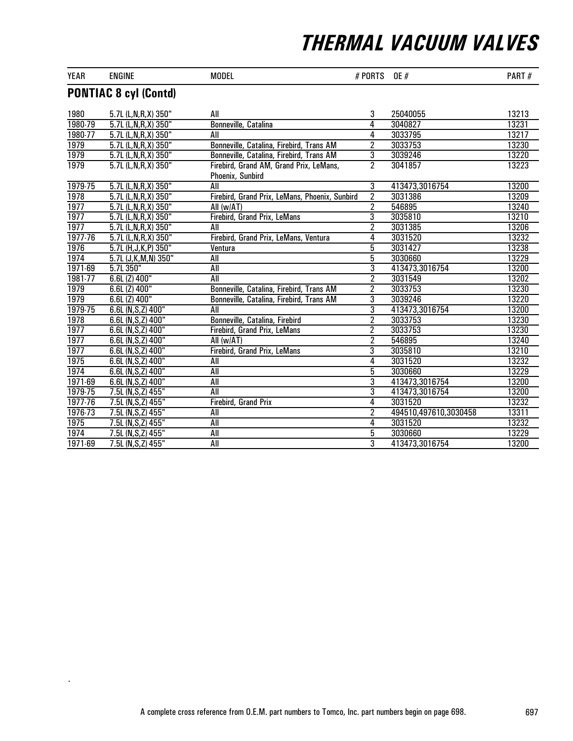# THERMAL VACUUM VALVES

| YEAR | ENGINE | MODEL | # PORTS | OE # | PART # |
|---|---|---|---|---|---|
| **PONTIAC 8 cyl (Contd)** | | | | | |
| 1980 | 5.7L (L,N,R,X) 350" | All | 3 | 25040055 | 13213 |
| 1980-79 | 5.7L (L,N,R,X) 350" | Bonneville, Catalina | 4 | 3040827 | 13231 |
| 1980-77 | 5.7L (L,N,R,X) 350" | All | 4 | 3033795 | 13217 |
| 1979 | 5.7L (L,N,R,X) 350" | Bonneville, Catalina, Firebird, Trans AM | 2 | 3033753 | 13230 |
| 1979 | 5.7L (L,N,R,X) 350" | Bonneville, Catalina, Firebird, Trans AM | 3 | 3039246 | 13220 |
| 1979 | 5.7L (L,N,R,X) 350" | Firebird, Grand AM, Grand Prix, LeMans, Phoenix, Sunbird | 2 | 3041857 | 13223 |
| 1979-75 | 5.7L (L,N,R,X) 350" | All | 3 | 413473,3016754 | 13200 |
| 1978 | 5.7L (L,N,R,X) 350" | Firebird, Grand Prix, LeMans, Phoenix, Sunbird | 2 | 3031386 | 13209 |
| 1977 | 5.7L (L,N,R,X) 350" | All (w/AT) | 2 | 546895 | 13240 |
| 1977 | 5.7L (L,N,R,X) 350" | Firebird, Grand Prix, LeMans | 3 | 3035810 | 13210 |
| 1977 | 5.7L (L,N,R,X) 350" | All | 2 | 3031385 | 13206 |
| 1977-76 | 5.7L (L,N,R,X) 350" | Firebird, Grand Prix, LeMans, Ventura | 4 | 3031520 | 13232 |
| 1976 | 5.7L (H,J,K,P) 350" | Ventura | 5 | 3031427 | 13238 |
| 1974 | 5.7L (J,K,M,N) 350" | All | 5 | 3030660 | 13229 |
| 1971-69 | 5.7L 350" | All | 3 | 413473,3016754 | 13200 |
| 1981-77 | 6.6L (Z) 400" | All | 2 | 3031549 | 13202 |
| 1979 | 6.6L (Z) 400" | Bonneville, Catalina, Firebird, Trans AM | 2 | 3033753 | 13230 |
| 1979 | 6.6L (Z) 400" | Bonneville, Catalina, Firebird, Trans AM | 3 | 3039246 | 13220 |
| 1979-75 | 6.6L (N,S,Z) 400" | All | 3 | 413473,3016754 | 13200 |
| 1978 | 6.6L (N,S,Z) 400" | Bonneville, Catalina, Firebird | 2 | 3033753 | 13230 |
| 1977 | 6.6L (N,S,Z) 400" | Firebird, Grand Prix, LeMans | 2 | 3033753 | 13230 |
| 1977 | 6.6L (N,S,Z) 400" | All (w/AT) | 2 | 546895 | 13240 |
| 1977 | 6.6L (N,S,Z) 400" | Firebird, Grand Prix, LeMans | 3 | 3035810 | 13210 |
| 1975 | 6.6L (N,S,Z) 400" | All | 4 | 3031520 | 13232 |
| 1974 | 6.6L (N,S,Z) 400" | All | 5 | 3030660 | 13229 |
| 1971-69 | 6.6L (N,S,Z) 400" | All | 3 | 413473,3016754 | 13200 |
| 1979-75 | 7.5L (N,S,Z) 455" | All | 3 | 413473,3016754 | 13200 |
| 1977-76 | 7.5L (N,S,Z) 455" | Firebird, Grand Prix | 4 | 3031520 | 13232 |
| 1976-73 | 7.5L (N,S,Z) 455" | All | 2 | 494510,497610,3030458 | 13311 |
| 1975 | 7.5L (N,S,Z) 455" | All | 4 | 3031520 | 13232 |
| 1974 | 7.5L (N,S,Z) 455" | All | 5 | 3030660 | 13229 |
| 1971-69 | 7.5L (N,S,Z) 455" | All | 3 | 413473,3016754 | 13200 |

A complete cross reference from O.E.M. part numbers to Tomco, Inc. part numbers begin on page 698.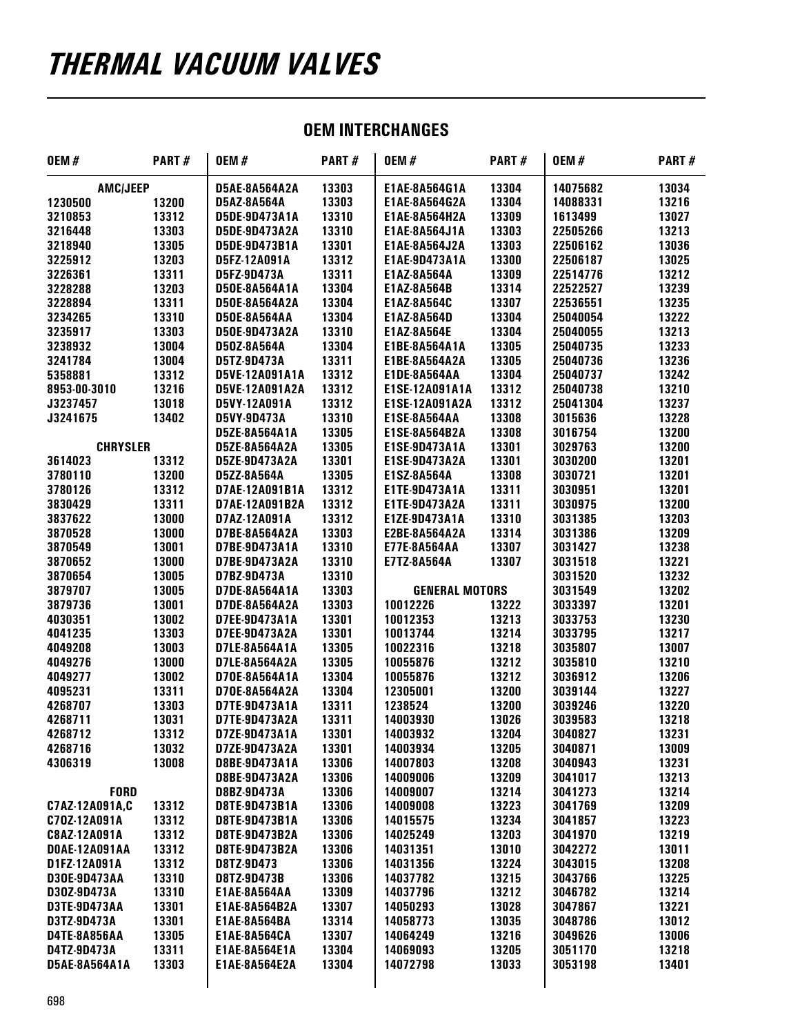# THERMAL VACUUM VALVES

## OEM INTERCHANGES

| OEM # | PART # | OEM # | PART # | OEM # | PART # | OEM # | PART # |
|---|---|---|---|---|---|---|---|
| **AMC/JEEP** | | D5AE-8A564A2A | 13303 | E1AE-8A564G1A | 13304 | 14075682 | 13034 |
| 1230500 | 13200 | D5AZ-8A564A | 13303 | E1AE-8A564G2A | 13304 | 14088331 | 13216 |
| 3210853 | 13312 | D5DE-9D473A1A | 13310 | E1AE-8A564H2A | 13309 | 1613499 | 13027 |
| 3216448 | 13303 | D5DE-9D473A2A | 13310 | E1AE-8A564J1A | 13303 | 22505266 | 13213 |
| 3218940 | 13305 | D5DE-9D473B1A | 13301 | E1AE-8A564J2A | 13303 | 22506162 | 13036 |
| 3225912 | 13203 | D5FZ-12A091A | 13312 | E1AE-9D473A1A | 13300 | 22506187 | 13025 |
| 3226361 | 13311 | D5FZ-9D473A | 13311 | E1AZ-8A564A | 13309 | 22514776 | 13212 |
| 3228288 | 13203 | D5OE-8A564A1A | 13304 | E1AZ-8A564B | 13314 | 22522527 | 13239 |
| 3228894 | 13311 | D5OE-8A564A2A | 13304 | E1AZ-8A564C | 13307 | 22536551 | 13235 |
| 3234265 | 13310 | D5OE-8A564AA | 13304 | E1AZ-8A564D | 13304 | 25040054 | 13222 |
| 3235917 | 13303 | D5OE-9D473A2A | 13310 | E1AZ-8A564E | 13304 | 25040055 | 13213 |
| 3238932 | 13004 | D5OZ-8A564A | 13304 | E1BE-8A564A1A | 13305 | 25040735 | 13233 |
| 3241784 | 13004 | D5TZ-9D473A | 13311 | E1BE-8A564A2A | 13305 | 25040736 | 13236 |
| 5358881 | 13312 | D5VE-12A091A1A | 13312 | E1DE-8A564AA | 13304 | 25040737 | 13242 |
| 8953-00-3010 | 13216 | D5VE-12A091A2A | 13312 | E1SE-12A091A1A | 13312 | 25040738 | 13210 |
| J3237457 | 13018 | D5VY-12A091A | 13312 | E1SE-12A091A2A | 13312 | 25041304 | 13237 |
| J3241675 | 13402 | D5VY-9D473A | 13310 | E1SE-8A564AA | 13308 | 3015636 | 13228 |
| | | D5ZE-8A564A1A | 13305 | E1SE-8A564B2A | 13308 | 3016754 | 13200 |
| **CHRYSLER** | | D5ZE-8A564A2A | 13305 | E1SE-9D473A1A | 13301 | 3029763 | 13200 |
| 3614023 | 13312 | D5ZE-9D473A2A | 13301 | E1SE-9D473A2A | 13301 | 3030200 | 13201 |
| 3780110 | 13200 | D5ZZ-8A564A | 13305 | E1SZ-8A564A | 13308 | 3030721 | 13201 |
| 3780126 | 13312 | D7AE-12A091B1A | 13312 | E1TE-9D473A1A | 13311 | 3030951 | 13201 |
| 3830429 | 13311 | D7AE-12A091B2A | 13312 | E1TE-9D473A2A | 13311 | 3030975 | 13200 |
| 3837622 | 13000 | D7AZ-12A091A | 13312 | E1ZE-9D473A1A | 13310 | 3031385 | 13203 |
| 3870528 | 13000 | D7BE-8A564A2A | 13303 | E2BE-8A564A2A | 13314 | 3031386 | 13209 |
| 3870549 | 13001 | D7BE-9D473A1A | 13310 | E77E-8A564AA | 13307 | 3031427 | 13238 |
| 3870652 | 13000 | D7BE-9D473A2A | 13310 | E7TZ-8A564A | 13307 | 3031518 | 13221 |
| 3870654 | 13005 | D7BZ-9D473A | 13310 | | | 3031520 | 13232 |
| 3879707 | 13005 | D7DE-8A564A1A | 13303 | **GENERAL MOTORS** | | 3031549 | 13202 |
| 3879736 | 13001 | D7DE-8A564A2A | 13303 | 10012226 | 13222 | 3033397 | 13201 |
| 4030351 | 13002 | D7EE-9D473A1A | 13301 | 10012353 | 13213 | 3033753 | 13230 |
| 4041235 | 13303 | D7EE-9D473A2A | 13301 | 10013744 | 13214 | 3033795 | 13217 |
| 4049208 | 13003 | D7LE-8A564A1A | 13305 | 10022316 | 13218 | 3035807 | 13007 |
| 4049276 | 13000 | D7LE-8A564A2A | 13305 | 10055876 | 13212 | 3035810 | 13210 |
| 4049277 | 13002 | D7OE-8A564A1A | 13304 | 10055876 | 13212 | 3036912 | 13206 |
| 4095231 | 13311 | D7OE-8A564A2A | 13304 | 12305001 | 13200 | 3039144 | 13227 |
| 4268707 | 13303 | D7TE-9D473A1A | 13311 | 1238524 | 13200 | 3039246 | 13220 |
| 4268711 | 13031 | D7TE-9D473A2A | 13311 | 14003930 | 13026 | 3039583 | 13218 |
| 4268712 | 13312 | D7ZE-9D473A1A | 13301 | 14003932 | 13204 | 3040827 | 13231 |
| 4268716 | 13032 | D7ZE-9D473A2A | 13301 | 14003934 | 13205 | 3040871 | 13009 |
| 4306319 | 13008 | D8BE-9D473A1A | 13306 | 14007803 | 13208 | 3040943 | 13231 |
| | | D8BE-9D473A2A | 13306 | 14009006 | 13209 | 3041017 | 13213 |
| **FORD** | | D8BZ-9D473A | 13306 | 14009007 | 13214 | 3041273 | 13214 |
| C7AZ-12A091A,C | 13312 | D8TE-9D473B1A | 13306 | 14009008 | 13223 | 3041769 | 13209 |
| C7OZ-12A091A | 13312 | D8TE-9D473B1A | 13306 | 14015575 | 13234 | 3041857 | 13223 |
| C8AZ-12A091A | 13312 | D8TE-9D473B2A | 13306 | 14025249 | 13203 | 3041970 | 13219 |
| D0AE-12A091AA | 13312 | D8TE-9D473B2A | 13306 | 14031351 | 13010 | 3042272 | 13011 |
| D1FZ-12A091A | 13312 | D8TZ-9D473 | 13306 | 14031356 | 13224 | 3043015 | 13208 |
| D3OE-9D473AA | 13310 | D8TZ-9D473B | 13306 | 14037782 | 13215 | 3043766 | 13225 |
| D3OZ-9D473A | 13310 | E1AE-8A564AA | 13309 | 14037796 | 13212 | 3046782 | 13214 |
| D3TE-9D473AA | 13301 | E1AE-8A564B2A | 13307 | 14050293 | 13028 | 3047867 | 13221 |
| D3TZ-9D473A | 13301 | E1AE-8A564BA | 13314 | 14058773 | 13035 | 3048786 | 13012 |
| D4TE-8A856AA | 13305 | E1AE-8A564CA | 13307 | 14064249 | 13216 | 3049626 | 13006 |
| D4TZ-9D473A | 13311 | E1AE-8A564E1A | 13304 | 14069093 | 13205 | 3051170 | 13218 |
| D5AE-8A564A1A | 13303 | E1AE-8A564E2A | 13304 | 14072798 | 13033 | 3053198 | 13401 |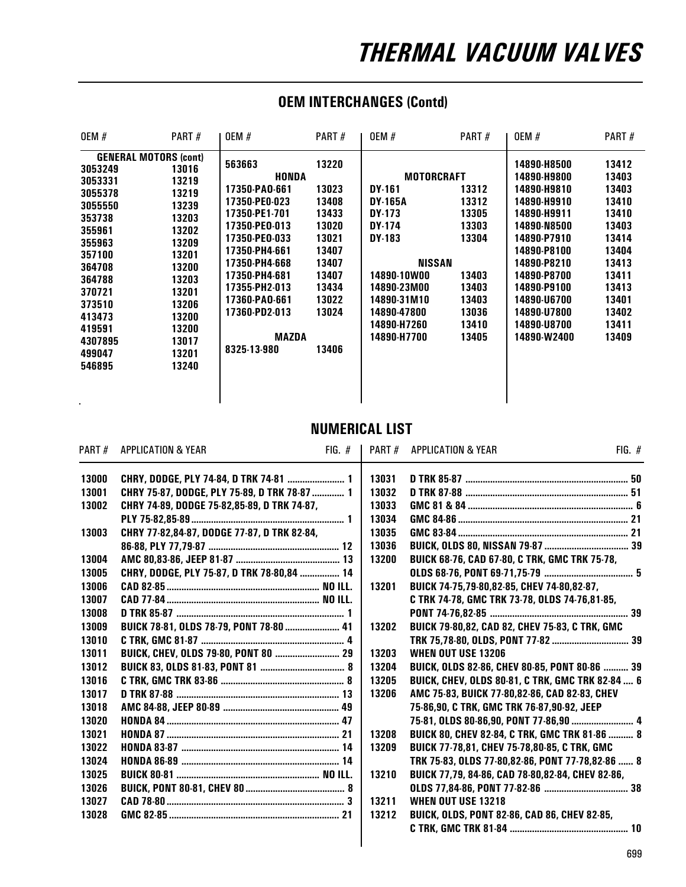# THERMAL VACUUM VALVES

## OEM INTERCHANGES (Contd)

| OEM # | PART # |
|---|---|
| **GENERAL MOTORS (cont)** | |
| 3053249 | 13016 |
| 3053331 | 13219 |
| 3055378 | 13219 |
| 3055550 | 13239 |
| 353738 | 13203 |
| 355961 | 13202 |
| 355963 | 13209 |
| 357100 | 13201 |
| 364708 | 13200 |
| 364788 | 13203 |
| 370721 | 13201 |
| 373510 | 13206 |
| 413473 | 13200 |
| 419591 | 13200 |
| 4307895 | 13017 |
| 499047 | 13201 |
| 546895 | 13240 |
| 563663 | 13220 |
| **HONDA** | |
| 17350-PA0-661 | 13023 |
| 17350-PE0-023 | 13408 |
| 17350-PE1-701 | 13433 |
| 17350-PE0-013 | 13020 |
| 17350-PE0-033 | 13021 |
| 17350-PH4-661 | 13407 |
| 17350-PH4-668 | 13407 |
| 17350-PH4-681 | 13407 |
| 17355-PH2-013 | 13434 |
| 17360-PA0-661 | 13022 |
| 17360-PD2-013 | 13024 |
| **MAZDA** | |
| 8325-13-980 | 13406 |
| **MOTORCRAFT** | |
| DY-161 | 13312 |
| DY-165A | 13312 |
| DY-173 | 13305 |
| DY-174 | 13303 |
| DY-183 | 13304 |
| **NISSAN** | |
| 14890-10W00 | 13403 |
| 14890-23M00 | 13403 |
| 14890-31M10 | 13403 |
| 14890-47800 | 13036 |
| 14890-H7260 | 13410 |
| 14890-H7700 | 13405 |
| 14890-H8500 | 13412 |
| 14890-H9800 | 13403 |
| 14890-H9810 | 13403 |
| 14890-H9910 | 13410 |
| 14890-H9911 | 13410 |
| 14890-N8500 | 13403 |
| 14890-P7910 | 13414 |
| 14890-P8100 | 13404 |
| 14890-P8210 | 13413 |
| 14890-P8700 | 13411 |
| 14890-P9100 | 13413 |
| 14890-U6700 | 13401 |
| 14890-U7800 | 13402 |
| 14890-U8700 | 13411 |
| 14890-W2400 | 13409 |

## NUMERICAL LIST

| PART # | APPLICATION & YEAR | FIG. # |
|---|---|---|
| 13000 | CHRY, DODGE, PLY 74-84, D TRK 74-81 | 1 |
| 13001 | CHRY 75-87, DODGE, PLY 75-89, D TRK 78-87 | 1 |
| 13002 | CHRY 74-89, DODGE 75-82,85-89, D TRK 74-87, PLY 75-82,85-89 | 1 |
| 13003 | CHRY 77-82,84-87, DODGE 77-87, D TRK 82-84, 86-88, PLY 77,79-87 | 12 |
| 13004 | AMC 80,83-86, JEEP 81-87 | 13 |
| 13005 | CHRY, DODGE, PLY 75-87, D TRK 78-80,84 | 14 |
| 13006 | CAD 82-85 | NO ILL. |
| 13007 | CAD 77-84 | NO ILL. |
| 13008 | D TRK 85-87 | 1 |
| 13009 | BUICK 78-81, OLDS 78-79, PONT 78-80 | 41 |
| 13010 | C TRK, GMC 81-87 | 4 |
| 13011 | BUICK, CHEV, OLDS 79-80, PONT 80 | 29 |
| 13012 | BUICK 83, OLDS 81-83, PONT 81 | 8 |
| 13016 | C TRK, GMC TRK 83-86 | 8 |
| 13017 | D TRK 87-88 | 13 |
| 13018 | AMC 84-88, JEEP 80-89 | 49 |
| 13020 | HONDA 84 | 47 |
| 13021 | HONDA 87 | 21 |
| 13022 | HONDA 83-87 | 14 |
| 13024 | HONDA 86-89 | 14 |
| 13025 | BUICK 80-81 | NO ILL. |
| 13026 | BUICK, PONT 80-81, CHEV 80 | 8 |
| 13027 | CAD 78-80 | 3 |
| 13028 | GMC 82-85 | 21 |
| 13031 | D TRK 85-87 | 50 |
| 13032 | D TRK 87-88 | 51 |
| 13033 | GMC 81 & 84 | 6 |
| 13034 | GMC 84-86 | 21 |
| 13035 | GMC 83-84 | 21 |
| 13036 | BUICK, OLDS 80, NISSAN 79-87 | 39 |
| 13200 | BUICK 68-76, CAD 67-80, C TRK, GMC TRK 75-78, OLDS 68-76, PONT 69-71,75-79 | 5 |
| 13201 | BUICK 74-75,79-80,82-85, CHEV 74-80,82-87, C TRK 74-78, GMC TRK 73-78, OLDS 74-76,81-85, PONT 74-76,82-85 | 39 |
| 13202 | BUICK 79-80,82, CAD 82, CHEV 75-83, C TRK, GMC TRK 75,78-80, OLDS, PONT 77-82 | 39 |
| 13203 | WHEN OUT USE 13206 | |
| 13204 | BUICK, OLDS 82-86, CHEV 80-85, PONT 80-86 | 39 |
| 13205 | BUICK, CHEV, OLDS 80-81, C TRK, GMC TRK 82-84 | 6 |
| 13206 | AMC 75-83, BUICK 77-80,82-86, CAD 82-83, CHEV 75-86,90, C TRK, GMC TRK 76-87,90-92, JEEP 75-81, OLDS 80-86,90, PONT 77-86,90 | 4 |
| 13208 | BUICK 80, CHEV 82-84, C TRK, GMC TRK 81-86 | 8 |
| 13209 | BUICK 77-78,81, CHEV 75-78,80-85, C TRK, GMC TRK 75-83, OLDS 77-80,82-86, PONT 77-78,82-86 | 8 |
| 13210 | BUICK 77,79, 84-86, CAD 78-80,82-84, CHEV 82-86, OLDS 77,84-86, PONT 77-82-86 | 38 |
| 13211 | WHEN OUT USE 13218 | |
| 13212 | BUICK, OLDS, PONT 82-86, CAD 86, CHEV 82-85, C TRK, GMC TRK 81-84 | 10 |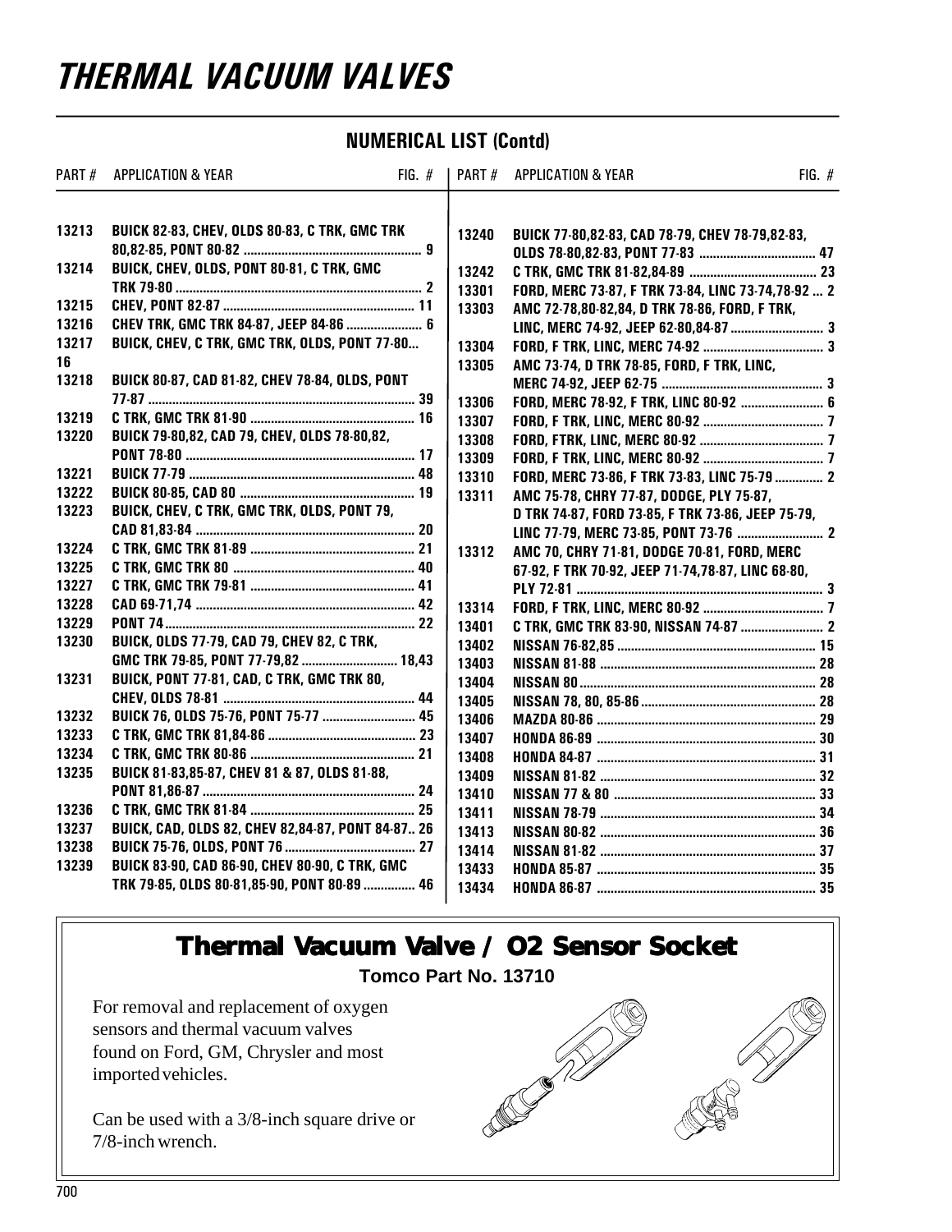# THERMAL VACUUM VALVES

## NUMERICAL LIST (Contd)

| PART # | APPLICATION & YEAR | FIG. # |
|---|---|---|
| 13213 | BUICK 82-83, CHEV, OLDS 80-83, C TRK, GMC TRK 80,82-85, PONT 80-82 | 9 |
| 13214 | BUICK, CHEV, OLDS, PONT 80-81, C TRK, GMC TRK 79-80 | 2 |
| 13215 | CHEV, PONT 82-87 | 11 |
| 13216 | CHEV TRK, GMC TRK 84-87, JEEP 84-86 | 6 |
| 13217 | BUICK, CHEV, C TRK, GMC TRK, OLDS, PONT 77-80... | 16 |
| 13218 | BUICK 80-87, CAD 81-82, CHEV 78-84, OLDS, PONT 77-87 | 39 |
| 13219 | C TRK, GMC TRK 81-90 | 16 |
| 13220 | BUICK 79-80,82, CAD 79, CHEV, OLDS 78-80,82, PONT 78-80 | 17 |
| 13221 | BUICK 77-79 | 48 |
| 13222 | BUICK 80-85, CAD 80 | 19 |
| 13223 | BUICK, CHEV, C TRK, GMC TRK, OLDS, PONT 79, CAD 81,83-84 | 20 |
| 13224 | C TRK, GMC TRK 81-89 | 21 |
| 13225 | C TRK, GMC TRK 80 | 40 |
| 13227 | C TRK, GMC TRK 79-81 | 41 |
| 13228 | CAD 69-71,74 | 42 |
| 13229 | PONT 74 | 22 |
| 13230 | BUICK, OLDS 77-79, CAD 79, CHEV 82, C TRK, GMC TRK 79-85, PONT 77-79,82 | 18,43 |
| 13231 | BUICK, PONT 77-81, CAD, C TRK, GMC TRK 80, CHEV, OLDS 78-81 | 44 |
| 13232 | BUICK 76, OLDS 75-76, PONT 75-77 | 45 |
| 13233 | C TRK, GMC TRK 81,84-86 | 23 |
| 13234 | C TRK, GMC TRK 80-86 | 21 |
| 13235 | BUICK 81-83,85-87, CHEV 81 & 87, OLDS 81-88, PONT 81,86-87 | 24 |
| 13236 | C TRK, GMC TRK 81-84 | 25 |
| 13237 | BUICK, CAD, OLDS 82, CHEV 82,84-87, PONT 84-87 | 26 |
| 13238 | BUICK 75-76, OLDS, PONT 76 | 27 |
| 13239 | BUICK 83-90, CAD 86-90, CHEV 80-90, C TRK, GMC TRK 79-85, OLDS 80-81,85-90, PONT 80-89 | 46 |
| 13240 | BUICK 77-80,82-83, CAD 78-79, CHEV 78-79,82-83, OLDS 78-80,82-83, PONT 77-83 | 47 |
| 13242 | C TRK, GMC TRK 81-82,84-89 | 23 |
| 13301 | FORD, MERC 73-87, F TRK 73-84, LINC 73-74,78-92 | 2 |
| 13303 | AMC 72-78,80-82,84, D TRK 78-86, FORD, F TRK, LINC, MERC 74-92, JEEP 62-80,84-87 | 3 |
| 13304 | FORD, F TRK, LINC, MERC 74-92 | 3 |
| 13305 | AMC 73-74, D TRK 78-85, FORD, F TRK, LINC, MERC 74-92, JEEP 62-75 | 3 |
| 13306 | FORD, MERC 78-92, F TRK, LINC 80-92 | 6 |
| 13307 | FORD, F TRK, LINC, MERC 80-92 | 7 |
| 13308 | FORD, FTRK, LINC, MERC 80-92 | 7 |
| 13309 | FORD, F TRK, LINC, MERC 80-92 | 7 |
| 13310 | FORD, MERC 73-86, F TRK 73-83, LINC 75-79 | 2 |
| 13311 | AMC 75-78, CHRY 77-87, DODGE, PLY 75-87, D TRK 74-87, FORD 73-85, F TRK 73-86, JEEP 75-79, LINC 77-79, MERC 73-85, PONT 73-76 | 2 |
| 13312 | AMC 70, CHRY 71-81, DODGE 70-81, FORD, MERC 67-92, F TRK 70-92, JEEP 71-74,78-87, LINC 68-80, PLY 72-81 | 3 |
| 13314 | FORD, F TRK, LINC, MERC 80-92 | 7 |
| 13401 | C TRK, GMC TRK 83-90, NISSAN 74-87 | 2 |
| 13402 | NISSAN 76-82,85 | 15 |
| 13403 | NISSAN 81-88 | 28 |
| 13404 | NISSAN 80 | 28 |
| 13405 | NISSAN 78, 80, 85-86 | 28 |
| 13406 | MAZDA 80-86 | 29 |
| 13407 | HONDA 86-89 | 30 |
| 13408 | HONDA 84-87 | 31 |
| 13409 | NISSAN 81-82 | 32 |
| 13410 | NISSAN 77 & 80 | 33 |
| 13411 | NISSAN 78-79 | 34 |
| 13413 | NISSAN 80-82 | 36 |
| 13414 | NISSAN 81-82 | 37 |
| 13433 | HONDA 85-87 | 35 |
| 13434 | HONDA 86-87 | 35 |

## Thermal Vacuum Valve / O2 Sensor Socket

**Tomco Part No. 13710**

For removal and replacement of oxygen sensors and thermal vacuum valves found on Ford, GM, Chrysler and most imported vehicles.

Can be used with a 3/8-inch square drive or 7/8-inch wrench.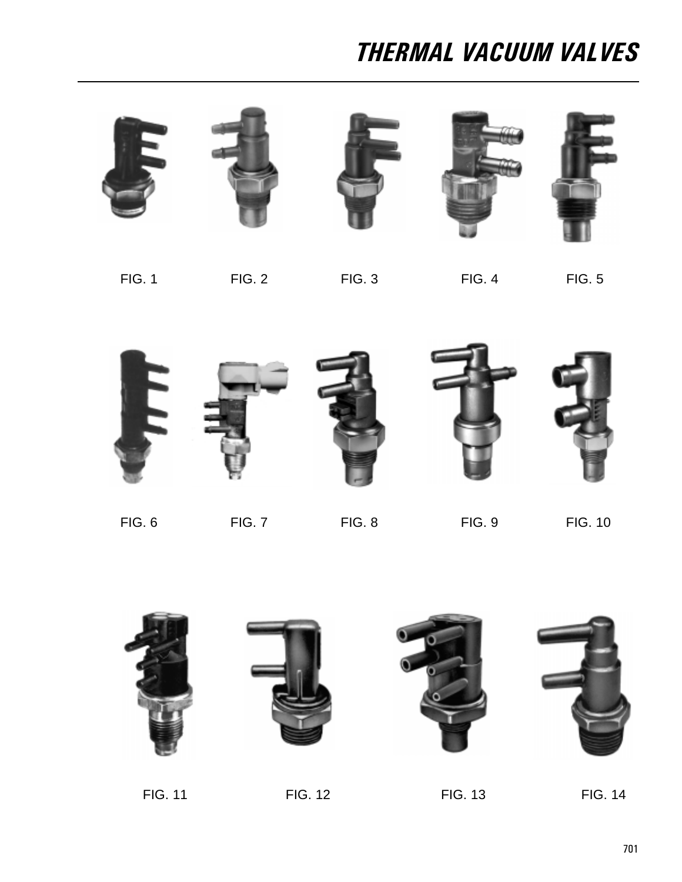# THERMAL VACUUM VALVES

FIG. 1

FIG. 2

FIG. 3

FIG. 4

FIG. 5

FIG. 6

FIG. 7

FIG. 8

FIG. 9

FIG. 10

FIG. 11

FIG. 12

FIG. 13

FIG. 14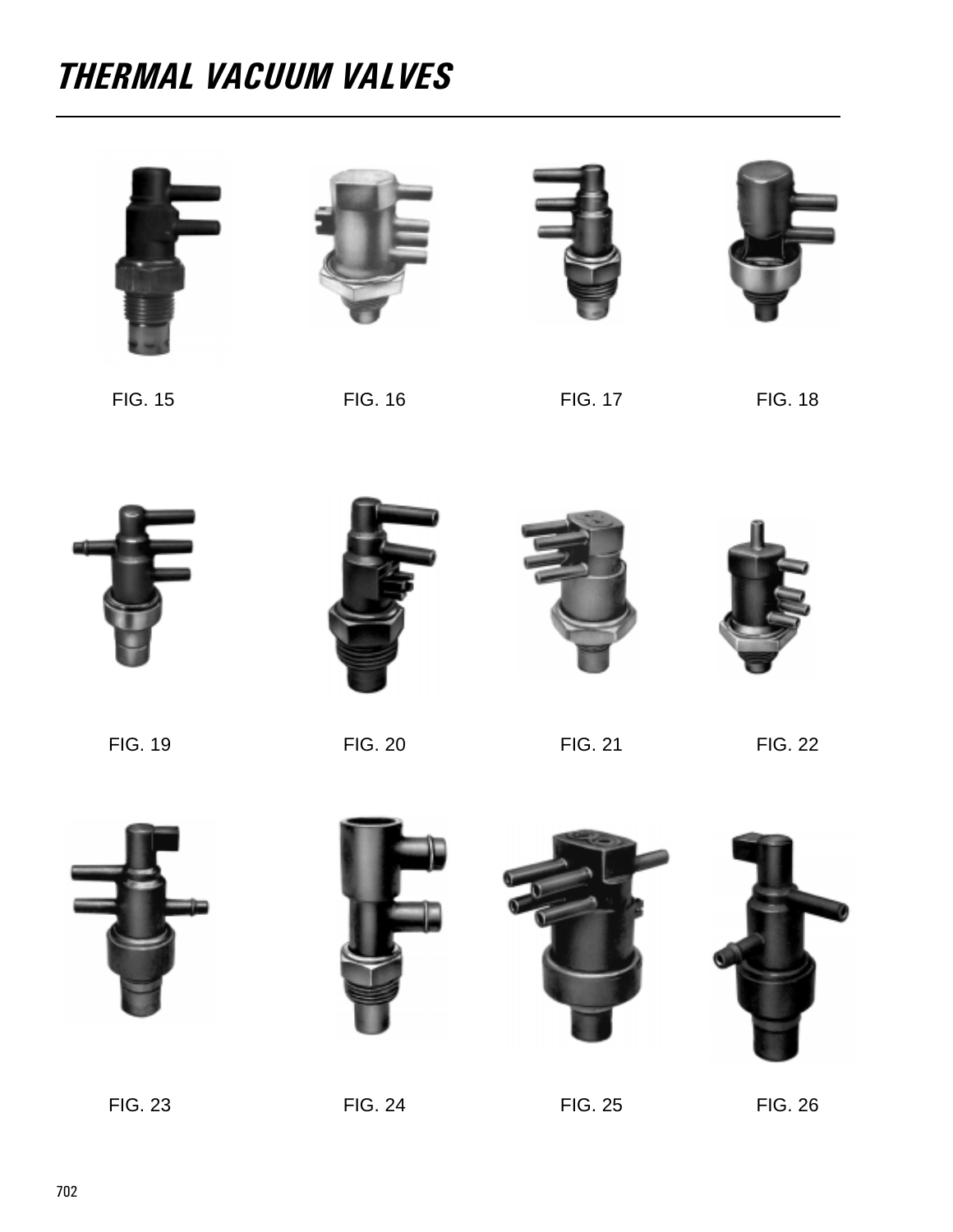# THERMAL VACUUM VALVES

FIG. 15

FIG. 16

FIG. 17

FIG. 18

FIG. 19

FIG. 20

FIG. 21

FIG. 22

FIG. 23

FIG. 24

FIG. 25

FIG. 26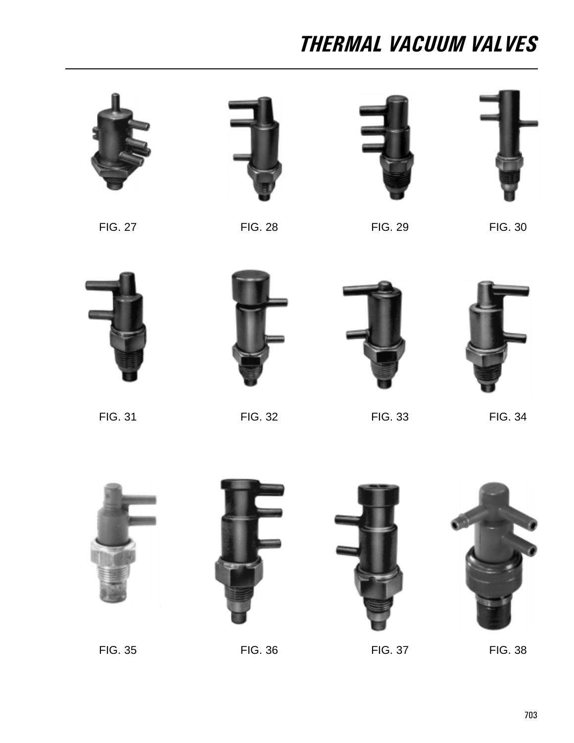# THERMAL VACUUM VALVES

FIG. 27

FIG. 28

FIG. 29

FIG. 30

FIG. 31

FIG. 32

FIG. 33

FIG. 34

FIG. 35

FIG. 36

FIG. 37

FIG. 38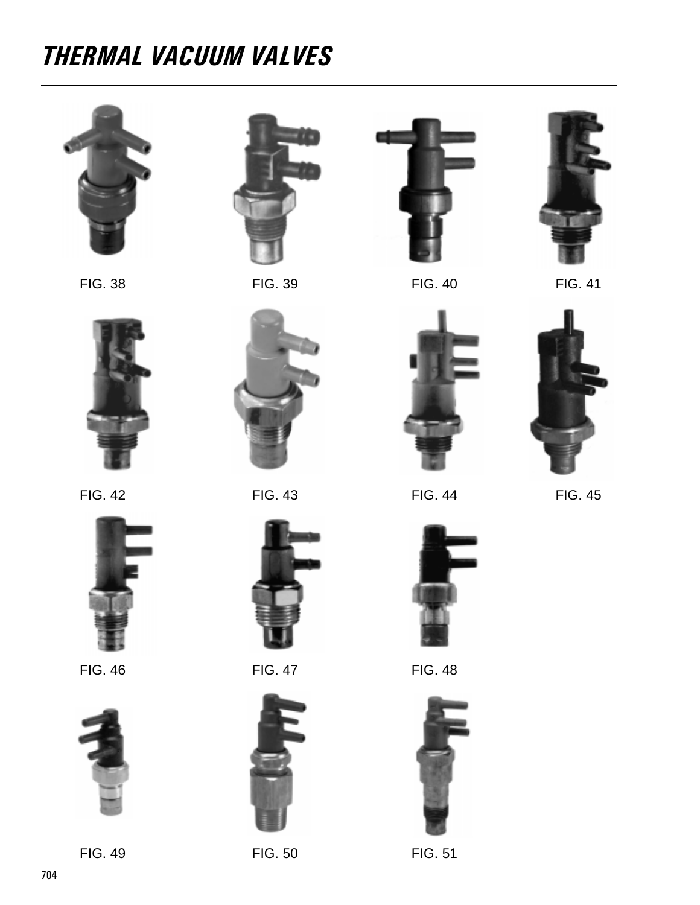# THERMAL VACUUM VALVES

FIG. 38

FIG. 39

FIG. 40

FIG. 41

FIG. 42

FIG. 43

FIG. 44

FIG. 45

FIG. 46

FIG. 47

FIG. 48

FIG. 49

FIG. 50

FIG. 51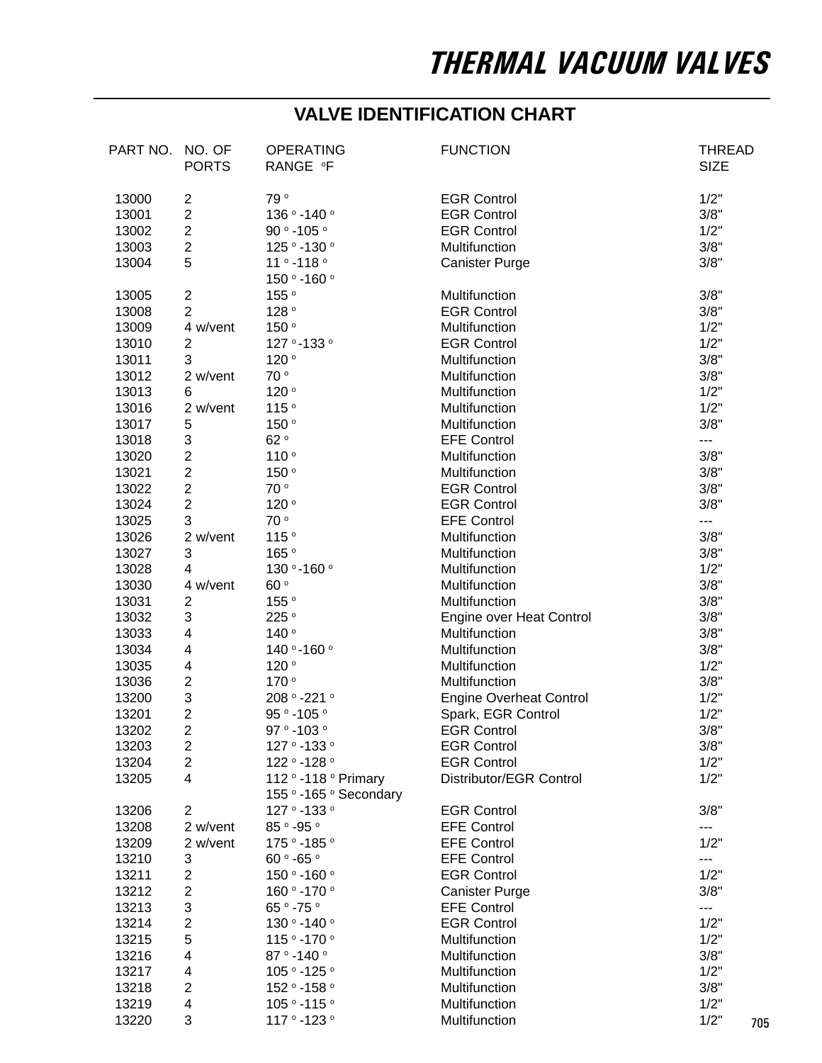# THERMAL VACUUM VALVES

## VALVE IDENTIFICATION CHART

| PART NO. | NO. OF PORTS | OPERATING RANGE °F | FUNCTION | THREAD SIZE |
|---|---|---|---|---|
| 13000 | 2 | 79° | EGR Control | 1/2" |
| 13001 | 2 | 136°-140° | EGR Control | 3/8" |
| 13002 | 2 | 90°-105° | EGR Control | 1/2" |
| 13003 | 2 | 125°-130° | Multifunction | 3/8" |
| 13004 | 5 | 11°-118°<br>150°-160° | Canister Purge | 3/8" |
| 13005 | 2 | 155° | Multifunction | 3/8" |
| 13008 | 2 | 128° | EGR Control | 3/8" |
| 13009 | 4 w/vent | 150° | Multifunction | 1/2" |
| 13010 | 2 | 127°-133° | EGR Control | 1/2" |
| 13011 | 3 | 120° | Multifunction | 3/8" |
| 13012 | 2 w/vent | 70° | Multifunction | 3/8" |
| 13013 | 6 | 120° | Multifunction | 1/2" |
| 13016 | 2 w/vent | 115° | Multifunction | 1/2" |
| 13017 | 5 | 150° | Multifunction | 3/8" |
| 13018 | 3 | 62° | EFE Control | --- |
| 13020 | 2 | 110° | Multifunction | 3/8" |
| 13021 | 2 | 150° | Multifunction | 3/8" |
| 13022 | 2 | 70° | EGR Control | 3/8" |
| 13024 | 2 | 120° | EGR Control | 3/8" |
| 13025 | 3 | 70° | EFE Control | --- |
| 13026 | 2 w/vent | 115° | Multifunction | 3/8" |
| 13027 | 3 | 165° | Multifunction | 3/8" |
| 13028 | 4 | 130°-160° | Multifunction | 1/2" |
| 13030 | 4 w/vent | 60° | Multifunction | 3/8" |
| 13031 | 2 | 155° | Multifunction | 3/8" |
| 13032 | 3 | 225° | Engine over Heat Control | 3/8" |
| 13033 | 4 | 140° | Multifunction | 3/8" |
| 13034 | 4 | 140°-160° | Multifunction | 3/8" |
| 13035 | 4 | 120° | Multifunction | 1/2" |
| 13036 | 2 | 170° | Multifunction | 3/8" |
| 13200 | 3 | 208°-221° | Engine Overheat Control | 1/2" |
| 13201 | 2 | 95°-105° | Spark, EGR Control | 1/2" |
| 13202 | 2 | 97°-103° | EGR Control | 3/8" |
| 13203 | 2 | 127°-133° | EGR Control | 3/8" |
| 13204 | 2 | 122°-128° | EGR Control | 1/2" |
| 13205 | 4 | 112°-118° Primary<br>155°-165° Secondary | Distributor/EGR Control | 1/2" |
| 13206 | 2 | 127°-133° | EGR Control | 3/8" |
| 13208 | 2 w/vent | 85°-95° | EFE Control | --- |
| 13209 | 2 w/vent | 175°-185° | EFE Control | 1/2" |
| 13210 | 3 | 60°-65° | EFE Control | --- |
| 13211 | 2 | 150°-160° | EGR Control | 1/2" |
| 13212 | 2 | 160°-170° | Canister Purge | 3/8" |
| 13213 | 3 | 65°-75° | EFE Control | --- |
| 13214 | 2 | 130°-140° | EGR Control | 1/2" |
| 13215 | 5 | 115°-170° | Multifunction | 1/2" |
| 13216 | 4 | 87°-140° | Multifunction | 3/8" |
| 13217 | 4 | 105°-125° | Multifunction | 1/2" |
| 13218 | 2 | 152°-158° | Multifunction | 3/8" |
| 13219 | 4 | 105°-115° | Multifunction | 1/2" |
| 13220 | 3 | 117°-123° | Multifunction | 1/2" |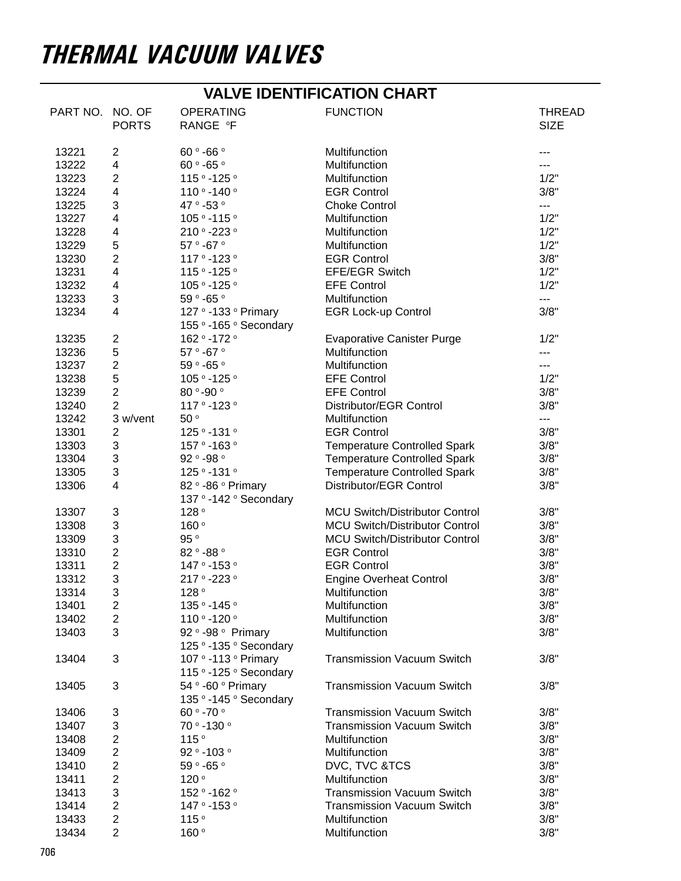# THERMAL VACUUM VALVES

## VALVE IDENTIFICATION CHART

| PART NO. | NO. OF PORTS | OPERATING RANGE °F | FUNCTION | THREAD SIZE |
|---|---|---|---|---|
| 13221 | 2 | 60 ° -66 ° | Multifunction | --- |
| 13222 | 4 | 60 ° -65 ° | Multifunction | --- |
| 13223 | 2 | 115 ° -125 ° | Multifunction | 1/2" |
| 13224 | 4 | 110 ° -140 ° | EGR Control | 3/8" |
| 13225 | 3 | 47 ° -53 ° | Choke Control | --- |
| 13227 | 4 | 105 ° -115 ° | Multifunction | 1/2" |
| 13228 | 4 | 210 ° -223 ° | Multifunction | 1/2" |
| 13229 | 5 | 57 ° -67 ° | Multifunction | 1/2" |
| 13230 | 2 | 117 ° -123 ° | EGR Control | 3/8" |
| 13231 | 4 | 115 ° -125 ° | EFE/EGR Switch | 1/2" |
| 13232 | 4 | 105 ° -125 ° | EFE Control | 1/2" |
| 13233 | 3 | 59 ° -65 ° | Multifunction | --- |
| 13234 | 4 | 127 ° -133 ° Primary<br>155 ° -165 ° Secondary | EGR Lock-up Control | 3/8" |
| 13235 | 2 | 162 ° -172 ° | Evaporative Canister Purge | 1/2" |
| 13236 | 5 | 57 ° -67 ° | Multifunction | --- |
| 13237 | 2 | 59 ° -65 ° | Multifunction | --- |
| 13238 | 5 | 105 ° -125 ° | EFE Control | 1/2" |
| 13239 | 2 | 80 ° -90 ° | EFE Control | 3/8" |
| 13240 | 2 | 117 ° -123 ° | Distributor/EGR Control | 3/8" |
| 13242 | 3 w/vent | 50 ° | Multifunction | --- |
| 13301 | 2 | 125 ° -131 ° | EGR Control | 3/8" |
| 13303 | 3 | 157 ° -163 ° | Temperature Controlled Spark | 3/8" |
| 13304 | 3 | 92 ° -98 ° | Temperature Controlled Spark | 3/8" |
| 13305 | 3 | 125 ° -131 ° | Temperature Controlled Spark | 3/8" |
| 13306 | 4 | 82 ° -86 ° Primary<br>137 ° -142 ° Secondary | Distributor/EGR Control | 3/8" |
| 13307 | 3 | 128 ° | MCU Switch/Distributor Control | 3/8" |
| 13308 | 3 | 160 ° | MCU Switch/Distributor Control | 3/8" |
| 13309 | 3 | 95 ° | MCU Switch/Distributor Control | 3/8" |
| 13310 | 2 | 82 ° -88 ° | EGR Control | 3/8" |
| 13311 | 2 | 147 ° -153 ° | EGR Control | 3/8" |
| 13312 | 3 | 217 ° -223 ° | Engine Overheat Control | 3/8" |
| 13314 | 3 | 128 ° | Multifunction | 3/8" |
| 13401 | 2 | 135 ° -145 ° | Multifunction | 3/8" |
| 13402 | 2 | 110 ° -120 ° | Multifunction | 3/8" |
| 13403 | 3 | 92 ° -98 ° Primary<br>125 ° -135 ° Secondary | Multifunction | 3/8" |
| 13404 | 3 | 107 ° -113 ° Primary<br>115 ° -125 ° Secondary | Transmission Vacuum Switch | 3/8" |
| 13405 | 3 | 54 ° -60 ° Primary<br>135 ° -145 ° Secondary | Transmission Vacuum Switch | 3/8" |
| 13406 | 3 | 60 ° -70 ° | Transmission Vacuum Switch | 3/8" |
| 13407 | 3 | 70 ° -130 ° | Transmission Vacuum Switch | 3/8" |
| 13408 | 2 | 115 ° | Multifunction | 3/8" |
| 13409 | 2 | 92 ° -103 ° | Multifunction | 3/8" |
| 13410 | 2 | 59 ° -65 ° | DVC, TVC &TCS | 3/8" |
| 13411 | 2 | 120 ° | Multifunction | 3/8" |
| 13413 | 3 | 152 ° -162 ° | Transmission Vacuum Switch | 3/8" |
| 13414 | 2 | 147 ° -153 ° | Transmission Vacuum Switch | 3/8" |
| 13433 | 2 | 115 ° | Multifunction | 3/8" |
| 13434 | 2 | 160 ° | Multifunction | 3/8" |